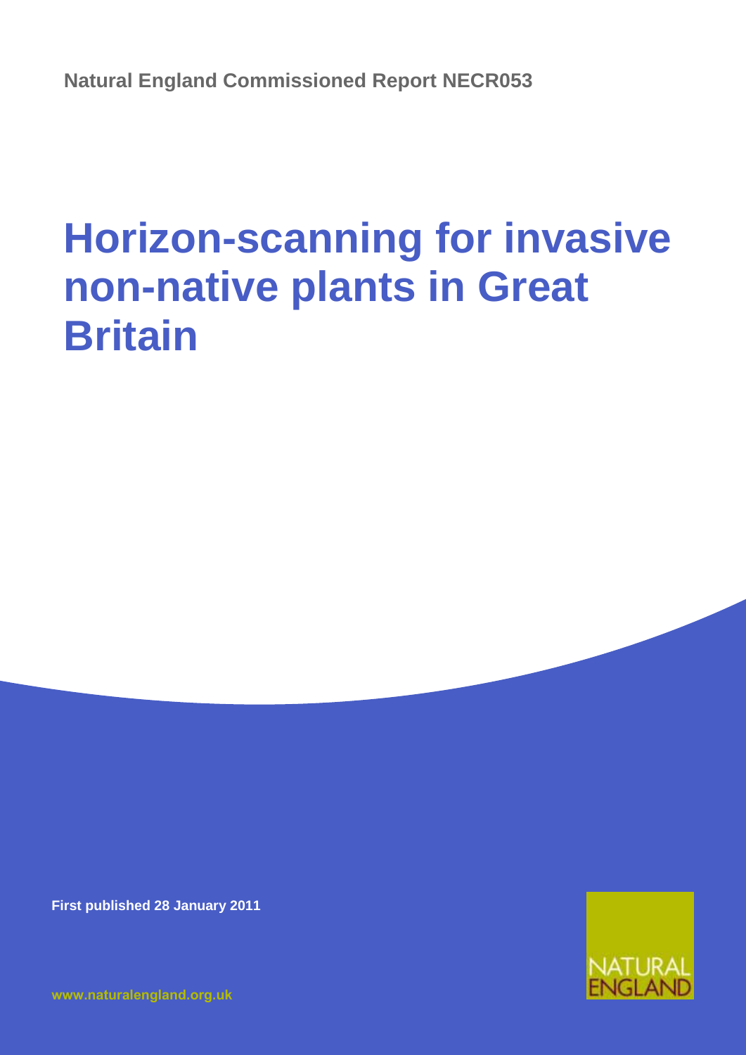**Natural England Commissioned Report NECR053**

# Horizon-scanning for invasive non-native plants in Great Britain

**First published 28 January 2011**

www.naturalengland.org.uk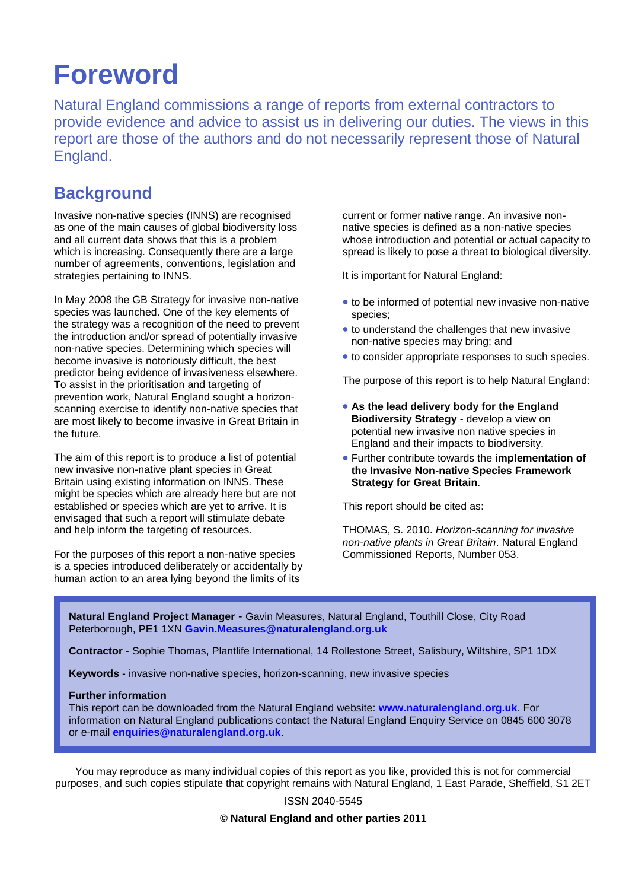# Foreword

Natural England commissions a range of reports from external contractors to provide evidence and advice to assist us in delivering our duties. The views in this report are those of the authors and do not necessarily represent those of Natural England.

## Background

Invasive non-native species (INNS) are recognised as one of the main causes of global biodiversity loss and all current data shows that this is a problem which is increasing. Consequently there are a large number of agreements, conventions, legislation and strategies pertaining to INNS.

In May 2008 the GB Strategy for invasive non-native species was launched. One of the key elements of the strategy was a recognition of the need to prevent the introduction and/or spread of potentially invasive non-native species. Determining which species will become invasive is notoriously difficult, the best predictor being evidence of invasiveness elsewhere. To assist in the prioritisation and targeting of prevention work, Natural England sought a horizon-scanning exercise to identify non-native species that are most likely to become invasive in Great Britain in the future.

The aim of this report is to produce a list of potential new invasive non-native plant species in Great Britain using existing information on INNS. These might be species which are already here but are not established or species which are yet to arrive. It is envisaged that such a report will stimulate debate and help inform the targeting of resources.

For the purposes of this report a non-native species is a species introduced deliberately or accidentally by human action to an area lying beyond the limits of its current or former native range. An invasive non-native species is defined as a non-native species whose introduction and potential or actual capacity to spread is likely to pose a threat to biological diversity.

It is important for Natural England:

- to be informed of potential new invasive non-native species;
- to understand the challenges that new invasive non-native species may bring; and
- to consider appropriate responses to such species.

The purpose of this report is to help Natural England:

- **As the lead delivery body for the England Biodiversity Strategy** - develop a view on potential new invasive non native species in England and their impacts to biodiversity.
- Further contribute towards the **implementation of the Invasive Non-native Species Framework Strategy for Great Britain**.

This report should be cited as:

THOMAS, S. 2010. *Horizon-scanning for invasive non-native plants in Great Britain*. Natural England Commissioned Reports, Number 053.

**Natural England Project Manager** - Gavin Measures, Natural England, Touthill Close, City Road Peterborough, PE1 1XN **Gavin.Measures@naturalengland.org.uk**

**Contractor** - Sophie Thomas, Plantlife International, 14 Rollestone Street, Salisbury, Wiltshire, SP1 1DX

**Keywords** - invasive non-native species, horizon-scanning, new invasive species

**Further information**
This report can be downloaded from the Natural England website: **www.naturalengland.org.uk**. For information on Natural England publications contact the Natural England Enquiry Service on 0845 600 3078 or e-mail **enquiries@naturalengland.org.uk**.

You may reproduce as many individual copies of this report as you like, provided this is not for commercial purposes, and such copies stipulate that copyright remains with Natural England, 1 East Parade, Sheffield, S1 2ET

ISSN 2040-5545

**© Natural England and other parties 2011**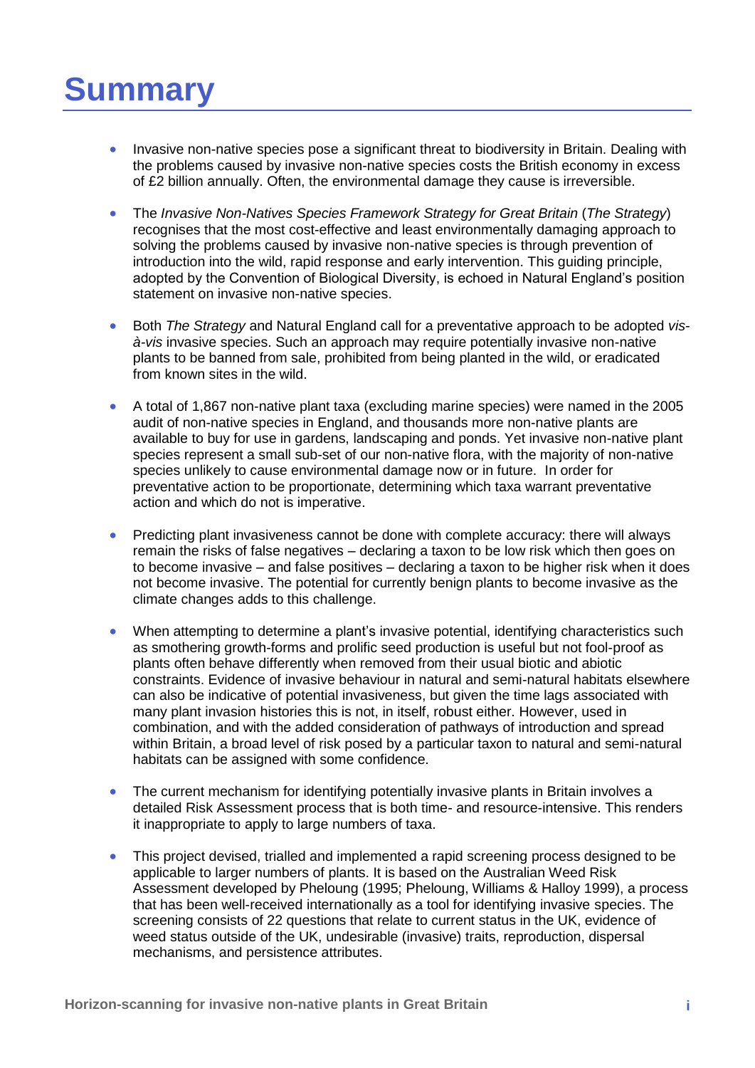# Summary

- Invasive non-native species pose a significant threat to biodiversity in Britain. Dealing with the problems caused by invasive non-native species costs the British economy in excess of £2 billion annually. Often, the environmental damage they cause is irreversible.

- The *Invasive Non-Natives Species Framework Strategy for Great Britain* (*The Strategy*) recognises that the most cost-effective and least environmentally damaging approach to solving the problems caused by invasive non-native species is through prevention of introduction into the wild, rapid response and early intervention. This guiding principle, adopted by the Convention of Biological Diversity, is echoed in Natural England's position statement on invasive non-native species.

- Both *The Strategy* and Natural England call for a preventative approach to be adopted *vis-à-vis* invasive species. Such an approach may require potentially invasive non-native plants to be banned from sale, prohibited from being planted in the wild, or eradicated from known sites in the wild.

- A total of 1,867 non-native plant taxa (excluding marine species) were named in the 2005 audit of non-native species in England, and thousands more non-native plants are available to buy for use in gardens, landscaping and ponds. Yet invasive non-native plant species represent a small sub-set of our non-native flora, with the majority of non-native species unlikely to cause environmental damage now or in future. In order for preventative action to be proportionate, determining which taxa warrant preventative action and which do not is imperative.

- Predicting plant invasiveness cannot be done with complete accuracy: there will always remain the risks of false negatives – declaring a taxon to be low risk which then goes on to become invasive – and false positives – declaring a taxon to be higher risk when it does not become invasive. The potential for currently benign plants to become invasive as the climate changes adds to this challenge.

- When attempting to determine a plant's invasive potential, identifying characteristics such as smothering growth-forms and prolific seed production is useful but not fool-proof as plants often behave differently when removed from their usual biotic and abiotic constraints. Evidence of invasive behaviour in natural and semi-natural habitats elsewhere can also be indicative of potential invasiveness, but given the time lags associated with many plant invasion histories this is not, in itself, robust either. However, used in combination, and with the added consideration of pathways of introduction and spread within Britain, a broad level of risk posed by a particular taxon to natural and semi-natural habitats can be assigned with some confidence.

- The current mechanism for identifying potentially invasive plants in Britain involves a detailed Risk Assessment process that is both time- and resource-intensive. This renders it inappropriate to apply to large numbers of taxa.

- This project devised, trialled and implemented a rapid screening process designed to be applicable to larger numbers of plants. It is based on the Australian Weed Risk Assessment developed by Pheloung (1995; Pheloung, Williams & Halloy 1999), a process that has been well-received internationally as a tool for identifying invasive species. The screening consists of 22 questions that relate to current status in the UK, evidence of weed status outside of the UK, undesirable (invasive) traits, reproduction, dispersal mechanisms, and persistence attributes.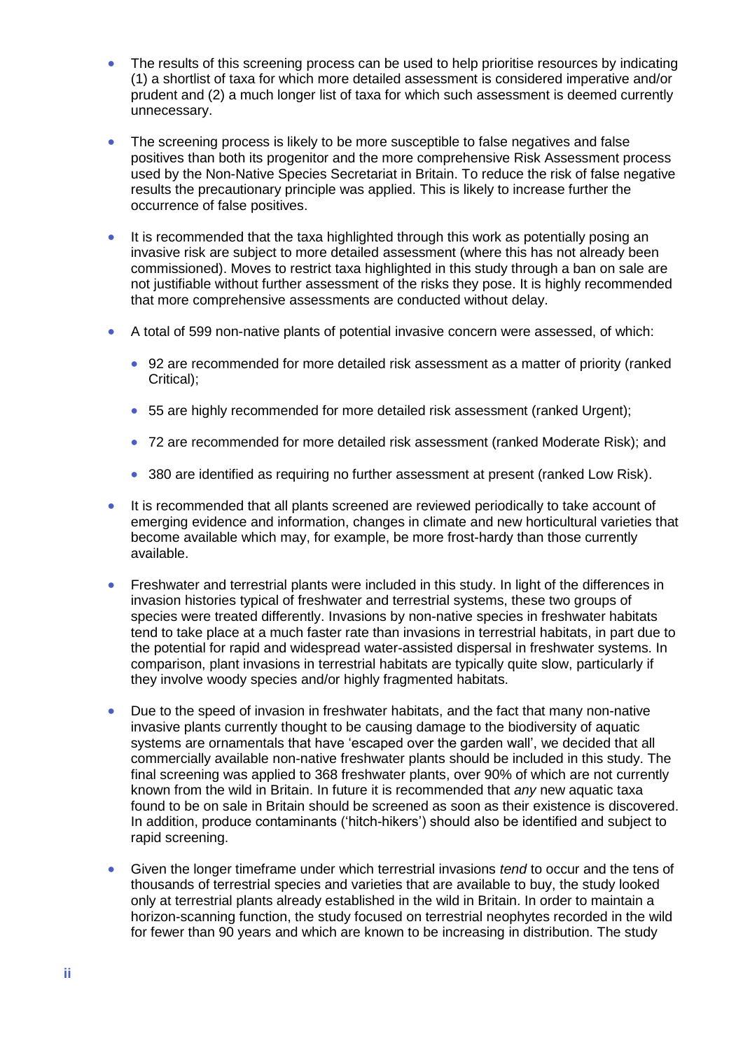- The results of this screening process can be used to help prioritise resources by indicating (1) a shortlist of taxa for which more detailed assessment is considered imperative and/or prudent and (2) a much longer list of taxa for which such assessment is deemed currently unnecessary.

- The screening process is likely to be more susceptible to false negatives and false positives than both its progenitor and the more comprehensive Risk Assessment process used by the Non-Native Species Secretariat in Britain. To reduce the risk of false negative results the precautionary principle was applied. This is likely to increase further the occurrence of false positives.

- It is recommended that the taxa highlighted through this work as potentially posing an invasive risk are subject to more detailed assessment (where this has not already been commissioned). Moves to restrict taxa highlighted in this study through a ban on sale are not justifiable without further assessment of the risks they pose. It is highly recommended that more comprehensive assessments are conducted without delay.

- A total of 599 non-native plants of potential invasive concern were assessed, of which:

  - 92 are recommended for more detailed risk assessment as a matter of priority (ranked Critical);

  - 55 are highly recommended for more detailed risk assessment (ranked Urgent);

  - 72 are recommended for more detailed risk assessment (ranked Moderate Risk); and

  - 380 are identified as requiring no further assessment at present (ranked Low Risk).

- It is recommended that all plants screened are reviewed periodically to take account of emerging evidence and information, changes in climate and new horticultural varieties that become available which may, for example, be more frost-hardy than those currently available.

- Freshwater and terrestrial plants were included in this study. In light of the differences in invasion histories typical of freshwater and terrestrial systems, these two groups of species were treated differently. Invasions by non-native species in freshwater habitats tend to take place at a much faster rate than invasions in terrestrial habitats, in part due to the potential for rapid and widespread water-assisted dispersal in freshwater systems. In comparison, plant invasions in terrestrial habitats are typically quite slow, particularly if they involve woody species and/or highly fragmented habitats.

- Due to the speed of invasion in freshwater habitats, and the fact that many non-native invasive plants currently thought to be causing damage to the biodiversity of aquatic systems are ornamentals that have 'escaped over the garden wall', we decided that all commercially available non-native freshwater plants should be included in this study. The final screening was applied to 368 freshwater plants, over 90% of which are not currently known from the wild in Britain. In future it is recommended that *any* new aquatic taxa found to be on sale in Britain should be screened as soon as their existence is discovered. In addition, produce contaminants ('hitch-hikers') should also be identified and subject to rapid screening.

- Given the longer timeframe under which terrestrial invasions *tend* to occur and the tens of thousands of terrestrial species and varieties that are available to buy, the study looked only at terrestrial plants already established in the wild in Britain. In order to maintain a horizon-scanning function, the study focused on terrestrial neophytes recorded in the wild for fewer than 90 years and which are known to be increasing in distribution. The study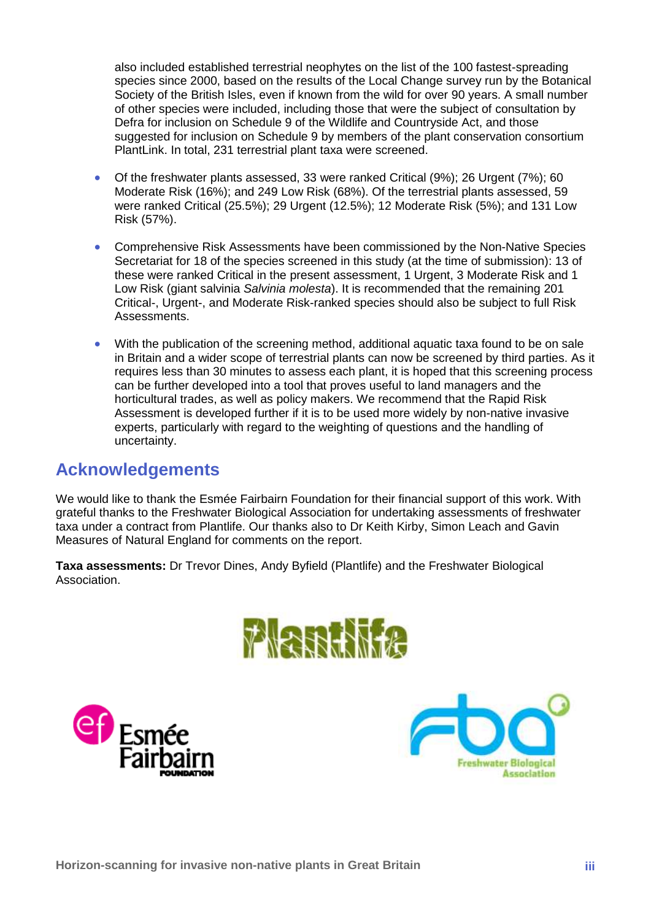also included established terrestrial neophytes on the list of the 100 fastest-spreading species since 2000, based on the results of the Local Change survey run by the Botanical Society of the British Isles, even if known from the wild for over 90 years. A small number of other species were included, including those that were the subject of consultation by Defra for inclusion on Schedule 9 of the Wildlife and Countryside Act, and those suggested for inclusion on Schedule 9 by members of the plant conservation consortium PlantLink. In total, 231 terrestrial plant taxa were screened.

- Of the freshwater plants assessed, 33 were ranked Critical (9%); 26 Urgent (7%); 60 Moderate Risk (16%); and 249 Low Risk (68%). Of the terrestrial plants assessed, 59 were ranked Critical (25.5%); 29 Urgent (12.5%); 12 Moderate Risk (5%); and 131 Low Risk (57%).
- Comprehensive Risk Assessments have been commissioned by the Non-Native Species Secretariat for 18 of the species screened in this study (at the time of submission): 13 of these were ranked Critical in the present assessment, 1 Urgent, 3 Moderate Risk and 1 Low Risk (giant salvinia *Salvinia molesta*). It is recommended that the remaining 201 Critical-, Urgent-, and Moderate Risk-ranked species should also be subject to full Risk Assessments.
- With the publication of the screening method, additional aquatic taxa found to be on sale in Britain and a wider scope of terrestrial plants can now be screened by third parties. As it requires less than 30 minutes to assess each plant, it is hoped that this screening process can be further developed into a tool that proves useful to land managers and the horticultural trades, as well as policy makers. We recommend that the Rapid Risk Assessment is developed further if it is to be used more widely by non-native invasive experts, particularly with regard to the weighting of questions and the handling of uncertainty.

## Acknowledgements

We would like to thank the Esmée Fairbairn Foundation for their financial support of this work. With grateful thanks to the Freshwater Biological Association for undertaking assessments of freshwater taxa under a contract from Plantlife. Our thanks also to Dr Keith Kirby, Simon Leach and Gavin Measures of Natural England for comments on the report.

**Taxa assessments:** Dr Trevor Dines, Andy Byfield (Plantlife) and the Freshwater Biological Association.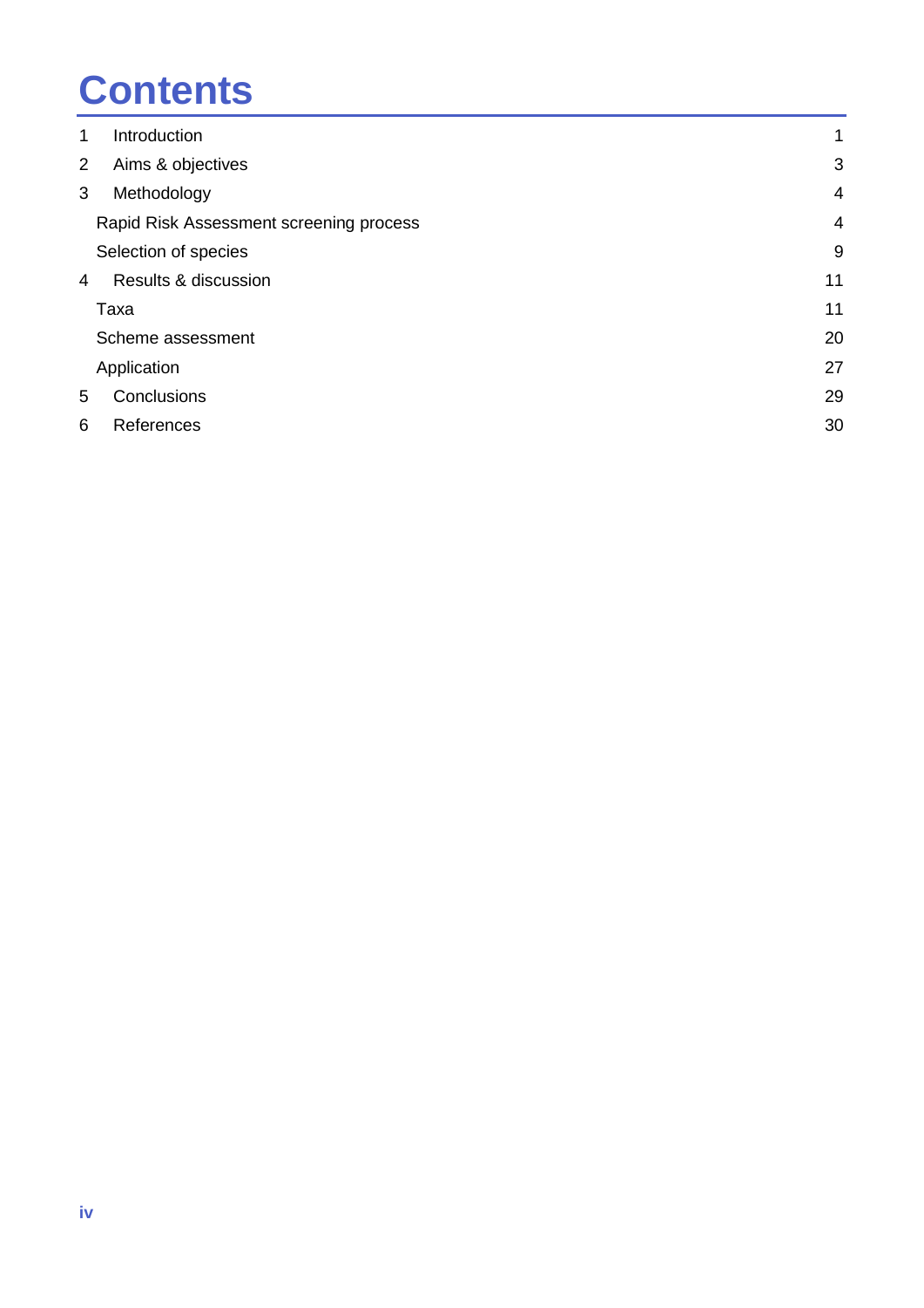# Contents

| | | |
|---|---|---|
| 1 | Introduction | 1 |
| 2 | Aims & objectives | 3 |
| 3 | Methodology | 4 |
| | Rapid Risk Assessment screening process | 4 |
| | Selection of species | 9 |
| 4 | Results & discussion | 11 |
| | Taxa | 11 |
| | Scheme assessment | 20 |
| | Application | 27 |
| 5 | Conclusions | 29 |
| 6 | References | 30 |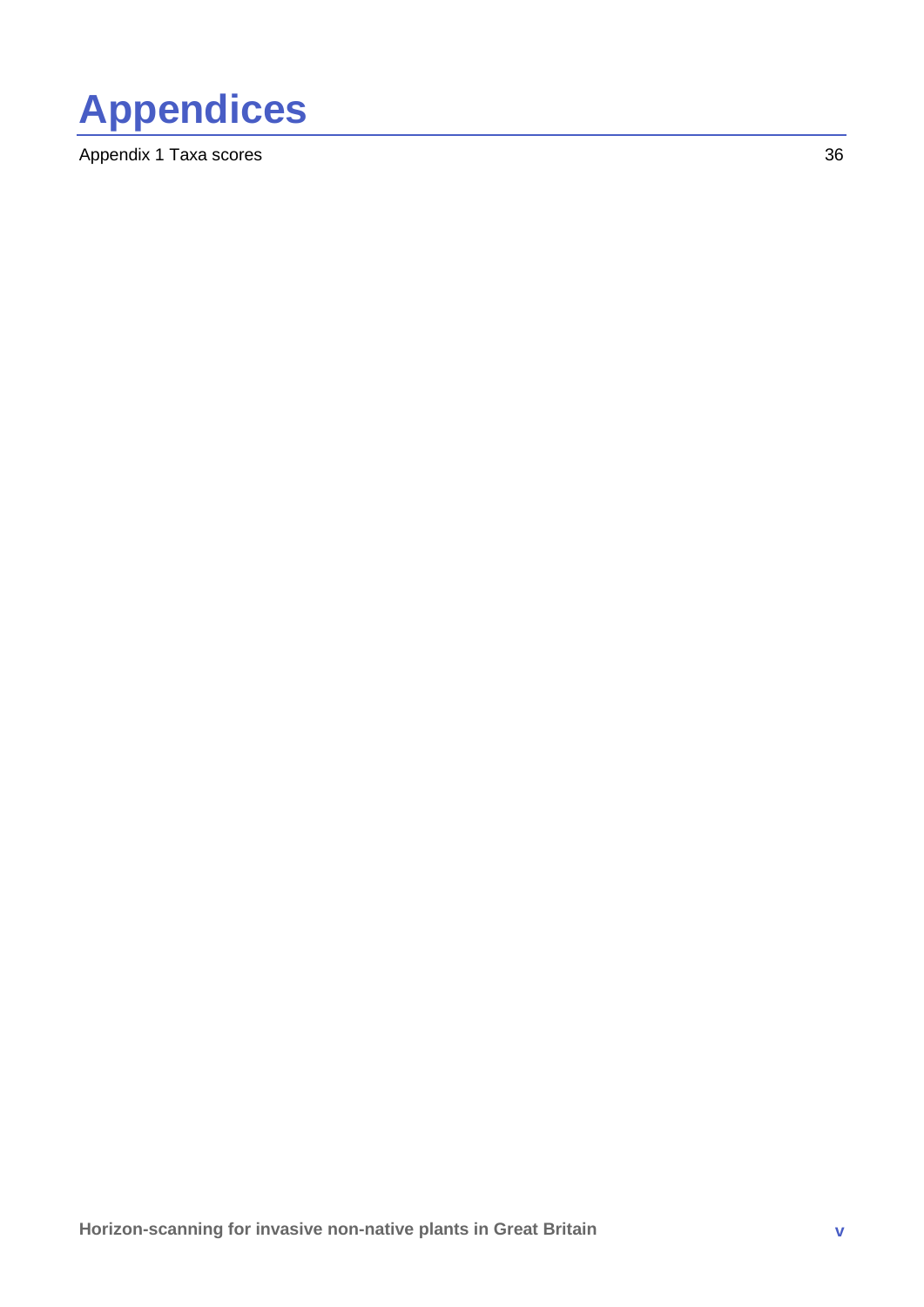# Appendices

Appendix 1 Taxa scores 36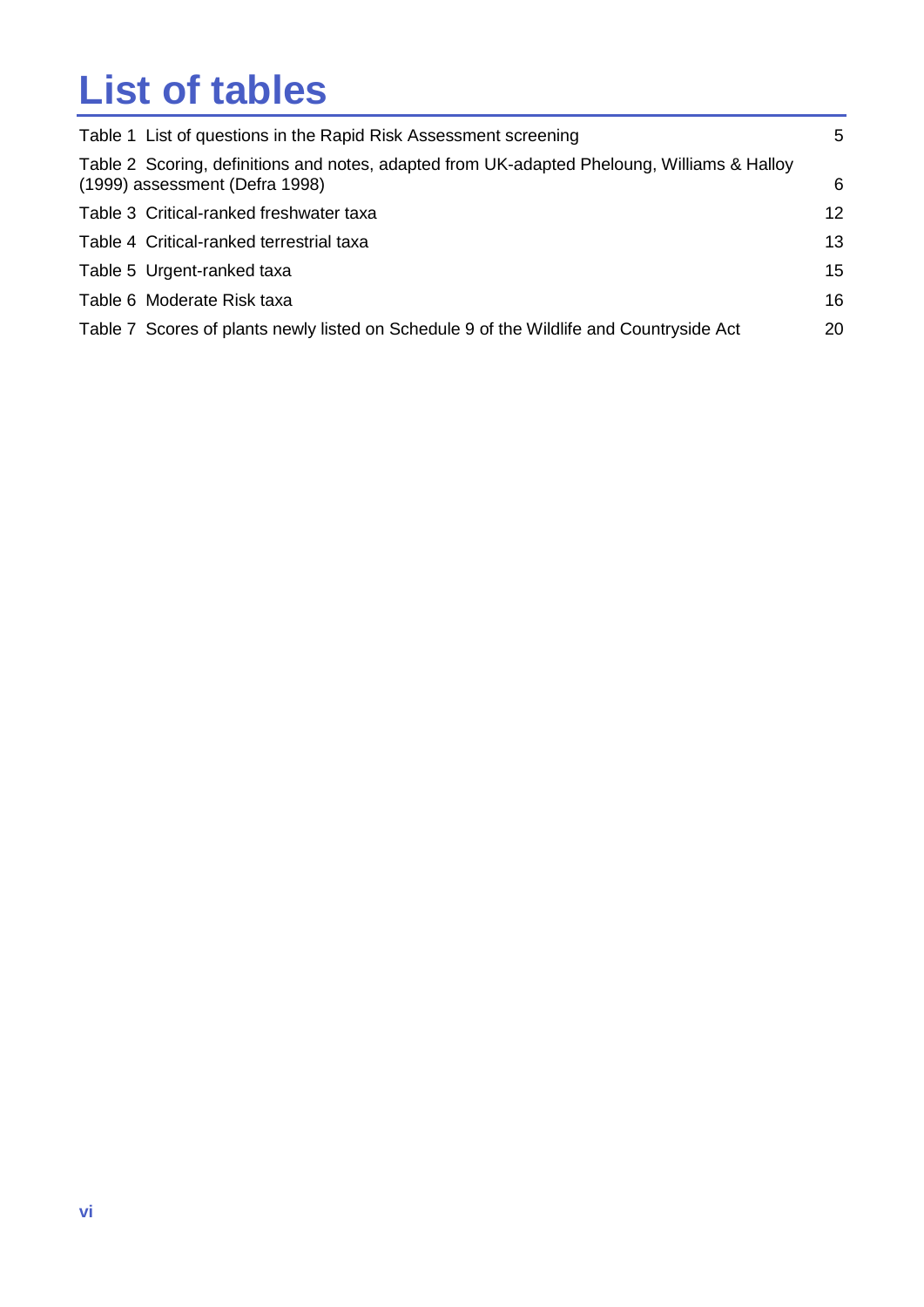# List of tables

Table 1 List of questions in the Rapid Risk Assessment screening 5

Table 2 Scoring, definitions and notes, adapted from UK-adapted Pheloung, Williams & Halloy (1999) assessment (Defra 1998) 6

Table 3 Critical-ranked freshwater taxa 12

Table 4 Critical-ranked terrestrial taxa 13

Table 5 Urgent-ranked taxa 15

Table 6 Moderate Risk taxa 16

Table 7 Scores of plants newly listed on Schedule 9 of the Wildlife and Countryside Act 20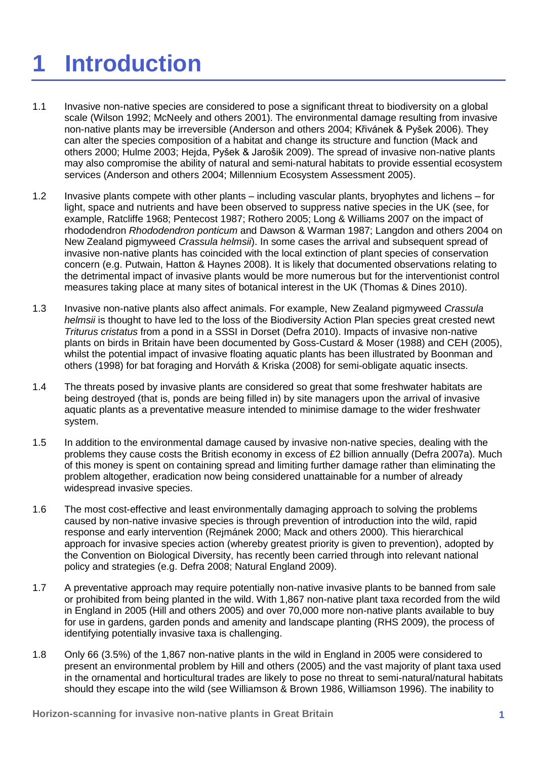# 1 Introduction

1.1 Invasive non-native species are considered to pose a significant threat to biodiversity on a global scale (Wilson 1992; McNeely and others 2001). The environmental damage resulting from invasive non-native plants may be irreversible (Anderson and others 2004; Křivánek & Pyšek 2006). They can alter the species composition of a habitat and change its structure and function (Mack and others 2000; Hulme 2003; Hejda, Pyšek & Jarošik 2009). The spread of invasive non-native plants may also compromise the ability of natural and semi-natural habitats to provide essential ecosystem services (Anderson and others 2004; Millennium Ecosystem Assessment 2005).

1.2 Invasive plants compete with other plants – including vascular plants, bryophytes and lichens – for light, space and nutrients and have been observed to suppress native species in the UK (see, for example, Ratcliffe 1968; Pentecost 1987; Rothero 2005; Long & Williams 2007 on the impact of rhododendron *Rhododendron ponticum* and Dawson & Warman 1987; Langdon and others 2004 on New Zealand pigmyweed *Crassula helmsii*). In some cases the arrival and subsequent spread of invasive non-native plants has coincided with the local extinction of plant species of conservation concern (e.g. Putwain, Hatton & Haynes 2008). It is likely that documented observations relating to the detrimental impact of invasive plants would be more numerous but for the interventionist control measures taking place at many sites of botanical interest in the UK (Thomas & Dines 2010).

1.3 Invasive non-native plants also affect animals. For example, New Zealand pigmyweed *Crassula helmsii* is thought to have led to the loss of the Biodiversity Action Plan species great crested newt *Triturus cristatus* from a pond in a SSSI in Dorset (Defra 2010). Impacts of invasive non-native plants on birds in Britain have been documented by Goss-Custard & Moser (1988) and CEH (2005), whilst the potential impact of invasive floating aquatic plants has been illustrated by Boonman and others (1998) for bat foraging and Horváth & Kriska (2008) for semi-obligate aquatic insects.

1.4 The threats posed by invasive plants are considered so great that some freshwater habitats are being destroyed (that is, ponds are being filled in) by site managers upon the arrival of invasive aquatic plants as a preventative measure intended to minimise damage to the wider freshwater system.

1.5 In addition to the environmental damage caused by invasive non-native species, dealing with the problems they cause costs the British economy in excess of £2 billion annually (Defra 2007a). Much of this money is spent on containing spread and limiting further damage rather than eliminating the problem altogether, eradication now being considered unattainable for a number of already widespread invasive species.

1.6 The most cost-effective and least environmentally damaging approach to solving the problems caused by non-native invasive species is through prevention of introduction into the wild, rapid response and early intervention (Rejmánek 2000; Mack and others 2000). This hierarchical approach for invasive species action (whereby greatest priority is given to prevention), adopted by the Convention on Biological Diversity, has recently been carried through into relevant national policy and strategies (e.g. Defra 2008; Natural England 2009).

1.7 A preventative approach may require potentially non-native invasive plants to be banned from sale or prohibited from being planted in the wild. With 1,867 non-native plant taxa recorded from the wild in England in 2005 (Hill and others 2005) and over 70,000 more non-native plants available to buy for use in gardens, garden ponds and amenity and landscape planting (RHS 2009), the process of identifying potentially invasive taxa is challenging.

1.8 Only 66 (3.5%) of the 1,867 non-native plants in the wild in England in 2005 were considered to present an environmental problem by Hill and others (2005) and the vast majority of plant taxa used in the ornamental and horticultural trades are likely to pose no threat to semi-natural/natural habitats should they escape into the wild (see Williamson & Brown 1986, Williamson 1996). The inability to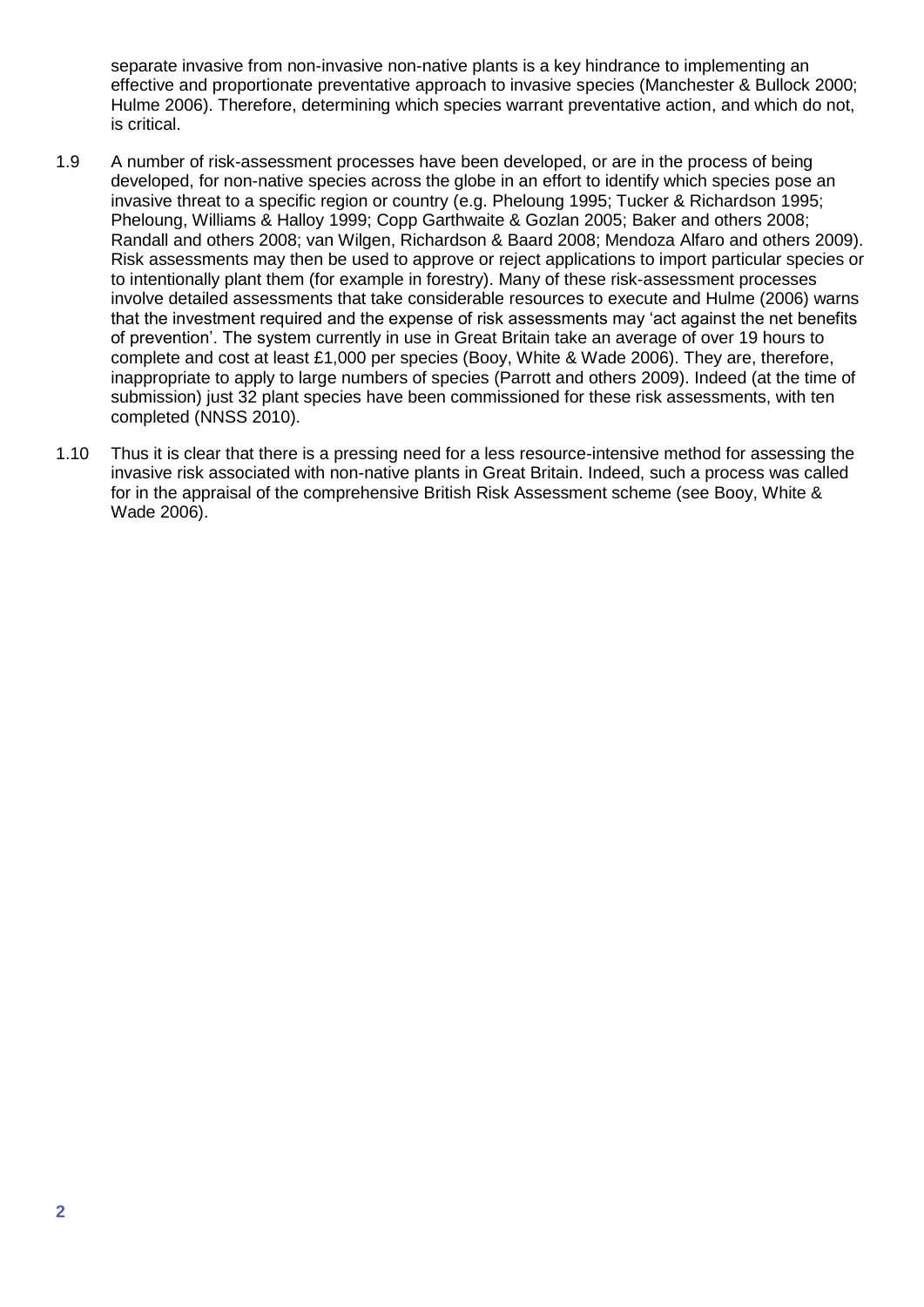separate invasive from non-invasive non-native plants is a key hindrance to implementing an effective and proportionate preventative approach to invasive species (Manchester & Bullock 2000; Hulme 2006). Therefore, determining which species warrant preventative action, and which do not, is critical.

1.9 A number of risk-assessment processes have been developed, or are in the process of being developed, for non-native species across the globe in an effort to identify which species pose an invasive threat to a specific region or country (e.g. Pheloung 1995; Tucker & Richardson 1995; Pheloung, Williams & Halloy 1999; Copp Garthwaite & Gozlan 2005; Baker and others 2008; Randall and others 2008; van Wilgen, Richardson & Baard 2008; Mendoza Alfaro and others 2009). Risk assessments may then be used to approve or reject applications to import particular species or to intentionally plant them (for example in forestry). Many of these risk-assessment processes involve detailed assessments that take considerable resources to execute and Hulme (2006) warns that the investment required and the expense of risk assessments may 'act against the net benefits of prevention'. The system currently in use in Great Britain take an average of over 19 hours to complete and cost at least £1,000 per species (Booy, White & Wade 2006). They are, therefore, inappropriate to apply to large numbers of species (Parrott and others 2009). Indeed (at the time of submission) just 32 plant species have been commissioned for these risk assessments, with ten completed (NNSS 2010).

1.10 Thus it is clear that there is a pressing need for a less resource-intensive method for assessing the invasive risk associated with non-native plants in Great Britain. Indeed, such a process was called for in the appraisal of the comprehensive British Risk Assessment scheme (see Booy, White & Wade 2006).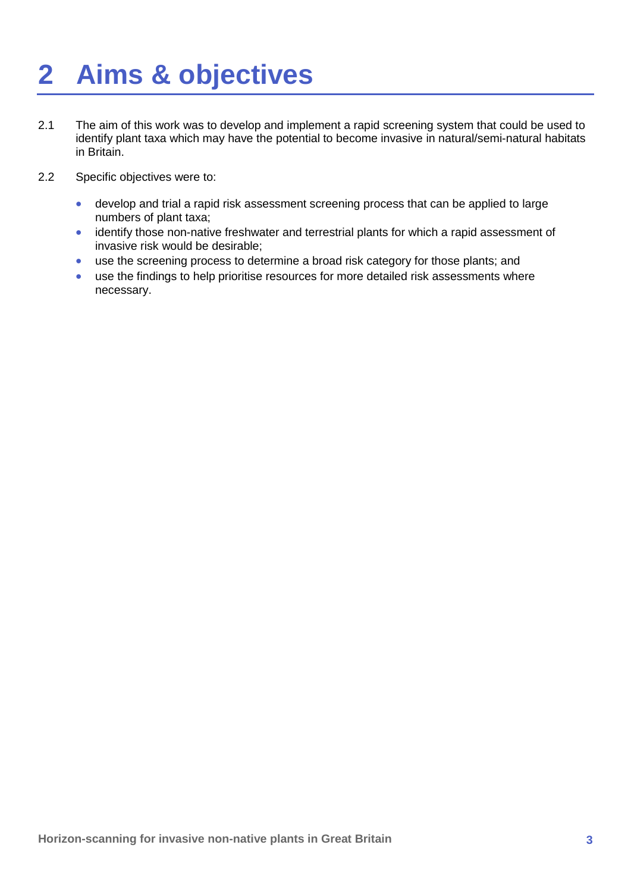# 2 Aims & objectives

2.1 The aim of this work was to develop and implement a rapid screening system that could be used to identify plant taxa which may have the potential to become invasive in natural/semi-natural habitats in Britain.

2.2 Specific objectives were to:

- develop and trial a rapid risk assessment screening process that can be applied to large numbers of plant taxa;
- identify those non-native freshwater and terrestrial plants for which a rapid assessment of invasive risk would be desirable;
- use the screening process to determine a broad risk category for those plants; and
- use the findings to help prioritise resources for more detailed risk assessments where necessary.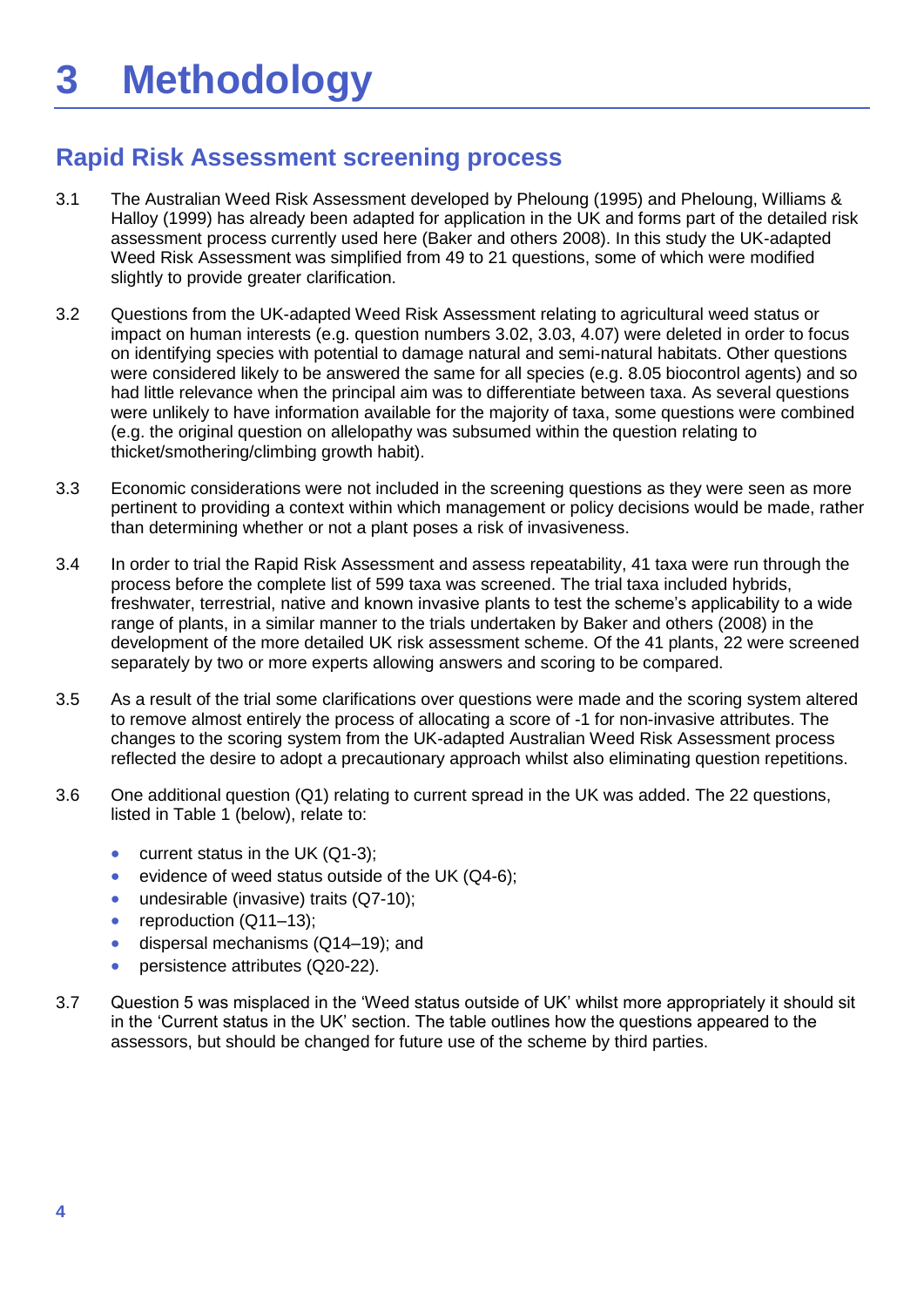# 3 Methodology

## Rapid Risk Assessment screening process

3.1 The Australian Weed Risk Assessment developed by Pheloung (1995) and Pheloung, Williams & Halloy (1999) has already been adapted for application in the UK and forms part of the detailed risk assessment process currently used here (Baker and others 2008). In this study the UK-adapted Weed Risk Assessment was simplified from 49 to 21 questions, some of which were modified slightly to provide greater clarification.

3.2 Questions from the UK-adapted Weed Risk Assessment relating to agricultural weed status or impact on human interests (e.g. question numbers 3.02, 3.03, 4.07) were deleted in order to focus on identifying species with potential to damage natural and semi-natural habitats. Other questions were considered likely to be answered the same for all species (e.g. 8.05 biocontrol agents) and so had little relevance when the principal aim was to differentiate between taxa. As several questions were unlikely to have information available for the majority of taxa, some questions were combined (e.g. the original question on allelopathy was subsumed within the question relating to thicket/smothering/climbing growth habit).

3.3 Economic considerations were not included in the screening questions as they were seen as more pertinent to providing a context within which management or policy decisions would be made, rather than determining whether or not a plant poses a risk of invasiveness.

3.4 In order to trial the Rapid Risk Assessment and assess repeatability, 41 taxa were run through the process before the complete list of 599 taxa was screened. The trial taxa included hybrids, freshwater, terrestrial, native and known invasive plants to test the scheme's applicability to a wide range of plants, in a similar manner to the trials undertaken by Baker and others (2008) in the development of the more detailed UK risk assessment scheme. Of the 41 plants, 22 were screened separately by two or more experts allowing answers and scoring to be compared.

3.5 As a result of the trial some clarifications over questions were made and the scoring system altered to remove almost entirely the process of allocating a score of -1 for non-invasive attributes. The changes to the scoring system from the UK-adapted Australian Weed Risk Assessment process reflected the desire to adopt a precautionary approach whilst also eliminating question repetitions.

3.6 One additional question (Q1) relating to current spread in the UK was added. The 22 questions, listed in Table 1 (below), relate to:

- current status in the UK (Q1-3);
- evidence of weed status outside of the UK (Q4-6);
- undesirable (invasive) traits (Q7-10);
- reproduction (Q11–13);
- dispersal mechanisms (Q14–19); and
- persistence attributes (Q20-22).

3.7 Question 5 was misplaced in the 'Weed status outside of UK' whilst more appropriately it should sit in the 'Current status in the UK' section. The table outlines how the questions appeared to the assessors, but should be changed for future use of the scheme by third parties.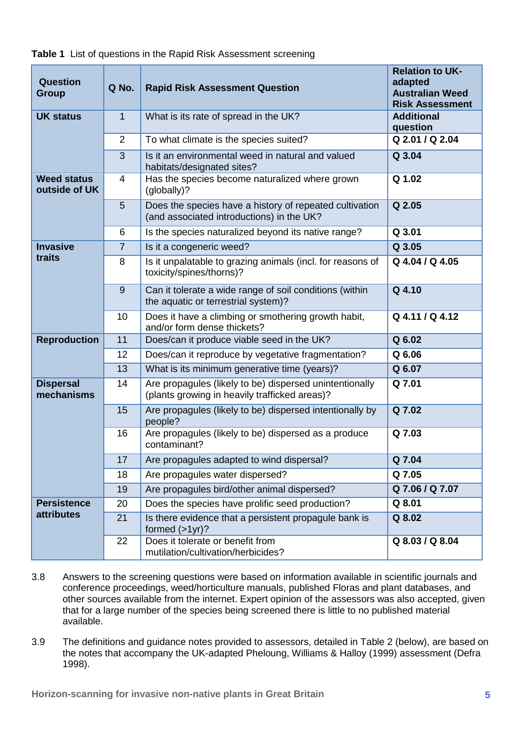**Table 1** List of questions in the Rapid Risk Assessment screening

| Question Group | Q No. | Rapid Risk Assessment Question | Relation to UK-adapted Australian Weed Risk Assessment |
|---|---|---|---|
| **UK status** | 1 | What is its rate of spread in the UK? | **Additional question** |
| | 2 | To what climate is the species suited? | **Q 2.01 / Q 2.04** |
| | 3 | Is it an environmental weed in natural and valued habitats/designated sites? | **Q 3.04** |
| **Weed status outside of UK** | 4 | Has the species become naturalized where grown (globally)? | **Q 1.02** |
| | 5 | Does the species have a history of repeated cultivation (and associated introductions) in the UK? | **Q 2.05** |
| | 6 | Is the species naturalized beyond its native range? | **Q 3.01** |
| **Invasive traits** | 7 | Is it a congeneric weed? | **Q 3.05** |
| | 8 | Is it unpalatable to grazing animals (incl. for reasons of toxicity/spines/thorns)? | **Q 4.04 / Q 4.05** |
| | 9 | Can it tolerate a wide range of soil conditions (within the aquatic or terrestrial system)? | **Q 4.10** |
| | 10 | Does it have a climbing or smothering growth habit, and/or form dense thickets? | **Q 4.11 / Q 4.12** |
| **Reproduction** | 11 | Does/can it produce viable seed in the UK? | **Q 6.02** |
| | 12 | Does/can it reproduce by vegetative fragmentation? | **Q 6.06** |
| | 13 | What is its minimum generative time (years)? | **Q 6.07** |
| **Dispersal mechanisms** | 14 | Are propagules (likely to be) dispersed unintentionally (plants growing in heavily trafficked areas)? | **Q 7.01** |
| | 15 | Are propagules (likely to be) dispersed intentionally by people? | **Q 7.02** |
| | 16 | Are propagules (likely to be) dispersed as a produce contaminant? | **Q 7.03** |
| | 17 | Are propagules adapted to wind dispersal? | **Q 7.04** |
| | 18 | Are propagules water dispersed? | **Q 7.05** |
| | 19 | Are propagules bird/other animal dispersed? | **Q 7.06 / Q 7.07** |
| **Persistence attributes** | 20 | Does the species have prolific seed production? | **Q 8.01** |
| | 21 | Is there evidence that a persistent propagule bank is formed (>1yr)? | **Q 8.02** |
| | 22 | Does it tolerate or benefit from mutilation/cultivation/herbicides? | **Q 8.03 / Q 8.04** |

3.8 Answers to the screening questions were based on information available in scientific journals and conference proceedings, weed/horticulture manuals, published Floras and plant databases, and other sources available from the internet. Expert opinion of the assessors was also accepted, given that for a large number of the species being screened there is little to no published material available.

3.9 The definitions and guidance notes provided to assessors, detailed in Table 2 (below), are based on the notes that accompany the UK-adapted Pheloung, Williams & Halloy (1999) assessment (Defra 1998).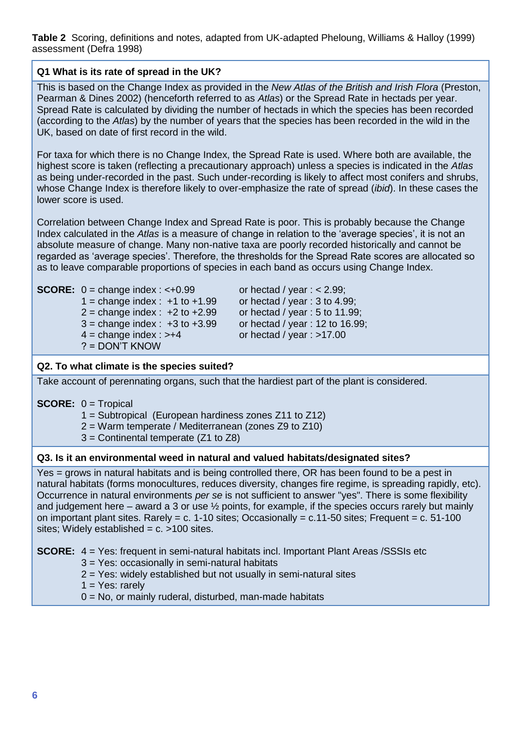**Table 2** Scoring, definitions and notes, adapted from UK-adapted Pheloung, Williams & Halloy (1999) assessment (Defra 1998)

**Q1 What is its rate of spread in the UK?**

This is based on the Change Index as provided in the *New Atlas of the British and Irish Flora* (Preston, Pearman & Dines 2002) (henceforth referred to as *Atlas*) or the Spread Rate in hectads per year. Spread Rate is calculated by dividing the number of hectads in which the species has been recorded (according to the *Atlas*) by the number of years that the species has been recorded in the wild in the UK, based on date of first record in the wild.

For taxa for which there is no Change Index, the Spread Rate is used. Where both are available, the highest score is taken (reflecting a precautionary approach) unless a species is indicated in the *Atlas* as being under-recorded in the past. Such under-recording is likely to affect most conifers and shrubs, whose Change Index is therefore likely to over-emphasize the rate of spread (*ibid*). In these cases the lower score is used.

Correlation between Change Index and Spread Rate is poor. This is probably because the Change Index calculated in the *Atlas* is a measure of change in relation to the 'average species', it is not an absolute measure of change. Many non-native taxa are poorly recorded historically and cannot be regarded as 'average species'. Therefore, the thresholds for the Spread Rate scores are allocated so as to leave comparable proportions of species in each band as occurs using Change Index.

**SCORE:**

- 0 = change index : <+0.99 or hectad / year : < 2.99;
- 1 = change index : +1 to +1.99 or hectad / year : 3 to 4.99;
- 2 = change index : +2 to +2.99 or hectad / year : 5 to 11.99;
- 3 = change index : +3 to +3.99 or hectad / year : 12 to 16.99;
- 4 = change index : >+4 or hectad / year : >17.00
- ? = DON'T KNOW

**Q2. To what climate is the species suited?**

Take account of perennating organs, such that the hardiest part of the plant is considered.

**SCORE:**

- 0 = Tropical
- 1 = Subtropical (European hardiness zones Z11 to Z12)
- 2 = Warm temperate / Mediterranean (zones Z9 to Z10)
- 3 = Continental temperate (Z1 to Z8)

**Q3. Is it an environmental weed in natural and valued habitats/designated sites?**

Yes = grows in natural habitats and is being controlled there, OR has been found to be a pest in natural habitats (forms monocultures, reduces diversity, changes fire regime, is spreading rapidly, etc). Occurrence in natural environments *per se* is not sufficient to answer "yes". There is some flexibility and judgement here – award a 3 or use ½ points, for example, if the species occurs rarely but mainly on important plant sites. Rarely = c. 1-10 sites; Occasionally = c.11-50 sites; Frequent = c. 51-100 sites; Widely established = c. >100 sites.

**SCORE:**

- 4 = Yes: frequent in semi-natural habitats incl. Important Plant Areas /SSSIs etc
- 3 = Yes: occasionally in semi-natural habitats
- 2 = Yes: widely established but not usually in semi-natural sites
- 1 = Yes: rarely
- 0 = No, or mainly ruderal, disturbed, man-made habitats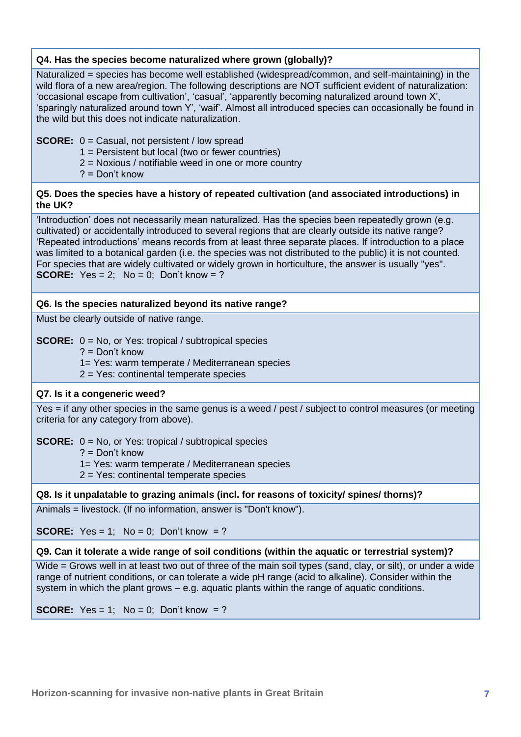**Q4. Has the species become naturalized where grown (globally)?**

Naturalized = species has become well established (widespread/common, and self-maintaining) in the wild flora of a new area/region. The following descriptions are NOT sufficient evident of naturalization: 'occasional escape from cultivation', 'casual', 'apparently becoming naturalized around town X', 'sparingly naturalized around town Y', 'waif'. Almost all introduced species can occasionally be found in the wild but this does not indicate naturalization.

**SCORE:** 0 = Casual, not persistent / low spread
1 = Persistent but local (two or fewer countries)
2 = Noxious / notifiable weed in one or more country
? = Don't know

**Q5. Does the species have a history of repeated cultivation (and associated introductions) in the UK?**

'Introduction' does not necessarily mean naturalized. Has the species been repeatedly grown (e.g. cultivated) or accidentally introduced to several regions that are clearly outside its native range? 'Repeated introductions' means records from at least three separate places. If introduction to a place was limited to a botanical garden (i.e. the species was not distributed to the public) it is not counted. For species that are widely cultivated or widely grown in horticulture, the answer is usually "yes".
**SCORE:** Yes = 2; No = 0; Don't know = ?

**Q6. Is the species naturalized beyond its native range?**

Must be clearly outside of native range.

**SCORE:** 0 = No, or Yes: tropical / subtropical species
? = Don't know
1= Yes: warm temperate / Mediterranean species
2 = Yes: continental temperate species

**Q7. Is it a congeneric weed?**

Yes = if any other species in the same genus is a weed / pest / subject to control measures (or meeting criteria for any category from above).

**SCORE:** 0 = No, or Yes: tropical / subtropical species
? = Don't know
1= Yes: warm temperate / Mediterranean species
2 = Yes: continental temperate species

**Q8. Is it unpalatable to grazing animals (incl. for reasons of toxicity/ spines/ thorns)?**

Animals = livestock. (If no information, answer is "Don't know").

**SCORE:** Yes = 1; No = 0; Don't know = ?

**Q9. Can it tolerate a wide range of soil conditions (within the aquatic or terrestrial system)?**

Wide = Grows well in at least two out of three of the main soil types (sand, clay, or silt), or under a wide range of nutrient conditions, or can tolerate a wide pH range (acid to alkaline). Consider within the system in which the plant grows – e.g. aquatic plants within the range of aquatic conditions.

**SCORE:** Yes = 1; No = 0; Don't know = ?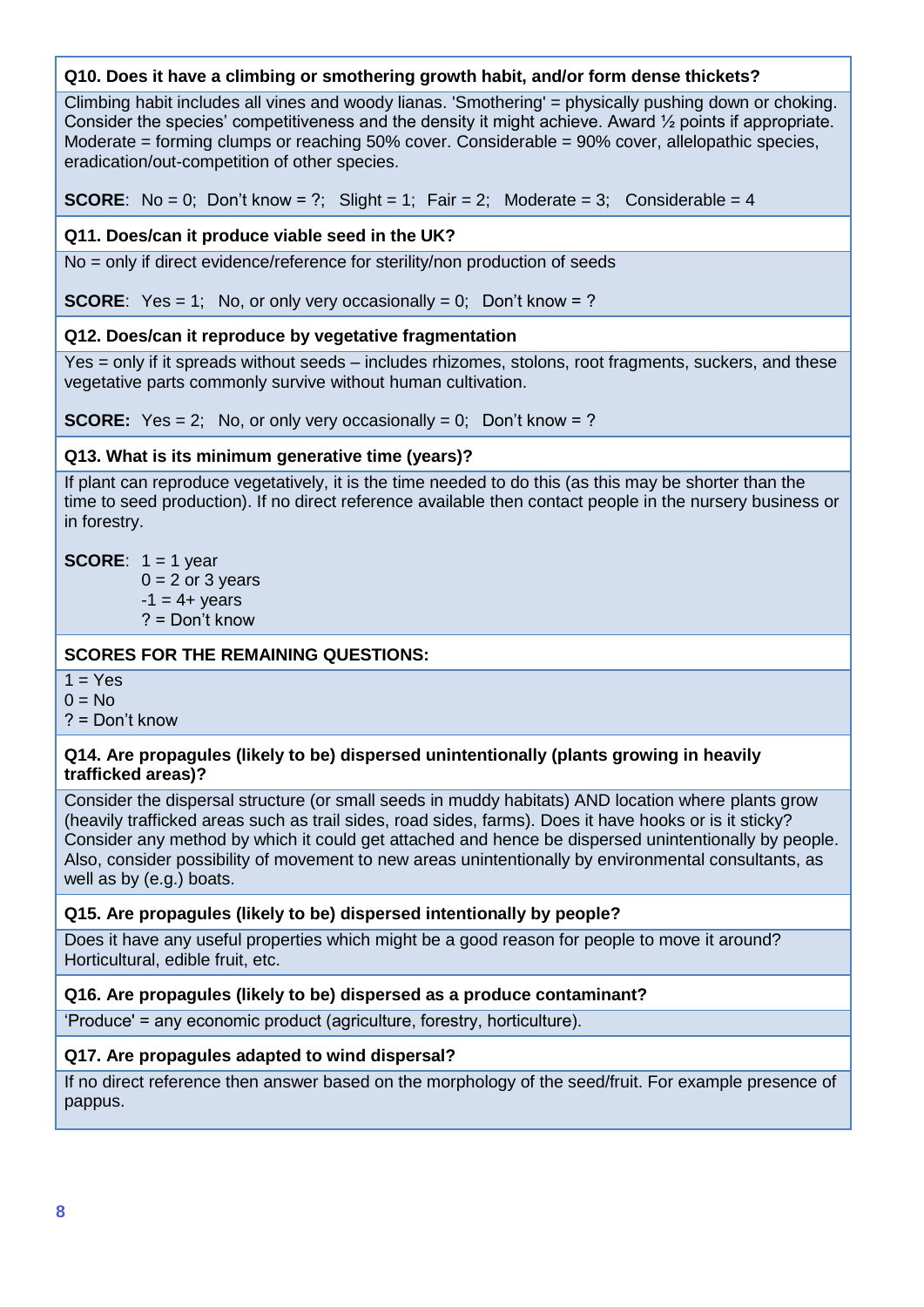**Q10. Does it have a climbing or smothering growth habit, and/or form dense thickets?**

Climbing habit includes all vines and woody lianas. 'Smothering' = physically pushing down or choking. Consider the species' competitiveness and the density it might achieve. Award ½ points if appropriate. Moderate = forming clumps or reaching 50% cover. Considerable = 90% cover, allelopathic species, eradication/out-competition of other species.

**SCORE**: No = 0; Don't know = ?; Slight = 1; Fair = 2; Moderate = 3; Considerable = 4

**Q11. Does/can it produce viable seed in the UK?**

No = only if direct evidence/reference for sterility/non production of seeds

**SCORE**: Yes = 1; No, or only very occasionally = 0; Don't know = ?

**Q12. Does/can it reproduce by vegetative fragmentation**

Yes = only if it spreads without seeds – includes rhizomes, stolons, root fragments, suckers, and these vegetative parts commonly survive without human cultivation.

**SCORE:** Yes = 2; No, or only very occasionally = 0; Don't know = ?

**Q13. What is its minimum generative time (years)?**

If plant can reproduce vegetatively, it is the time needed to do this (as this may be shorter than the time to seed production). If no direct reference available then contact people in the nursery business or in forestry.

**SCORE**: 1 = 1 year
0 = 2 or 3 years
-1 = 4+ years
? = Don't know

**SCORES FOR THE REMAINING QUESTIONS:**

1 = Yes
0 = No
? = Don't know

**Q14. Are propagules (likely to be) dispersed unintentionally (plants growing in heavily trafficked areas)?**

Consider the dispersal structure (or small seeds in muddy habitats) AND location where plants grow (heavily trafficked areas such as trail sides, road sides, farms). Does it have hooks or is it sticky? Consider any method by which it could get attached and hence be dispersed unintentionally by people. Also, consider possibility of movement to new areas unintentionally by environmental consultants, as well as by (e.g.) boats.

**Q15. Are propagules (likely to be) dispersed intentionally by people?**

Does it have any useful properties which might be a good reason for people to move it around? Horticultural, edible fruit, etc.

**Q16. Are propagules (likely to be) dispersed as a produce contaminant?**

'Produce' = any economic product (agriculture, forestry, horticulture).

**Q17. Are propagules adapted to wind dispersal?**

If no direct reference then answer based on the morphology of the seed/fruit. For example presence of pappus.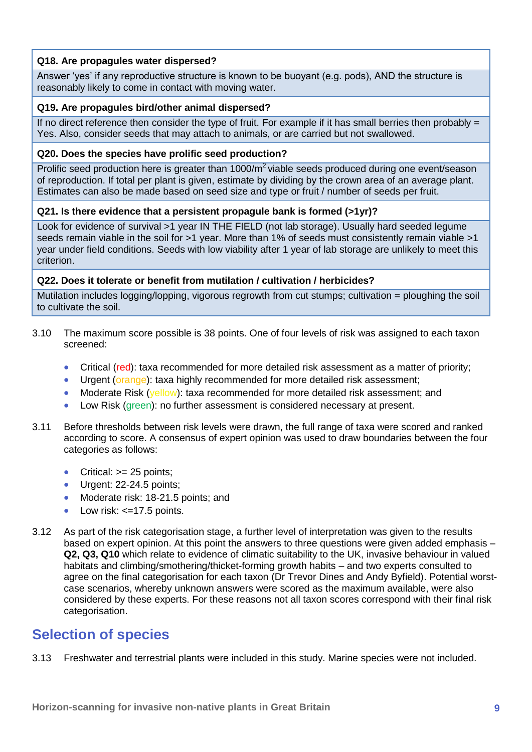| Q18. Are propagules water dispersed? |
| --- |
| Answer 'yes' if any reproductive structure is known to be buoyant (e.g. pods), AND the structure is reasonably likely to come in contact with moving water. |
| **Q19. Are propagules bird/other animal dispersed?** |
| If no direct reference then consider the type of fruit. For example if it has small berries then probably = Yes. Also, consider seeds that may attach to animals, or are carried but not swallowed. |
| **Q20. Does the species have prolific seed production?** |
| Prolific seed production here is greater than 1000/m$^2$ viable seeds produced during one event/season of reproduction. If total per plant is given, estimate by dividing by the crown area of an average plant. Estimates can also be made based on seed size and type or fruit / number of seeds per fruit. |
| **Q21. Is there evidence that a persistent propagule bank is formed (>1yr)?** |
| Look for evidence of survival >1 year IN THE FIELD (not lab storage). Usually hard seeded legume seeds remain viable in the soil for >1 year. More than 1% of seeds must consistently remain viable >1 year under field conditions. Seeds with low viability after 1 year of lab storage are unlikely to meet this criterion. |
| **Q22. Does it tolerate or benefit from mutilation / cultivation / herbicides?** |
| Mutilation includes logging/lopping, vigorous regrowth from cut stumps; cultivation = ploughing the soil to cultivate the soil. |

3.10 The maximum score possible is 38 points. One of four levels of risk was assigned to each taxon screened:

- Critical (red): taxa recommended for more detailed risk assessment as a matter of priority;
- Urgent (orange): taxa highly recommended for more detailed risk assessment;
- Moderate Risk (yellow): taxa recommended for more detailed risk assessment; and
- Low Risk (green): no further assessment is considered necessary at present.

3.11 Before thresholds between risk levels were drawn, the full range of taxa were scored and ranked according to score. A consensus of expert opinion was used to draw boundaries between the four categories as follows:

- Critical: >= 25 points;
- Urgent: 22-24.5 points;
- Moderate risk: 18-21.5 points; and
- Low risk: <=17.5 points.

3.12 As part of the risk categorisation stage, a further level of interpretation was given to the results based on expert opinion. At this point the answers to three questions were given added emphasis – **Q2, Q3, Q10** which relate to evidence of climatic suitability to the UK, invasive behaviour in valued habitats and climbing/smothering/thicket-forming growth habits – and two experts consulted to agree on the final categorisation for each taxon (Dr Trevor Dines and Andy Byfield). Potential worst-case scenarios, whereby unknown answers were scored as the maximum available, were also considered by these experts. For these reasons not all taxon scores correspond with their final risk categorisation.

## Selection of species

3.13 Freshwater and terrestrial plants were included in this study. Marine species were not included.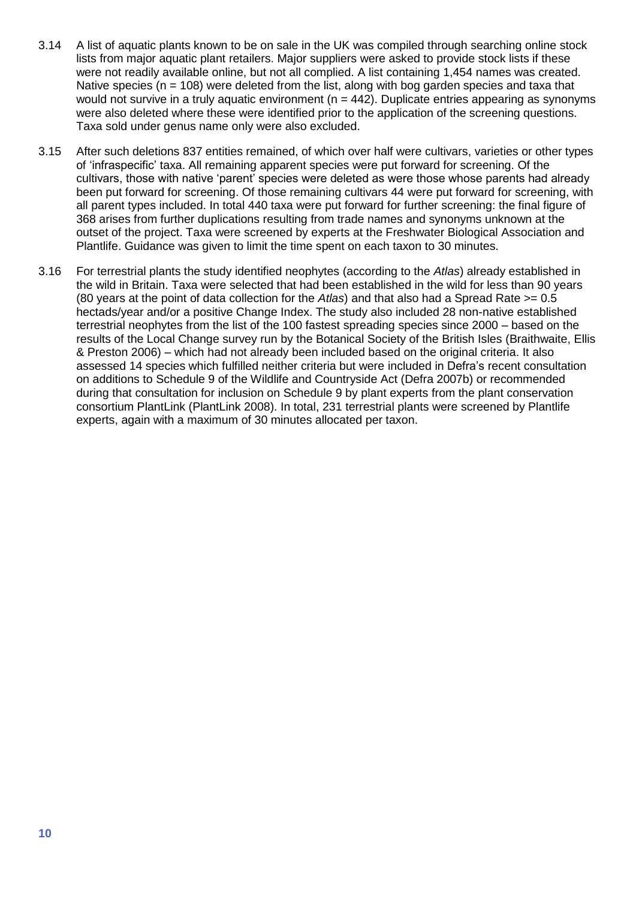3.14 A list of aquatic plants known to be on sale in the UK was compiled through searching online stock lists from major aquatic plant retailers. Major suppliers were asked to provide stock lists if these were not readily available online, but not all complied. A list containing 1,454 names was created. Native species (n = 108) were deleted from the list, along with bog garden species and taxa that would not survive in a truly aquatic environment (n = 442). Duplicate entries appearing as synonyms were also deleted where these were identified prior to the application of the screening questions. Taxa sold under genus name only were also excluded.

3.15 After such deletions 837 entities remained, of which over half were cultivars, varieties or other types of 'infraspecific' taxa. All remaining apparent species were put forward for screening. Of the cultivars, those with native 'parent' species were deleted as were those whose parents had already been put forward for screening. Of those remaining cultivars 44 were put forward for screening, with all parent types included. In total 440 taxa were put forward for further screening: the final figure of 368 arises from further duplications resulting from trade names and synonyms unknown at the outset of the project. Taxa were screened by experts at the Freshwater Biological Association and Plantlife. Guidance was given to limit the time spent on each taxon to 30 minutes.

3.16 For terrestrial plants the study identified neophytes (according to the *Atlas*) already established in the wild in Britain. Taxa were selected that had been established in the wild for less than 90 years (80 years at the point of data collection for the *Atlas*) and that also had a Spread Rate >= 0.5 hectads/year and/or a positive Change Index. The study also included 28 non-native established terrestrial neophytes from the list of the 100 fastest spreading species since 2000 – based on the results of the Local Change survey run by the Botanical Society of the British Isles (Braithwaite, Ellis & Preston 2006) – which had not already been included based on the original criteria. It also assessed 14 species which fulfilled neither criteria but were included in Defra's recent consultation on additions to Schedule 9 of the Wildlife and Countryside Act (Defra 2007b) or recommended during that consultation for inclusion on Schedule 9 by plant experts from the plant conservation consortium PlantLink (PlantLink 2008). In total, 231 terrestrial plants were screened by Plantlife experts, again with a maximum of 30 minutes allocated per taxon.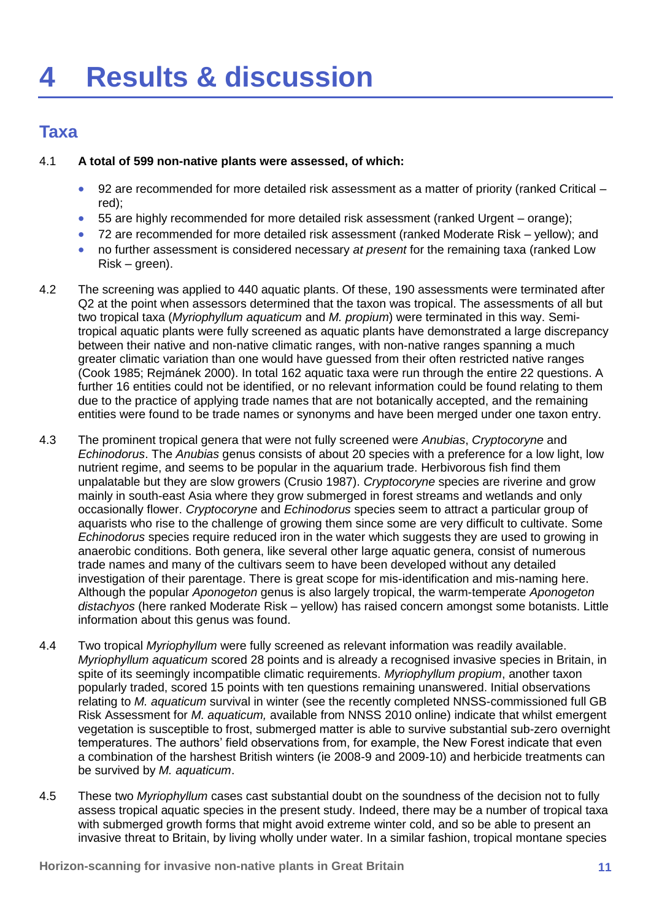# 4 Results & discussion

## Taxa

4.1 **A total of 599 non-native plants were assessed, of which:**

- 92 are recommended for more detailed risk assessment as a matter of priority (ranked Critical – red);
- 55 are highly recommended for more detailed risk assessment (ranked Urgent – orange);
- 72 are recommended for more detailed risk assessment (ranked Moderate Risk – yellow); and
- no further assessment is considered necessary *at present* for the remaining taxa (ranked Low Risk – green).

4.2 The screening was applied to 440 aquatic plants. Of these, 190 assessments were terminated after Q2 at the point when assessors determined that the taxon was tropical. The assessments of all but two tropical taxa (*Myriophyllum aquaticum* and *M. propium*) were terminated in this way. Semi-tropical aquatic plants were fully screened as aquatic plants have demonstrated a large discrepancy between their native and non-native climatic ranges, with non-native ranges spanning a much greater climatic variation than one would have guessed from their often restricted native ranges (Cook 1985; Rejmánek 2000). In total 162 aquatic taxa were run through the entire 22 questions. A further 16 entities could not be identified, or no relevant information could be found relating to them due to the practice of applying trade names that are not botanically accepted, and the remaining entities were found to be trade names or synonyms and have been merged under one taxon entry.

4.3 The prominent tropical genera that were not fully screened were *Anubias*, *Cryptocoryne* and *Echinodorus*. The *Anubias* genus consists of about 20 species with a preference for a low light, low nutrient regime, and seems to be popular in the aquarium trade. Herbivorous fish find them unpalatable but they are slow growers (Crusio 1987). *Cryptocoryne* species are riverine and grow mainly in south-east Asia where they grow submerged in forest streams and wetlands and only occasionally flower. *Cryptocoryne* and *Echinodorus* species seem to attract a particular group of aquarists who rise to the challenge of growing them since some are very difficult to cultivate. Some *Echinodorus* species require reduced iron in the water which suggests they are used to growing in anaerobic conditions. Both genera, like several other large aquatic genera, consist of numerous trade names and many of the cultivars seem to have been developed without any detailed investigation of their parentage. There is great scope for mis-identification and mis-naming here. Although the popular *Aponogeton* genus is also largely tropical, the warm-temperate *Aponogeton distachyos* (here ranked Moderate Risk – yellow) has raised concern amongst some botanists. Little information about this genus was found.

4.4 Two tropical *Myriophyllum* were fully screened as relevant information was readily available. *Myriophyllum aquaticum* scored 28 points and is already a recognised invasive species in Britain, in spite of its seemingly incompatible climatic requirements. *Myriophyllum propium*, another taxon popularly traded, scored 15 points with ten questions remaining unanswered. Initial observations relating to *M. aquaticum* survival in winter (see the recently completed NNSS-commissioned full GB Risk Assessment for *M. aquaticum,* available from NNSS 2010 online) indicate that whilst emergent vegetation is susceptible to frost, submerged matter is able to survive substantial sub-zero overnight temperatures. The authors' field observations from, for example, the New Forest indicate that even a combination of the harshest British winters (ie 2008-9 and 2009-10) and herbicide treatments can be survived by *M. aquaticum*.

4.5 These two *Myriophyllum* cases cast substantial doubt on the soundness of the decision not to fully assess tropical aquatic species in the present study. Indeed, there may be a number of tropical taxa with submerged growth forms that might avoid extreme winter cold, and so be able to present an invasive threat to Britain, by living wholly under water. In a similar fashion, tropical montane species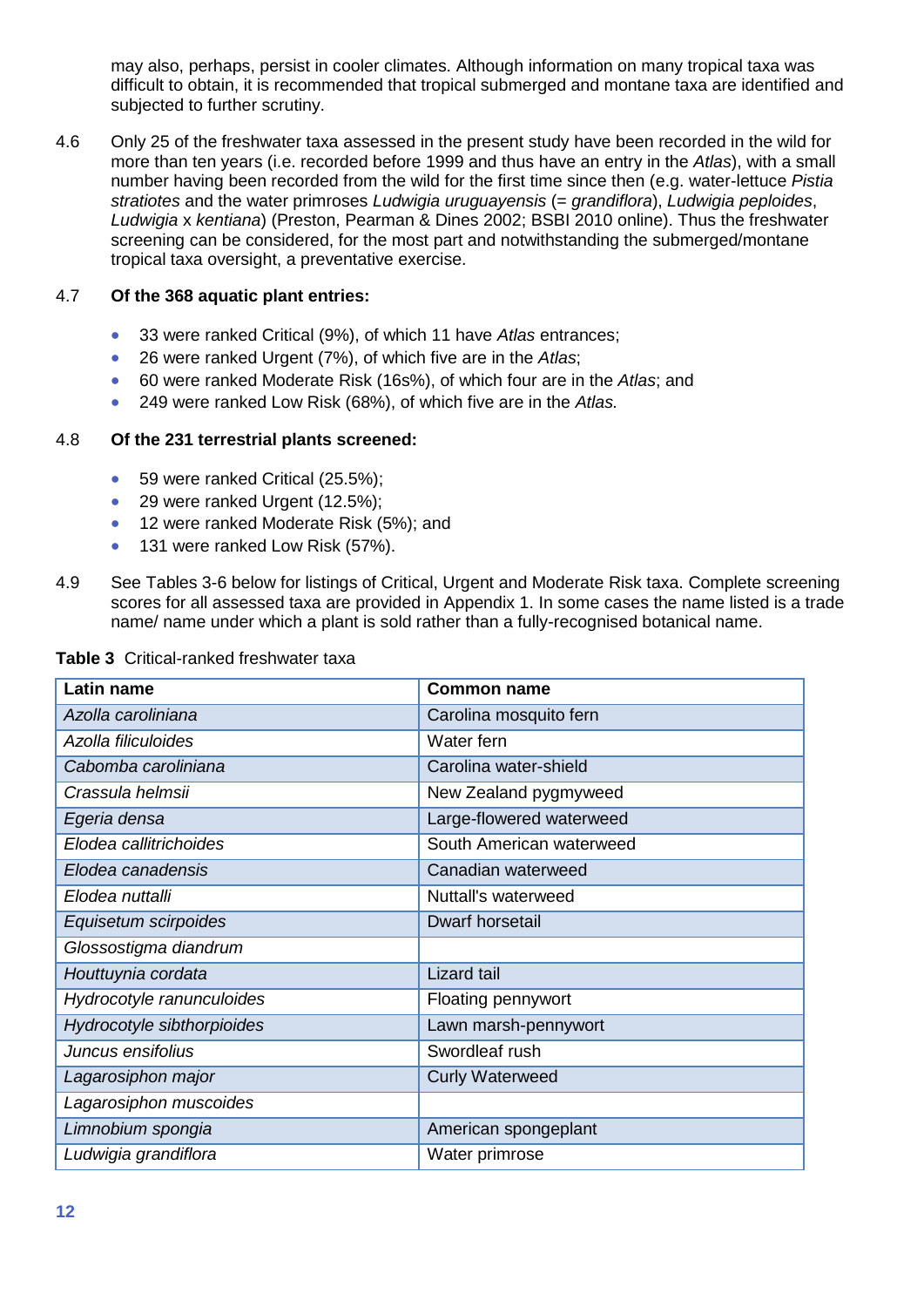may also, perhaps, persist in cooler climates. Although information on many tropical taxa was difficult to obtain, it is recommended that tropical submerged and montane taxa are identified and subjected to further scrutiny.

4.6 Only 25 of the freshwater taxa assessed in the present study have been recorded in the wild for more than ten years (i.e. recorded before 1999 and thus have an entry in the *Atlas*), with a small number having been recorded from the wild for the first time since then (e.g. water-lettuce *Pistia stratiotes* and the water primroses *Ludwigia uruguayensis* (= *grandiflora*), *Ludwigia peploides*, *Ludwigia* x *kentiana*) (Preston, Pearman & Dines 2002; BSBI 2010 online). Thus the freshwater screening can be considered, for the most part and notwithstanding the submerged/montane tropical taxa oversight, a preventative exercise.

4.7 **Of the 368 aquatic plant entries:**

- 33 were ranked Critical (9%), of which 11 have *Atlas* entrances;
- 26 were ranked Urgent (7%), of which five are in the *Atlas*;
- 60 were ranked Moderate Risk (16s%), of which four are in the *Atlas*; and
- 249 were ranked Low Risk (68%), of which five are in the *Atlas.*

4.8 **Of the 231 terrestrial plants screened:**

- 59 were ranked Critical (25.5%);
- 29 were ranked Urgent (12.5%);
- 12 were ranked Moderate Risk (5%); and
- 131 were ranked Low Risk (57%).

4.9 See Tables 3-6 below for listings of Critical, Urgent and Moderate Risk taxa. Complete screening scores for all assessed taxa are provided in Appendix 1. In some cases the name listed is a trade name/ name under which a plant is sold rather than a fully-recognised botanical name.

**Table 3** Critical-ranked freshwater taxa

| Latin name | Common name |
|---|---|
| *Azolla caroliniana* | Carolina mosquito fern |
| *Azolla filiculoides* | Water fern |
| *Cabomba caroliniana* | Carolina water-shield |
| *Crassula helmsii* | New Zealand pygmyweed |
| *Egeria densa* | Large-flowered waterweed |
| *Elodea callitrichoides* | South American waterweed |
| *Elodea canadensis* | Canadian waterweed |
| *Elodea nuttalli* | Nuttall's waterweed |
| *Equisetum scirpoides* | Dwarf horsetail |
| *Glossostigma diandrum* | |
| *Houttuynia cordata* | Lizard tail |
| *Hydrocotyle ranunculoides* | Floating pennywort |
| *Hydrocotyle sibthorpioides* | Lawn marsh-pennywort |
| *Juncus ensifolius* | Swordleaf rush |
| *Lagarosiphon major* | Curly Waterweed |
| *Lagarosiphon muscoides* | |
| *Limnobium spongia* | American spongeplant |
| *Ludwigia grandiflora* | Water primrose |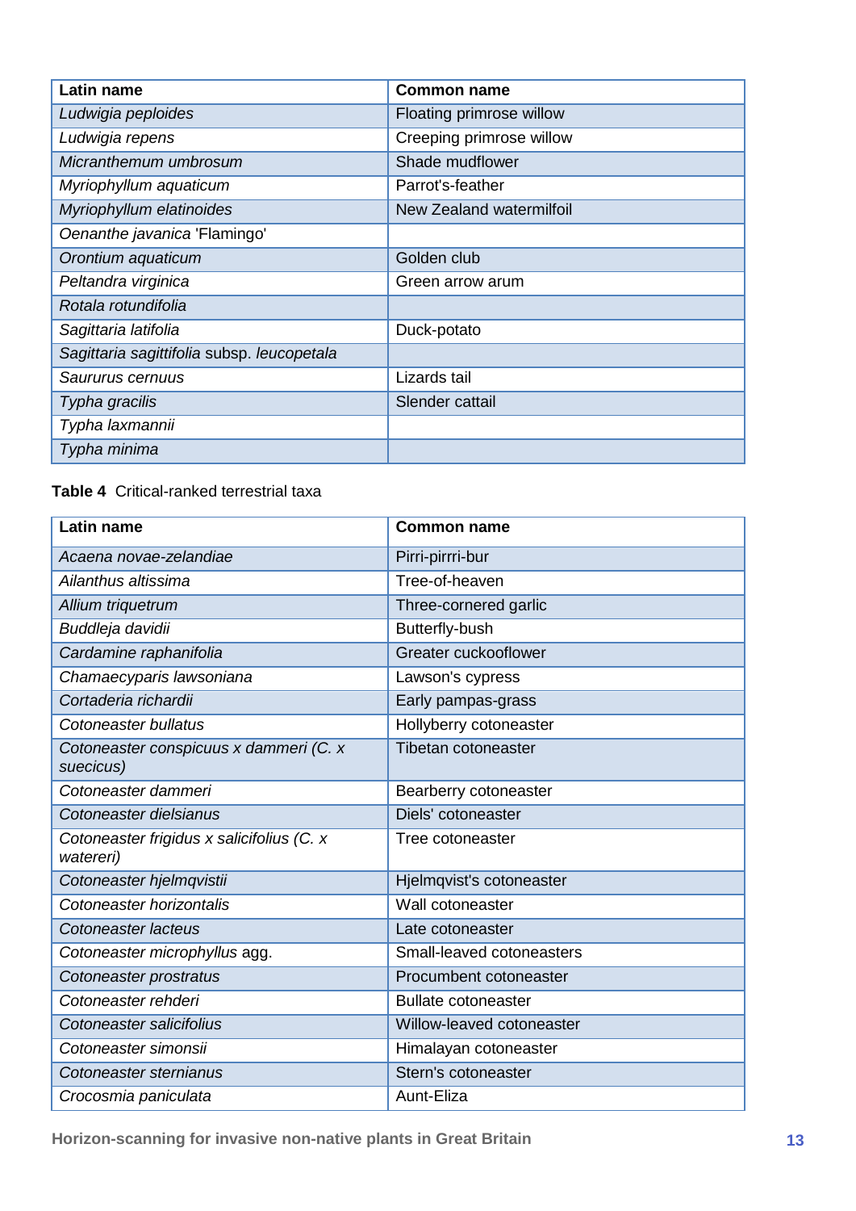| Latin name | Common name |
|---|---|
| *Ludwigia peploides* | Floating primrose willow |
| *Ludwigia repens* | Creeping primrose willow |
| *Micranthemum umbrosum* | Shade mudflower |
| *Myriophyllum aquaticum* | Parrot's-feather |
| *Myriophyllum elatinoides* | New Zealand watermilfoil |
| *Oenanthe javanica* 'Flamingo' | |
| *Orontium aquaticum* | Golden club |
| *Peltandra virginica* | Green arrow arum |
| *Rotala rotundifolia* | |
| *Sagittaria latifolia* | Duck-potato |
| *Sagittaria sagittifolia* subsp. *leucopetala* | |
| *Saururus cernuus* | Lizards tail |
| *Typha gracilis* | Slender cattail |
| *Typha laxmannii* | |
| *Typha minima* | |

**Table 4** Critical-ranked terrestrial taxa

| Latin name | Common name |
|---|---|
| *Acaena novae-zelandiae* | Pirri-pirrri-bur |
| *Ailanthus altissima* | Tree-of-heaven |
| *Allium triquetrum* | Three-cornered garlic |
| *Buddleja davidii* | Butterfly-bush |
| *Cardamine raphanifolia* | Greater cuckooflower |
| *Chamaecyparis lawsoniana* | Lawson's cypress |
| *Cortaderia richardii* | Early pampas-grass |
| *Cotoneaster bullatus* | Hollyberry cotoneaster |
| *Cotoneaster conspicuus x dammeri (C. x suecicus)* | Tibetan cotoneaster |
| *Cotoneaster dammeri* | Bearberry cotoneaster |
| *Cotoneaster dielsianus* | Diels' cotoneaster |
| *Cotoneaster frigidus x salicifolius (C. x watereri)* | Tree cotoneaster |
| *Cotoneaster hjelmqvistii* | Hjelmqvist's cotoneaster |
| *Cotoneaster horizontalis* | Wall cotoneaster |
| *Cotoneaster lacteus* | Late cotoneaster |
| *Cotoneaster microphyllus* agg. | Small-leaved cotoneasters |
| *Cotoneaster prostratus* | Procumbent cotoneaster |
| *Cotoneaster rehderi* | Bullate cotoneaster |
| *Cotoneaster salicifolius* | Willow-leaved cotoneaster |
| *Cotoneaster simonsii* | Himalayan cotoneaster |
| *Cotoneaster sternianus* | Stern's cotoneaster |
| *Crocosmia paniculata* | Aunt-Eliza |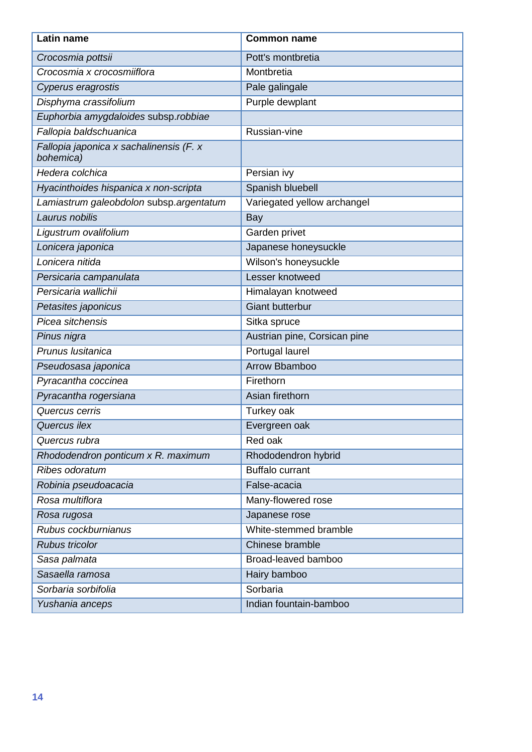| Latin name | Common name |
| --- | --- |
| *Crocosmia pottsii* | Pott's montbretia |
| *Crocosmia x crocosmiiflora* | Montbretia |
| *Cyperus eragrostis* | Pale galingale |
| *Disphyma crassifolium* | Purple dewplant |
| *Euphorbia amygdaloides* subsp.*robbiae* | |
| *Fallopia baldschuanica* | Russian-vine |
| *Fallopia japonica x sachalinensis (F. x bohemica)* | |
| *Hedera colchica* | Persian ivy |
| *Hyacinthoides hispanica x non-scripta* | Spanish bluebell |
| *Lamiastrum galeobdolon* subsp.*argentatum* | Variegated yellow archangel |
| *Laurus nobilis* | Bay |
| *Ligustrum ovalifolium* | Garden privet |
| *Lonicera japonica* | Japanese honeysuckle |
| *Lonicera nitida* | Wilson's honeysuckle |
| *Persicaria campanulata* | Lesser knotweed |
| *Persicaria wallichii* | Himalayan knotweed |
| *Petasites japonicus* | Giant butterbur |
| *Picea sitchensis* | Sitka spruce |
| *Pinus nigra* | Austrian pine, Corsican pine |
| *Prunus lusitanica* | Portugal laurel |
| *Pseudosasa japonica* | Arrow Bbamboo |
| *Pyracantha coccinea* | Firethorn |
| *Pyracantha rogersiana* | Asian firethorn |
| *Quercus cerris* | Turkey oak |
| *Quercus ilex* | Evergreen oak |
| *Quercus rubra* | Red oak |
| *Rhododendron ponticum x R. maximum* | Rhododendron hybrid |
| *Ribes odoratum* | Buffalo currant |
| *Robinia pseudoacacia* | False-acacia |
| *Rosa multiflora* | Many-flowered rose |
| *Rosa rugosa* | Japanese rose |
| *Rubus cockburnianus* | White-stemmed bramble |
| *Rubus tricolor* | Chinese bramble |
| *Sasa palmata* | Broad-leaved bamboo |
| *Sasaella ramosa* | Hairy bamboo |
| *Sorbaria sorbifolia* | Sorbaria |
| *Yushania anceps* | Indian fountain-bamboo |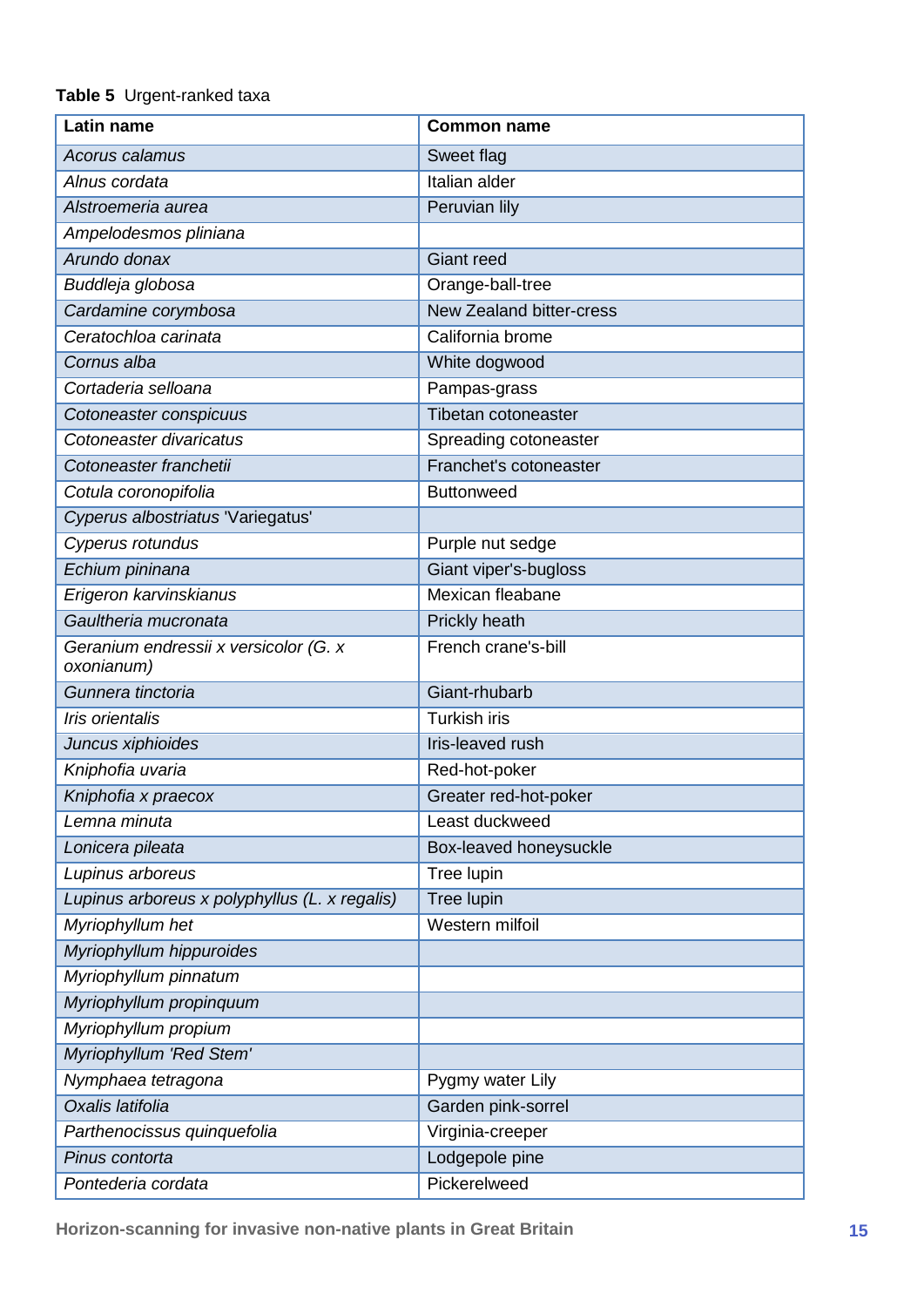**Table 5** Urgent-ranked taxa

| Latin name | Common name |
|---|---|
| *Acorus calamus* | Sweet flag |
| *Alnus cordata* | Italian alder |
| *Alstroemeria aurea* | Peruvian lily |
| *Ampelodesmos pliniana* | |
| *Arundo donax* | Giant reed |
| *Buddleja globosa* | Orange-ball-tree |
| *Cardamine corymbosa* | New Zealand bitter-cress |
| *Ceratochloa carinata* | California brome |
| *Cornus alba* | White dogwood |
| *Cortaderia selloana* | Pampas-grass |
| *Cotoneaster conspicuus* | Tibetan cotoneaster |
| *Cotoneaster divaricatus* | Spreading cotoneaster |
| *Cotoneaster franchetii* | Franchet's cotoneaster |
| *Cotula coronopifolia* | Buttonweed |
| *Cyperus albostriatus* 'Variegatus' | |
| *Cyperus rotundus* | Purple nut sedge |
| *Echium pininana* | Giant viper's-bugloss |
| *Erigeron karvinskianus* | Mexican fleabane |
| *Gaultheria mucronata* | Prickly heath |
| *Geranium endressii x versicolor (G. x oxonianum)* | French crane's-bill |
| *Gunnera tinctoria* | Giant-rhubarb |
| *Iris orientalis* | Turkish iris |
| *Juncus xiphioides* | Iris-leaved rush |
| *Kniphofia uvaria* | Red-hot-poker |
| *Kniphofia x praecox* | Greater red-hot-poker |
| *Lemna minuta* | Least duckweed |
| *Lonicera pileata* | Box-leaved honeysuckle |
| *Lupinus arboreus* | Tree lupin |
| *Lupinus arboreus x polyphyllus (L. x regalis)* | Tree lupin |
| *Myriophyllum het* | Western milfoil |
| *Myriophyllum hippuroides* | |
| *Myriophyllum pinnatum* | |
| *Myriophyllum propinquum* | |
| *Myriophyllum propium* | |
| *Myriophyllum 'Red Stem'* | |
| *Nymphaea tetragona* | Pygmy water Lily |
| *Oxalis latifolia* | Garden pink-sorrel |
| *Parthenocissus quinquefolia* | Virginia-creeper |
| *Pinus contorta* | Lodgepole pine |
| *Pontederia cordata* | Pickerelweed |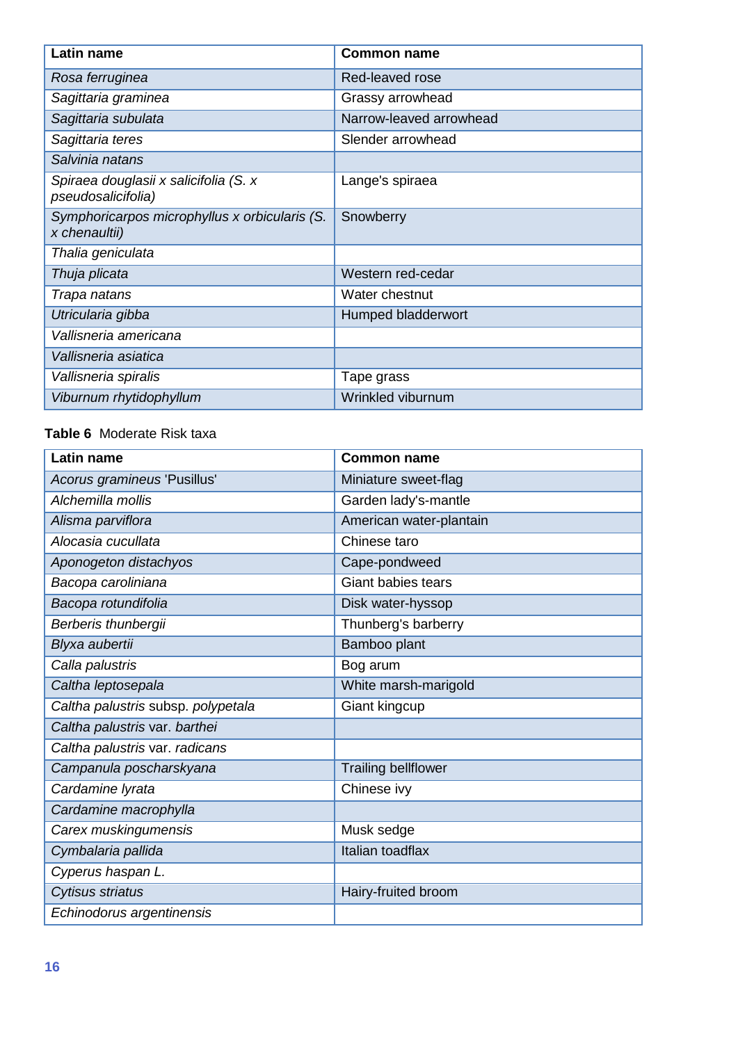| Latin name | Common name |
|---|---|
| *Rosa ferruginea* | Red-leaved rose |
| *Sagittaria graminea* | Grassy arrowhead |
| *Sagittaria subulata* | Narrow-leaved arrowhead |
| *Sagittaria teres* | Slender arrowhead |
| *Salvinia natans* | |
| *Spiraea douglasii x salicifolia (S. x pseudosalicifolia)* | Lange's spiraea |
| *Symphoricarpos microphyllus x orbicularis (S. x chenaultii)* | Snowberry |
| *Thalia geniculata* | |
| *Thuja plicata* | Western red-cedar |
| *Trapa natans* | Water chestnut |
| *Utricularia gibba* | Humped bladderwort |
| *Vallisneria americana* | |
| *Vallisneria asiatica* | |
| *Vallisneria spiralis* | Tape grass |
| *Viburnum rhytidophyllum* | Wrinkled viburnum |

**Table 6** Moderate Risk taxa

| Latin name | Common name |
|---|---|
| *Acorus gramineus* 'Pusillus' | Miniature sweet-flag |
| *Alchemilla mollis* | Garden lady's-mantle |
| *Alisma parviflora* | American water-plantain |
| *Alocasia cucullata* | Chinese taro |
| *Aponogeton distachyos* | Cape-pondweed |
| *Bacopa caroliniana* | Giant babies tears |
| *Bacopa rotundifolia* | Disk water-hyssop |
| *Berberis thunbergii* | Thunberg's barberry |
| *Blyxa aubertii* | Bamboo plant |
| *Calla palustris* | Bog arum |
| *Caltha leptosepala* | White marsh-marigold |
| *Caltha palustris* subsp. *polypetala* | Giant kingcup |
| *Caltha palustris* var. *barthei* | |
| *Caltha palustris* var. *radicans* | |
| *Campanula poscharskyana* | Trailing bellflower |
| *Cardamine lyrata* | Chinese ivy |
| *Cardamine macrophylla* | |
| *Carex muskingumensis* | Musk sedge |
| *Cymbalaria pallida* | Italian toadflax |
| *Cyperus haspan L.* | |
| *Cytisus striatus* | Hairy-fruited broom |
| *Echinodorus argentinensis* | |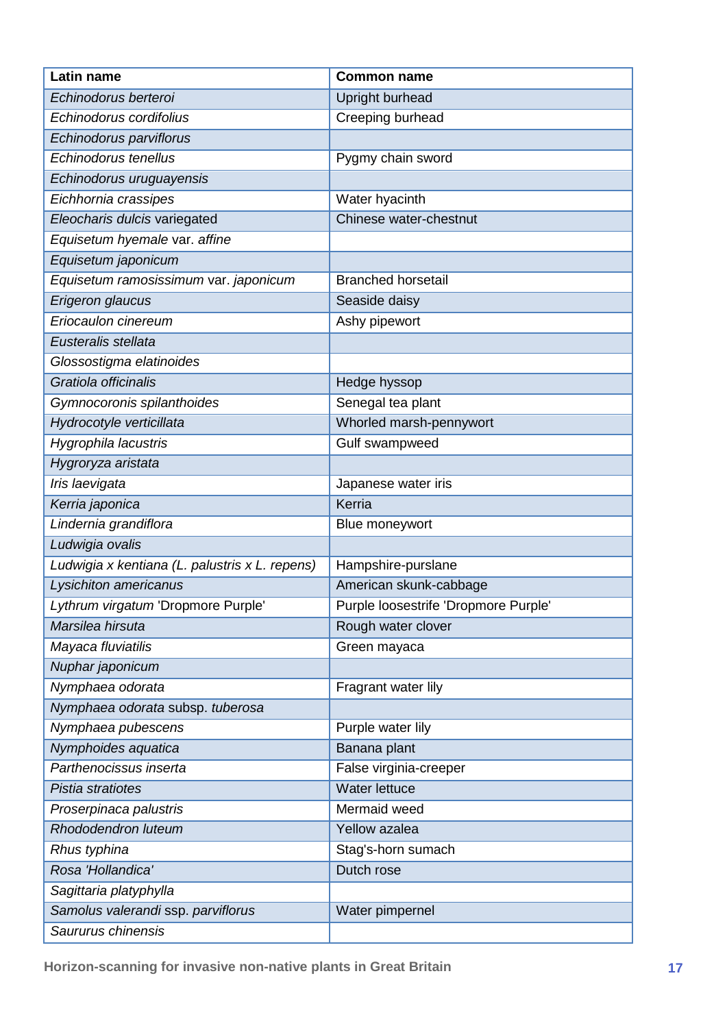| Latin name | Common name |
| --- | --- |
| *Echinodorus berteroi* | Upright burhead |
| *Echinodorus cordifolius* | Creeping burhead |
| *Echinodorus parviflorus* | |
| *Echinodorus tenellus* | Pygmy chain sword |
| *Echinodorus uruguayensis* | |
| *Eichhornia crassipes* | Water hyacinth |
| *Eleocharis dulcis* variegated | Chinese water-chestnut |
| *Equisetum hyemale* var. *affine* | |
| *Equisetum japonicum* | |
| *Equisetum ramosissimum* var. *japonicum* | Branched horsetail |
| *Erigeron glaucus* | Seaside daisy |
| *Eriocaulon cinereum* | Ashy pipewort |
| *Eusteralis stellata* | |
| *Glossostigma elatinoides* | |
| *Gratiola officinalis* | Hedge hyssop |
| *Gymnocoronis spilanthoides* | Senegal tea plant |
| *Hydrocotyle verticillata* | Whorled marsh-pennywort |
| *Hygrophila lacustris* | Gulf swampweed |
| *Hygroryza aristata* | |
| *Iris laevigata* | Japanese water iris |
| *Kerria japonica* | Kerria |
| *Lindernia grandiflora* | Blue moneywort |
| *Ludwigia ovalis* | |
| *Ludwigia x kentiana (L. palustris x L. repens)* | Hampshire-purslane |
| *Lysichiton americanus* | American skunk-cabbage |
| *Lythrum virgatum* 'Dropmore Purple' | Purple loosestrife 'Dropmore Purple' |
| *Marsilea hirsuta* | Rough water clover |
| *Mayaca fluviatilis* | Green mayaca |
| *Nuphar japonicum* | |
| *Nymphaea odorata* | Fragrant water lily |
| *Nymphaea odorata* subsp. *tuberosa* | |
| *Nymphaea pubescens* | Purple water lily |
| *Nymphoides aquatica* | Banana plant |
| *Parthenocissus inserta* | False virginia-creeper |
| *Pistia stratiotes* | Water lettuce |
| *Proserpinaca palustris* | Mermaid weed |
| *Rhododendron luteum* | Yellow azalea |
| *Rhus typhina* | Stag's-horn sumach |
| *Rosa 'Hollandica'* | Dutch rose |
| *Sagittaria platyphylla* | |
| *Samolus valerandi* ssp. *parviflorus* | Water pimpernel |
| *Saururus chinensis* | |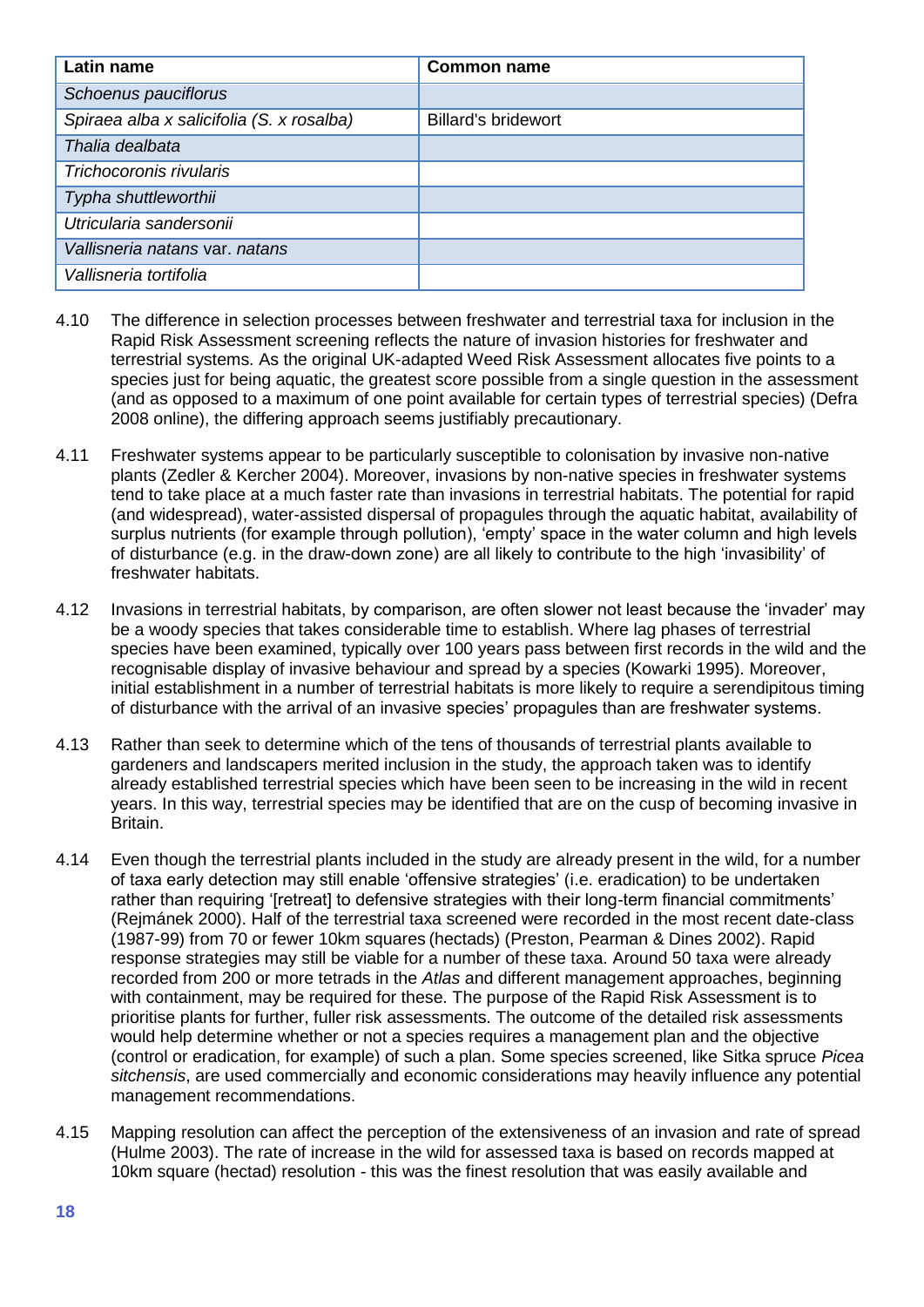| Latin name | Common name |
|---|---|
| *Schoenus pauciflorus* | |
| *Spiraea alba x salicifolia (S. x rosalba)* | Billard's bridewort |
| *Thalia dealbata* | |
| *Trichocoronis rivularis* | |
| *Typha shuttleworthii* | |
| *Utricularia sandersonii* | |
| *Vallisneria natans* var. *natans* | |
| *Vallisneria tortifolia* | |

4.10 The difference in selection processes between freshwater and terrestrial taxa for inclusion in the Rapid Risk Assessment screening reflects the nature of invasion histories for freshwater and terrestrial systems. As the original UK-adapted Weed Risk Assessment allocates five points to a species just for being aquatic, the greatest score possible from a single question in the assessment (and as opposed to a maximum of one point available for certain types of terrestrial species) (Defra 2008 online), the differing approach seems justifiably precautionary.

4.11 Freshwater systems appear to be particularly susceptible to colonisation by invasive non-native plants (Zedler & Kercher 2004). Moreover, invasions by non-native species in freshwater systems tend to take place at a much faster rate than invasions in terrestrial habitats. The potential for rapid (and widespread), water-assisted dispersal of propagules through the aquatic habitat, availability of surplus nutrients (for example through pollution), 'empty' space in the water column and high levels of disturbance (e.g. in the draw-down zone) are all likely to contribute to the high 'invasibility' of freshwater habitats.

4.12 Invasions in terrestrial habitats, by comparison, are often slower not least because the 'invader' may be a woody species that takes considerable time to establish. Where lag phases of terrestrial species have been examined, typically over 100 years pass between first records in the wild and the recognisable display of invasive behaviour and spread by a species (Kowarki 1995). Moreover, initial establishment in a number of terrestrial habitats is more likely to require a serendipitous timing of disturbance with the arrival of an invasive species' propagules than are freshwater systems.

4.13 Rather than seek to determine which of the tens of thousands of terrestrial plants available to gardeners and landscapers merited inclusion in the study, the approach taken was to identify already established terrestrial species which have been seen to be increasing in the wild in recent years. In this way, terrestrial species may be identified that are on the cusp of becoming invasive in Britain.

4.14 Even though the terrestrial plants included in the study are already present in the wild, for a number of taxa early detection may still enable 'offensive strategies' (i.e. eradication) to be undertaken rather than requiring '[retreat] to defensive strategies with their long-term financial commitments' (Rejmánek 2000). Half of the terrestrial taxa screened were recorded in the most recent date-class (1987-99) from 70 or fewer 10km squares (hectads) (Preston, Pearman & Dines 2002). Rapid response strategies may still be viable for a number of these taxa. Around 50 taxa were already recorded from 200 or more tetrads in the *Atlas* and different management approaches, beginning with containment, may be required for these. The purpose of the Rapid Risk Assessment is to prioritise plants for further, fuller risk assessments. The outcome of the detailed risk assessments would help determine whether or not a species requires a management plan and the objective (control or eradication, for example) of such a plan. Some species screened, like Sitka spruce *Picea sitchensis*, are used commercially and economic considerations may heavily influence any potential management recommendations.

4.15 Mapping resolution can affect the perception of the extensiveness of an invasion and rate of spread (Hulme 2003). The rate of increase in the wild for assessed taxa is based on records mapped at 10km square (hectad) resolution - this was the finest resolution that was easily available and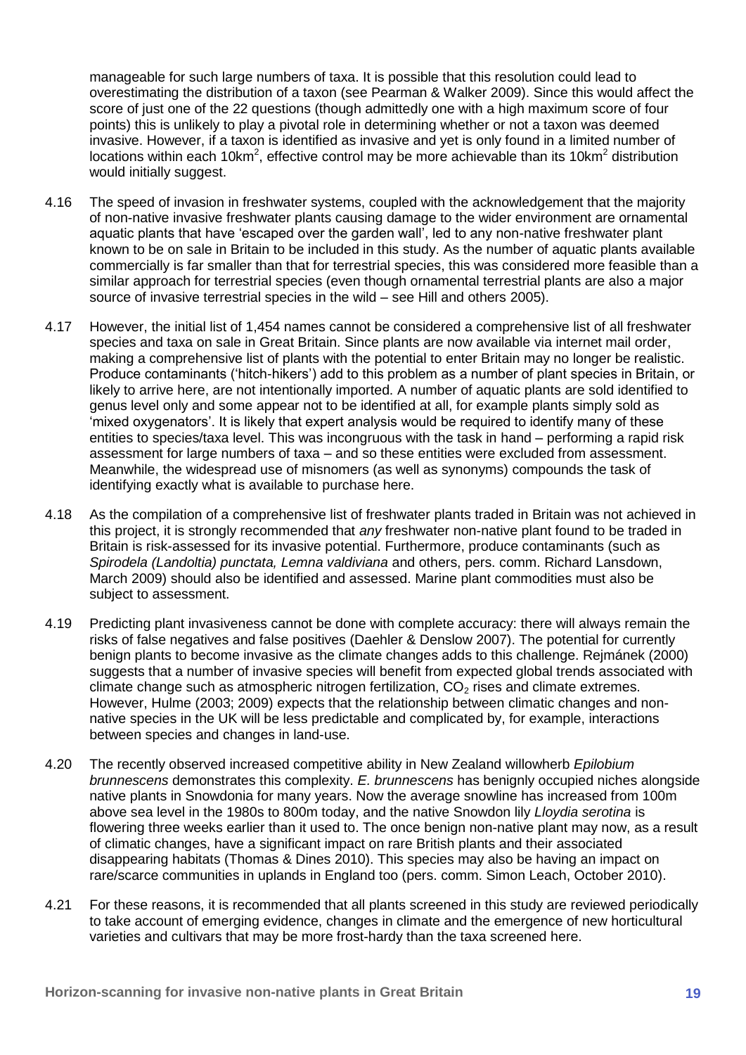manageable for such large numbers of taxa. It is possible that this resolution could lead to overestimating the distribution of a taxon (see Pearman & Walker 2009). Since this would affect the score of just one of the 22 questions (though admittedly one with a high maximum score of four points) this is unlikely to play a pivotal role in determining whether or not a taxon was deemed invasive. However, if a taxon is identified as invasive and yet is only found in a limited number of locations within each $10km^2$, effective control may be more achievable than its $10km^2$ distribution would initially suggest.

4.16 The speed of invasion in freshwater systems, coupled with the acknowledgement that the majority of non-native invasive freshwater plants causing damage to the wider environment are ornamental aquatic plants that have 'escaped over the garden wall', led to any non-native freshwater plant known to be on sale in Britain to be included in this study. As the number of aquatic plants available commercially is far smaller than that for terrestrial species, this was considered more feasible than a similar approach for terrestrial species (even though ornamental terrestrial plants are also a major source of invasive terrestrial species in the wild – see Hill and others 2005).

4.17 However, the initial list of 1,454 names cannot be considered a comprehensive list of all freshwater species and taxa on sale in Great Britain. Since plants are now available via internet mail order, making a comprehensive list of plants with the potential to enter Britain may no longer be realistic. Produce contaminants ('hitch-hikers') add to this problem as a number of plant species in Britain, or likely to arrive here, are not intentionally imported. A number of aquatic plants are sold identified to genus level only and some appear not to be identified at all, for example plants simply sold as 'mixed oxygenators'. It is likely that expert analysis would be required to identify many of these entities to species/taxa level. This was incongruous with the task in hand – performing a rapid risk assessment for large numbers of taxa – and so these entities were excluded from assessment. Meanwhile, the widespread use of misnomers (as well as synonyms) compounds the task of identifying exactly what is available to purchase here.

4.18 As the compilation of a comprehensive list of freshwater plants traded in Britain was not achieved in this project, it is strongly recommended that *any* freshwater non-native plant found to be traded in Britain is risk-assessed for its invasive potential. Furthermore, produce contaminants (such as *Spirodela (Landoltia) punctata, Lemna valdiviana* and others, pers. comm. Richard Lansdown, March 2009) should also be identified and assessed. Marine plant commodities must also be subject to assessment.

4.19 Predicting plant invasiveness cannot be done with complete accuracy: there will always remain the risks of false negatives and false positives (Daehler & Denslow 2007). The potential for currently benign plants to become invasive as the climate changes adds to this challenge. Rejmánek (2000) suggests that a number of invasive species will benefit from expected global trends associated with climate change such as atmospheric nitrogen fertilization, $CO_2$ rises and climate extremes. However, Hulme (2003; 2009) expects that the relationship between climatic changes and non-native species in the UK will be less predictable and complicated by, for example, interactions between species and changes in land-use.

4.20 The recently observed increased competitive ability in New Zealand willowherb *Epilobium brunnescens* demonstrates this complexity. *E. brunnescens* has benignly occupied niches alongside native plants in Snowdonia for many years. Now the average snowline has increased from 100m above sea level in the 1980s to 800m today, and the native Snowdon lily *Lloydia serotina* is flowering three weeks earlier than it used to. The once benign non-native plant may now, as a result of climatic changes, have a significant impact on rare British plants and their associated disappearing habitats (Thomas & Dines 2010). This species may also be having an impact on rare/scarce communities in uplands in England too (pers. comm. Simon Leach, October 2010).

4.21 For these reasons, it is recommended that all plants screened in this study are reviewed periodically to take account of emerging evidence, changes in climate and the emergence of new horticultural varieties and cultivars that may be more frost-hardy than the taxa screened here.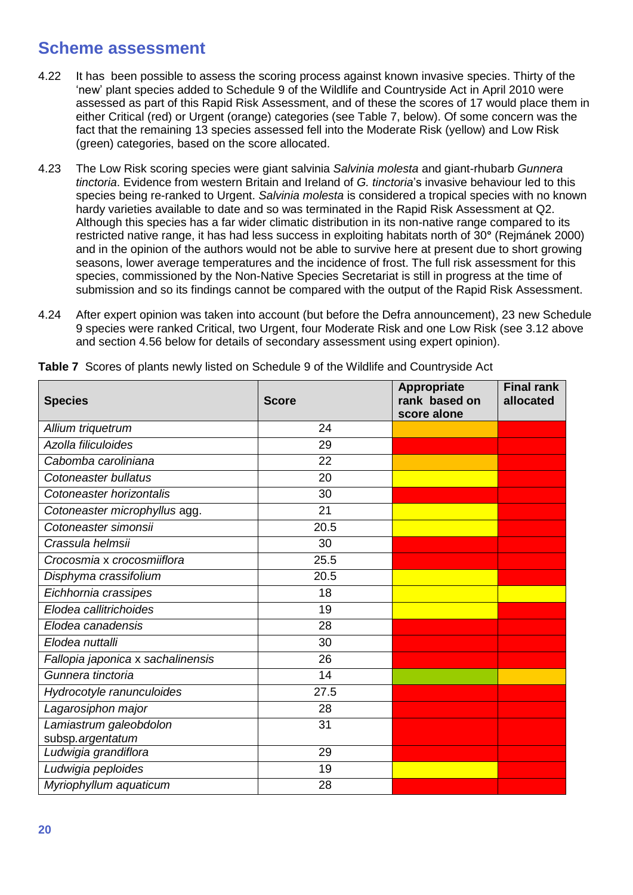## Scheme assessment

4.22 It has been possible to assess the scoring process against known invasive species. Thirty of the 'new' plant species added to Schedule 9 of the Wildlife and Countryside Act in April 2010 were assessed as part of this Rapid Risk Assessment, and of these the scores of 17 would place them in either Critical (red) or Urgent (orange) categories (see Table 7, below). Of some concern was the fact that the remaining 13 species assessed fell into the Moderate Risk (yellow) and Low Risk (green) categories, based on the score allocated.

4.23 The Low Risk scoring species were giant salvinia *Salvinia molesta* and giant-rhubarb *Gunnera tinctoria*. Evidence from western Britain and Ireland of *G. tinctoria*'s invasive behaviour led to this species being re-ranked to Urgent. *Salvinia molesta* is considered a tropical species with no known hardy varieties available to date and so was terminated in the Rapid Risk Assessment at Q2. Although this species has a far wider climatic distribution in its non-native range compared to its restricted native range, it has had less success in exploiting habitats north of 30° (Rejmánek 2000) and in the opinion of the authors would not be able to survive here at present due to short growing seasons, lower average temperatures and the incidence of frost. The full risk assessment for this species, commissioned by the Non-Native Species Secretariat is still in progress at the time of submission and so its findings cannot be compared with the output of the Rapid Risk Assessment.

4.24 After expert opinion was taken into account (but before the Defra announcement), 23 new Schedule 9 species were ranked Critical, two Urgent, four Moderate Risk and one Low Risk (see 3.12 above and section 4.56 below for details of secondary assessment using expert opinion).

**Table 7** Scores of plants newly listed on Schedule 9 of the Wildlife and Countryside Act

| Species | Score | Appropriate rank based on score alone | Final rank allocated |
|---|---|---|---|
| *Allium triquetrum* | 24 | Orange | Red |
| *Azolla filiculoides* | 29 | Red | Red |
| *Cabomba caroliniana* | 22 | Orange | Red |
| *Cotoneaster bullatus* | 20 | Yellow | Red |
| *Cotoneaster horizontalis* | 30 | Red | Red |
| *Cotoneaster microphyllus* agg. | 21 | Yellow | Red |
| *Cotoneaster simonsii* | 20.5 | Yellow | Red |
| *Crassula helmsii* | 30 | Red | Red |
| *Crocosmia* x *crocosmiiflora* | 25.5 | Red | Red |
| *Disphyma crassifolium* | 20.5 | Yellow | Red |
| *Eichhornia crassipes* | 18 | Yellow | Yellow |
| *Elodea callitrichoides* | 19 | Yellow | Red |
| *Elodea canadensis* | 28 | Red | Red |
| *Elodea nuttalli* | 30 | Red | Red |
| *Fallopia japonica* x *sachalinensis* | 26 | Red | Red |
| *Gunnera tinctoria* | 14 | Green | Orange |
| *Hydrocotyle ranunculoides* | 27.5 | Red | Red |
| *Lagarosiphon major* | 28 | Red | Red |
| *Lamiastrum galeobdolon* subsp. *argentatum* | 31 | Red | Red |
| *Ludwigia grandiflora* | 29 | Red | Red |
| *Ludwigia peploides* | 19 | Yellow | Red |
| *Myriophyllum aquaticum* | 28 | Red | Red |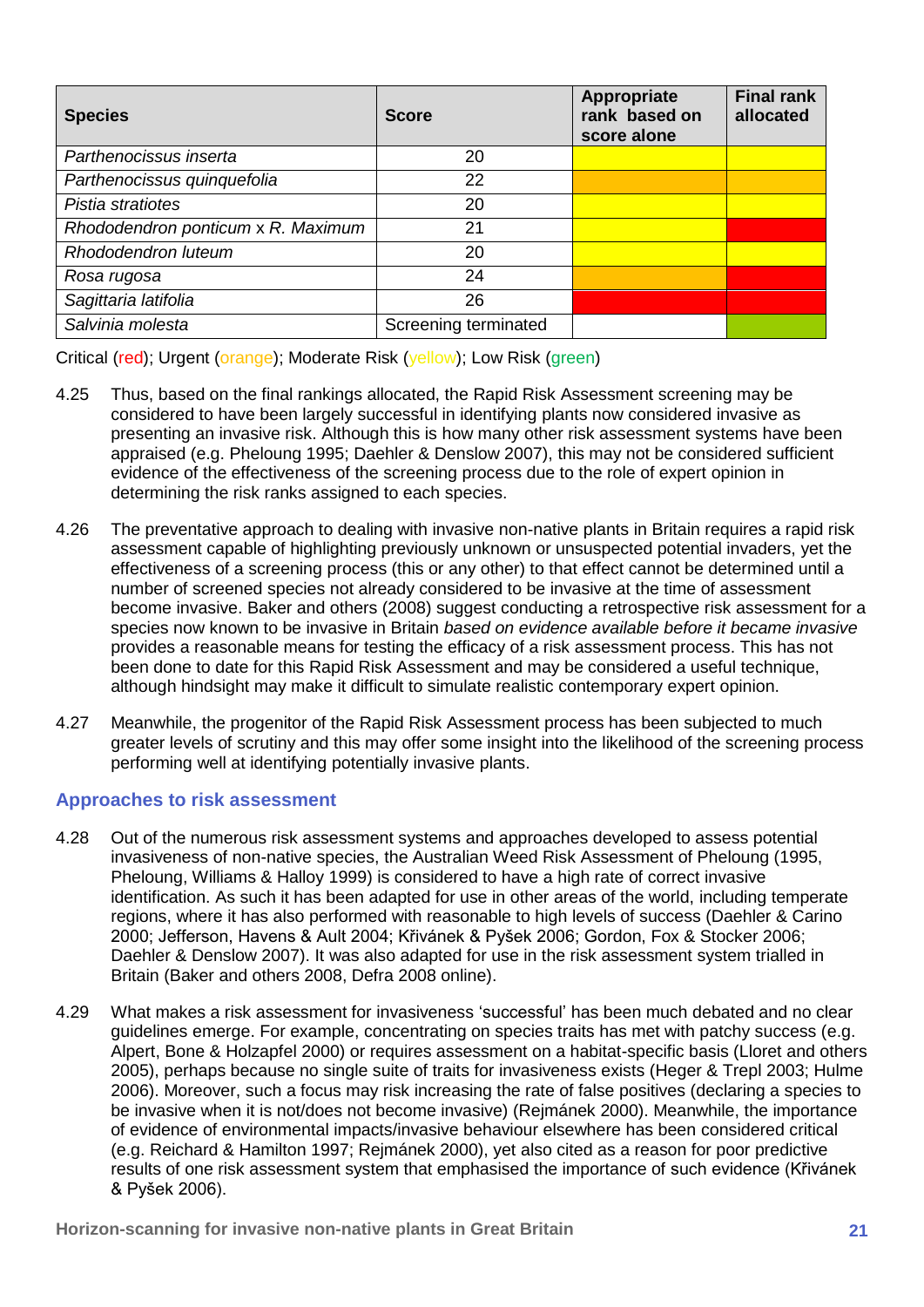| Species | Score | Appropriate rank based on score alone | Final rank allocated |
|---|---|---|---|
| *Parthenocissus inserta* | 20 | yellow | yellow |
| *Parthenocissus quinquefolia* | 22 | orange | orange |
| *Pistia stratiotes* | 20 | yellow | yellow |
| *Rhododendron ponticum* x *R. Maximum* | 21 | yellow | red |
| *Rhododendron luteum* | 20 | yellow | yellow |
| *Rosa rugosa* | 24 | orange | red |
| *Sagittaria latifolia* | 26 | red | red |
| *Salvinia molesta* | Screening terminated | | green |

Critical (red); Urgent (orange); Moderate Risk (yellow); Low Risk (green)

4.25 Thus, based on the final rankings allocated, the Rapid Risk Assessment screening may be considered to have been largely successful in identifying plants now considered invasive as presenting an invasive risk. Although this is how many other risk assessment systems have been appraised (e.g. Pheloung 1995; Daehler & Denslow 2007), this may not be considered sufficient evidence of the effectiveness of the screening process due to the role of expert opinion in determining the risk ranks assigned to each species.

4.26 The preventative approach to dealing with invasive non-native plants in Britain requires a rapid risk assessment capable of highlighting previously unknown or unsuspected potential invaders, yet the effectiveness of a screening process (this or any other) to that effect cannot be determined until a number of screened species not already considered to be invasive at the time of assessment become invasive. Baker and others (2008) suggest conducting a retrospective risk assessment for a species now known to be invasive in Britain *based on evidence available before it became invasive* provides a reasonable means for testing the efficacy of a risk assessment process. This has not been done to date for this Rapid Risk Assessment and may be considered a useful technique, although hindsight may make it difficult to simulate realistic contemporary expert opinion.

4.27 Meanwhile, the progenitor of the Rapid Risk Assessment process has been subjected to much greater levels of scrutiny and this may offer some insight into the likelihood of the screening process performing well at identifying potentially invasive plants.

## Approaches to risk assessment

4.28 Out of the numerous risk assessment systems and approaches developed to assess potential invasiveness of non-native species, the Australian Weed Risk Assessment of Pheloung (1995, Pheloung, Williams & Halloy 1999) is considered to have a high rate of correct invasive identification. As such it has been adapted for use in other areas of the world, including temperate regions, where it has also performed with reasonable to high levels of success (Daehler & Carino 2000; Jefferson, Havens & Ault 2004; Křivánek & Pyšek 2006; Gordon, Fox & Stocker 2006; Daehler & Denslow 2007). It was also adapted for use in the risk assessment system trialled in Britain (Baker and others 2008, Defra 2008 online).

4.29 What makes a risk assessment for invasiveness 'successful' has been much debated and no clear guidelines emerge. For example, concentrating on species traits has met with patchy success (e.g. Alpert, Bone & Holzapfel 2000) or requires assessment on a habitat-specific basis (Lloret and others 2005), perhaps because no single suite of traits for invasiveness exists (Heger & Trepl 2003; Hulme 2006). Moreover, such a focus may risk increasing the rate of false positives (declaring a species to be invasive when it is not/does not become invasive) (Rejmánek 2000). Meanwhile, the importance of evidence of environmental impacts/invasive behaviour elsewhere has been considered critical (e.g. Reichard & Hamilton 1997; Rejmánek 2000), yet also cited as a reason for poor predictive results of one risk assessment system that emphasised the importance of such evidence (Křivánek & Pyšek 2006).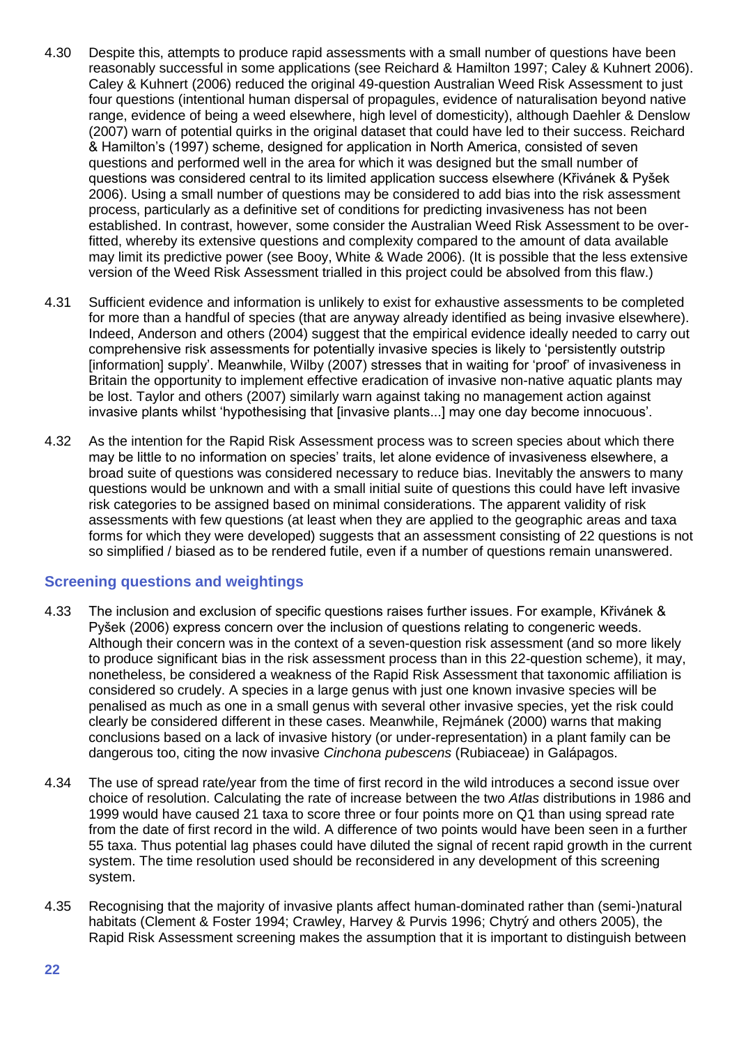4.30 Despite this, attempts to produce rapid assessments with a small number of questions have been reasonably successful in some applications (see Reichard & Hamilton 1997; Caley & Kuhnert 2006). Caley & Kuhnert (2006) reduced the original 49-question Australian Weed Risk Assessment to just four questions (intentional human dispersal of propagules, evidence of naturalisation beyond native range, evidence of being a weed elsewhere, high level of domesticity), although Daehler & Denslow (2007) warn of potential quirks in the original dataset that could have led to their success. Reichard & Hamilton's (1997) scheme, designed for application in North America, consisted of seven questions and performed well in the area for which it was designed but the small number of questions was considered central to its limited application success elsewhere (Křivánek & Pyšek 2006). Using a small number of questions may be considered to add bias into the risk assessment process, particularly as a definitive set of conditions for predicting invasiveness has not been established. In contrast, however, some consider the Australian Weed Risk Assessment to be over-fitted, whereby its extensive questions and complexity compared to the amount of data available may limit its predictive power (see Booy, White & Wade 2006). (It is possible that the less extensive version of the Weed Risk Assessment trialled in this project could be absolved from this flaw.)

4.31 Sufficient evidence and information is unlikely to exist for exhaustive assessments to be completed for more than a handful of species (that are anyway already identified as being invasive elsewhere). Indeed, Anderson and others (2004) suggest that the empirical evidence ideally needed to carry out comprehensive risk assessments for potentially invasive species is likely to 'persistently outstrip [information] supply'. Meanwhile, Wilby (2007) stresses that in waiting for 'proof' of invasiveness in Britain the opportunity to implement effective eradication of invasive non-native aquatic plants may be lost. Taylor and others (2007) similarly warn against taking no management action against invasive plants whilst 'hypothesising that [invasive plants...] may one day become innocuous'.

4.32 As the intention for the Rapid Risk Assessment process was to screen species about which there may be little to no information on species' traits, let alone evidence of invasiveness elsewhere, a broad suite of questions was considered necessary to reduce bias. Inevitably the answers to many questions would be unknown and with a small initial suite of questions this could have left invasive risk categories to be assigned based on minimal considerations. The apparent validity of risk assessments with few questions (at least when they are applied to the geographic areas and taxa forms for which they were developed) suggests that an assessment consisting of 22 questions is not so simplified / biased as to be rendered futile, even if a number of questions remain unanswered.

## Screening questions and weightings

4.33 The inclusion and exclusion of specific questions raises further issues. For example, Křivánek & Pyšek (2006) express concern over the inclusion of questions relating to congeneric weeds. Although their concern was in the context of a seven-question risk assessment (and so more likely to produce significant bias in the risk assessment process than in this 22-question scheme), it may, nonetheless, be considered a weakness of the Rapid Risk Assessment that taxonomic affiliation is considered so crudely. A species in a large genus with just one known invasive species will be penalised as much as one in a small genus with several other invasive species, yet the risk could clearly be considered different in these cases. Meanwhile, Rejmánek (2000) warns that making conclusions based on a lack of invasive history (or under-representation) in a plant family can be dangerous too, citing the now invasive *Cinchona pubescens* (Rubiaceae) in Galápagos.

4.34 The use of spread rate/year from the time of first record in the wild introduces a second issue over choice of resolution. Calculating the rate of increase between the two *Atlas* distributions in 1986 and 1999 would have caused 21 taxa to score three or four points more on Q1 than using spread rate from the date of first record in the wild. A difference of two points would have been seen in a further 55 taxa. Thus potential lag phases could have diluted the signal of recent rapid growth in the current system. The time resolution used should be reconsidered in any development of this screening system.

4.35 Recognising that the majority of invasive plants affect human-dominated rather than (semi-)natural habitats (Clement & Foster 1994; Crawley, Harvey & Purvis 1996; Chytrý and others 2005), the Rapid Risk Assessment screening makes the assumption that it is important to distinguish between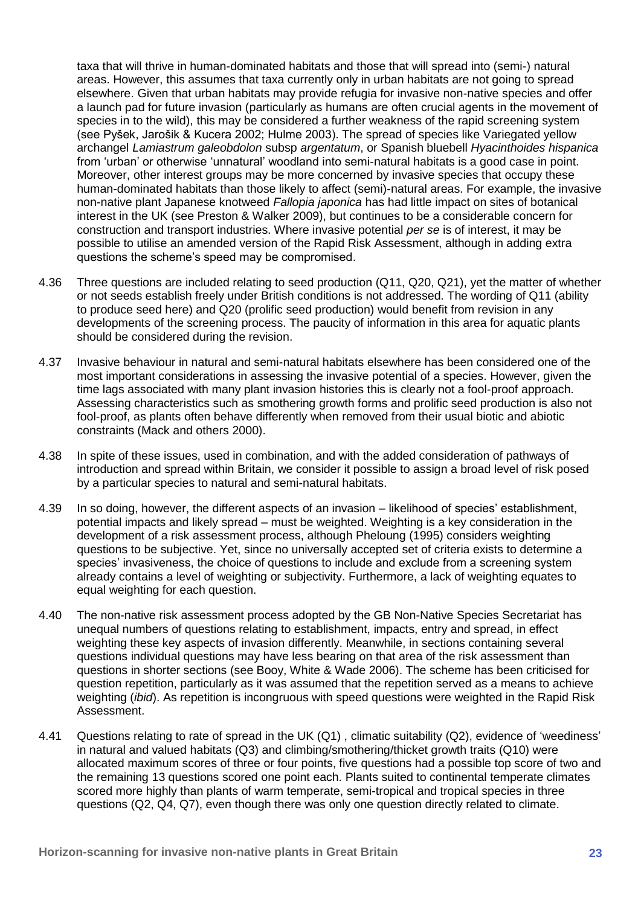taxa that will thrive in human-dominated habitats and those that will spread into (semi-) natural areas. However, this assumes that taxa currently only in urban habitats are not going to spread elsewhere. Given that urban habitats may provide refugia for invasive non-native species and offer a launch pad for future invasion (particularly as humans are often crucial agents in the movement of species in to the wild), this may be considered a further weakness of the rapid screening system (see Pyšek, Jarošik & Kucera 2002; Hulme 2003). The spread of species like Variegated yellow archangel *Lamiastrum galeobdolon* subsp *argentatum*, or Spanish bluebell *Hyacinthoides hispanica* from 'urban' or otherwise 'unnatural' woodland into semi-natural habitats is a good case in point. Moreover, other interest groups may be more concerned by invasive species that occupy these human-dominated habitats than those likely to affect (semi)-natural areas. For example, the invasive non-native plant Japanese knotweed *Fallopia japonica* has had little impact on sites of botanical interest in the UK (see Preston & Walker 2009), but continues to be a considerable concern for construction and transport industries. Where invasive potential *per se* is of interest, it may be possible to utilise an amended version of the Rapid Risk Assessment, although in adding extra questions the scheme's speed may be compromised.

4.36 Three questions are included relating to seed production (Q11, Q20, Q21), yet the matter of whether or not seeds establish freely under British conditions is not addressed. The wording of Q11 (ability to produce seed here) and Q20 (prolific seed production) would benefit from revision in any developments of the screening process. The paucity of information in this area for aquatic plants should be considered during the revision.

4.37 Invasive behaviour in natural and semi-natural habitats elsewhere has been considered one of the most important considerations in assessing the invasive potential of a species. However, given the time lags associated with many plant invasion histories this is clearly not a fool-proof approach. Assessing characteristics such as smothering growth forms and prolific seed production is also not fool-proof, as plants often behave differently when removed from their usual biotic and abiotic constraints (Mack and others 2000).

4.38 In spite of these issues, used in combination, and with the added consideration of pathways of introduction and spread within Britain, we consider it possible to assign a broad level of risk posed by a particular species to natural and semi-natural habitats.

4.39 In so doing, however, the different aspects of an invasion – likelihood of species' establishment, potential impacts and likely spread – must be weighted. Weighting is a key consideration in the development of a risk assessment process, although Pheloung (1995) considers weighting questions to be subjective. Yet, since no universally accepted set of criteria exists to determine a species' invasiveness, the choice of questions to include and exclude from a screening system already contains a level of weighting or subjectivity. Furthermore, a lack of weighting equates to equal weighting for each question.

4.40 The non-native risk assessment process adopted by the GB Non-Native Species Secretariat has unequal numbers of questions relating to establishment, impacts, entry and spread, in effect weighting these key aspects of invasion differently. Meanwhile, in sections containing several questions individual questions may have less bearing on that area of the risk assessment than questions in shorter sections (see Booy, White & Wade 2006). The scheme has been criticised for question repetition, particularly as it was assumed that the repetition served as a means to achieve weighting (*ibid*). As repetition is incongruous with speed questions were weighted in the Rapid Risk Assessment.

4.41 Questions relating to rate of spread in the UK (Q1) , climatic suitability (Q2), evidence of 'weediness' in natural and valued habitats (Q3) and climbing/smothering/thicket growth traits (Q10) were allocated maximum scores of three or four points, five questions had a possible top score of two and the remaining 13 questions scored one point each. Plants suited to continental temperate climates scored more highly than plants of warm temperate, semi-tropical and tropical species in three questions (Q2, Q4, Q7), even though there was only one question directly related to climate.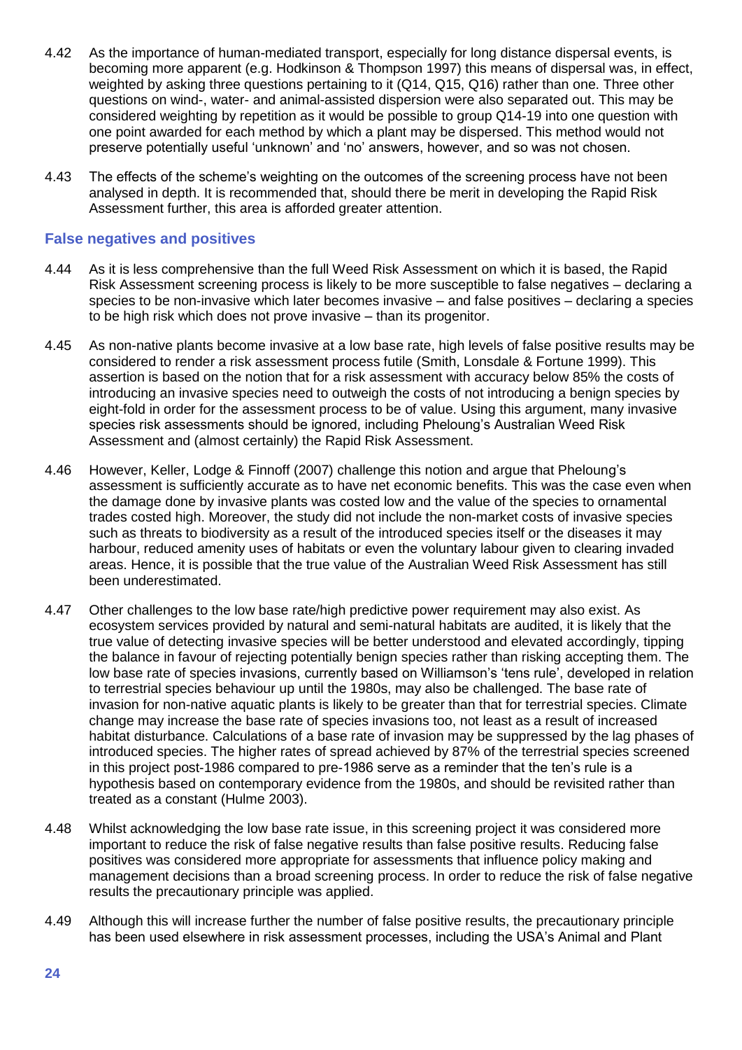4.42 As the importance of human-mediated transport, especially for long distance dispersal events, is becoming more apparent (e.g. Hodkinson & Thompson 1997) this means of dispersal was, in effect, weighted by asking three questions pertaining to it (Q14, Q15, Q16) rather than one. Three other questions on wind-, water- and animal-assisted dispersion were also separated out. This may be considered weighting by repetition as it would be possible to group Q14-19 into one question with one point awarded for each method by which a plant may be dispersed. This method would not preserve potentially useful 'unknown' and 'no' answers, however, and so was not chosen.

4.43 The effects of the scheme's weighting on the outcomes of the screening process have not been analysed in depth. It is recommended that, should there be merit in developing the Rapid Risk Assessment further, this area is afforded greater attention.

## False negatives and positives

4.44 As it is less comprehensive than the full Weed Risk Assessment on which it is based, the Rapid Risk Assessment screening process is likely to be more susceptible to false negatives – declaring a species to be non-invasive which later becomes invasive – and false positives – declaring a species to be high risk which does not prove invasive – than its progenitor.

4.45 As non-native plants become invasive at a low base rate, high levels of false positive results may be considered to render a risk assessment process futile (Smith, Lonsdale & Fortune 1999). This assertion is based on the notion that for a risk assessment with accuracy below 85% the costs of introducing an invasive species need to outweigh the costs of not introducing a benign species by eight-fold in order for the assessment process to be of value. Using this argument, many invasive species risk assessments should be ignored, including Pheloung's Australian Weed Risk Assessment and (almost certainly) the Rapid Risk Assessment.

4.46 However, Keller, Lodge & Finnoff (2007) challenge this notion and argue that Pheloung's assessment is sufficiently accurate as to have net economic benefits. This was the case even when the damage done by invasive plants was costed low and the value of the species to ornamental trades costed high. Moreover, the study did not include the non-market costs of invasive species such as threats to biodiversity as a result of the introduced species itself or the diseases it may harbour, reduced amenity uses of habitats or even the voluntary labour given to clearing invaded areas. Hence, it is possible that the true value of the Australian Weed Risk Assessment has still been underestimated.

4.47 Other challenges to the low base rate/high predictive power requirement may also exist. As ecosystem services provided by natural and semi-natural habitats are audited, it is likely that the true value of detecting invasive species will be better understood and elevated accordingly, tipping the balance in favour of rejecting potentially benign species rather than risking accepting them. The low base rate of species invasions, currently based on Williamson's 'tens rule', developed in relation to terrestrial species behaviour up until the 1980s, may also be challenged. The base rate of invasion for non-native aquatic plants is likely to be greater than that for terrestrial species. Climate change may increase the base rate of species invasions too, not least as a result of increased habitat disturbance. Calculations of a base rate of invasion may be suppressed by the lag phases of introduced species. The higher rates of spread achieved by 87% of the terrestrial species screened in this project post-1986 compared to pre-1986 serve as a reminder that the ten's rule is a hypothesis based on contemporary evidence from the 1980s, and should be revisited rather than treated as a constant (Hulme 2003).

4.48 Whilst acknowledging the low base rate issue, in this screening project it was considered more important to reduce the risk of false negative results than false positive results. Reducing false positives was considered more appropriate for assessments that influence policy making and management decisions than a broad screening process. In order to reduce the risk of false negative results the precautionary principle was applied.

4.49 Although this will increase further the number of false positive results, the precautionary principle has been used elsewhere in risk assessment processes, including the USA's Animal and Plant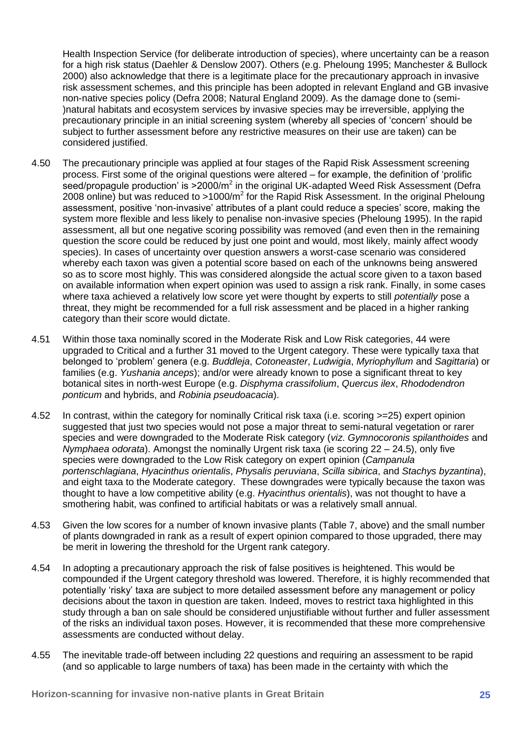Health Inspection Service (for deliberate introduction of species), where uncertainty can be a reason for a high risk status (Daehler & Denslow 2007). Others (e.g. Pheloung 1995; Manchester & Bullock 2000) also acknowledge that there is a legitimate place for the precautionary approach in invasive risk assessment schemes, and this principle has been adopted in relevant England and GB invasive non-native species policy (Defra 2008; Natural England 2009). As the damage done to (semi-)natural habitats and ecosystem services by invasive species may be irreversible, applying the precautionary principle in an initial screening system (whereby all species of 'concern' should be subject to further assessment before any restrictive measures on their use are taken) can be considered justified.

4.50 The precautionary principle was applied at four stages of the Rapid Risk Assessment screening process. First some of the original questions were altered – for example, the definition of 'prolific seed/propagule production' is $>2000/m^2$ in the original UK-adapted Weed Risk Assessment (Defra 2008 online) but was reduced to $>1000/m^2$ for the Rapid Risk Assessment. In the original Pheloung assessment, positive 'non-invasive' attributes of a plant could reduce a species' score, making the system more flexible and less likely to penalise non-invasive species (Pheloung 1995). In the rapid assessment, all but one negative scoring possibility was removed (and even then in the remaining question the score could be reduced by just one point and would, most likely, mainly affect woody species). In cases of uncertainty over question answers a worst-case scenario was considered whereby each taxon was given a potential score based on each of the unknowns being answered so as to score most highly. This was considered alongside the actual score given to a taxon based on available information when expert opinion was used to assign a risk rank. Finally, in some cases where taxa achieved a relatively low score yet were thought by experts to still *potentially* pose a threat, they might be recommended for a full risk assessment and be placed in a higher ranking category than their score would dictate.

4.51 Within those taxa nominally scored in the Moderate Risk and Low Risk categories, 44 were upgraded to Critical and a further 31 moved to the Urgent category. These were typically taxa that belonged to 'problem' genera (e.g. *Buddleja*, *Cotoneaster*, *Ludwigia*, *Myriophyllum* and *Sagittaria*) or families (e.g. *Yushania anceps*); and/or were already known to pose a significant threat to key botanical sites in north-west Europe (e.g. *Disphyma crassifolium*, *Quercus ilex*, *Rhododendron ponticum* and hybrids, and *Robinia pseudoacacia*).

4.52 In contrast, within the category for nominally Critical risk taxa (i.e. scoring >=25) expert opinion suggested that just two species would not pose a major threat to semi-natural vegetation or rarer species and were downgraded to the Moderate Risk category (*viz. Gymnocoronis spilanthoides* and *Nymphaea odorata*). Amongst the nominally Urgent risk taxa (ie scoring 22 – 24.5), only five species were downgraded to the Low Risk category on expert opinion (*Campanula portenschlagiana*, *Hyacinthus orientalis*, *Physalis peruviana*, *Scilla sibirica*, and *Stachys byzantina*), and eight taxa to the Moderate category. These downgrades were typically because the taxon was thought to have a low competitive ability (e.g. *Hyacinthus orientalis*), was not thought to have a smothering habit, was confined to artificial habitats or was a relatively small annual.

4.53 Given the low scores for a number of known invasive plants (Table 7, above) and the small number of plants downgraded in rank as a result of expert opinion compared to those upgraded, there may be merit in lowering the threshold for the Urgent rank category.

4.54 In adopting a precautionary approach the risk of false positives is heightened. This would be compounded if the Urgent category threshold was lowered. Therefore, it is highly recommended that potentially 'risky' taxa are subject to more detailed assessment before any management or policy decisions about the taxon in question are taken. Indeed, moves to restrict taxa highlighted in this study through a ban on sale should be considered unjustifiable without further and fuller assessment of the risks an individual taxon poses. However, it is recommended that these more comprehensive assessments are conducted without delay.

4.55 The inevitable trade-off between including 22 questions and requiring an assessment to be rapid (and so applicable to large numbers of taxa) has been made in the certainty with which the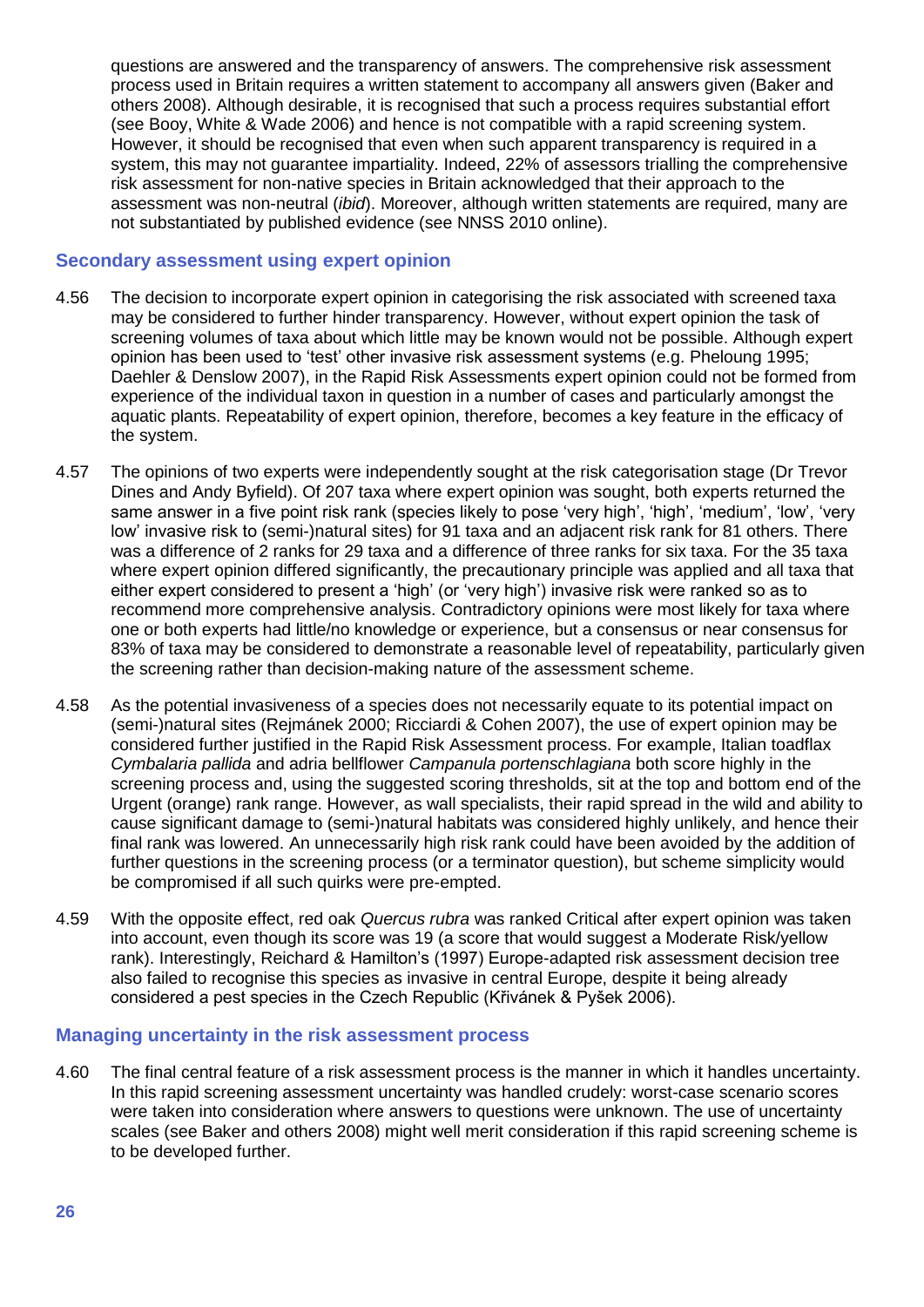questions are answered and the transparency of answers. The comprehensive risk assessment process used in Britain requires a written statement to accompany all answers given (Baker and others 2008). Although desirable, it is recognised that such a process requires substantial effort (see Booy, White & Wade 2006) and hence is not compatible with a rapid screening system. However, it should be recognised that even when such apparent transparency is required in a system, this may not guarantee impartiality. Indeed, 22% of assessors trialling the comprehensive risk assessment for non-native species in Britain acknowledged that their approach to the assessment was non-neutral (*ibid*). Moreover, although written statements are required, many are not substantiated by published evidence (see NNSS 2010 online).

## Secondary assessment using expert opinion

4.56 The decision to incorporate expert opinion in categorising the risk associated with screened taxa may be considered to further hinder transparency. However, without expert opinion the task of screening volumes of taxa about which little may be known would not be possible. Although expert opinion has been used to 'test' other invasive risk assessment systems (e.g. Pheloung 1995; Daehler & Denslow 2007), in the Rapid Risk Assessments expert opinion could not be formed from experience of the individual taxon in question in a number of cases and particularly amongst the aquatic plants. Repeatability of expert opinion, therefore, becomes a key feature in the efficacy of the system.

4.57 The opinions of two experts were independently sought at the risk categorisation stage (Dr Trevor Dines and Andy Byfield). Of 207 taxa where expert opinion was sought, both experts returned the same answer in a five point risk rank (species likely to pose 'very high', 'high', 'medium', 'low', 'very low' invasive risk to (semi-)natural sites) for 91 taxa and an adjacent risk rank for 81 others. There was a difference of 2 ranks for 29 taxa and a difference of three ranks for six taxa. For the 35 taxa where expert opinion differed significantly, the precautionary principle was applied and all taxa that either expert considered to present a 'high' (or 'very high') invasive risk were ranked so as to recommend more comprehensive analysis. Contradictory opinions were most likely for taxa where one or both experts had little/no knowledge or experience, but a consensus or near consensus for 83% of taxa may be considered to demonstrate a reasonable level of repeatability, particularly given the screening rather than decision-making nature of the assessment scheme.

4.58 As the potential invasiveness of a species does not necessarily equate to its potential impact on (semi-)natural sites (Rejmánek 2000; Ricciardi & Cohen 2007), the use of expert opinion may be considered further justified in the Rapid Risk Assessment process. For example, Italian toadflax *Cymbalaria pallida* and adria bellflower *Campanula portenschlagiana* both score highly in the screening process and, using the suggested scoring thresholds, sit at the top and bottom end of the Urgent (orange) rank range. However, as wall specialists, their rapid spread in the wild and ability to cause significant damage to (semi-)natural habitats was considered highly unlikely, and hence their final rank was lowered. An unnecessarily high risk rank could have been avoided by the addition of further questions in the screening process (or a terminator question), but scheme simplicity would be compromised if all such quirks were pre-empted.

4.59 With the opposite effect, red oak *Quercus rubra* was ranked Critical after expert opinion was taken into account, even though its score was 19 (a score that would suggest a Moderate Risk/yellow rank). Interestingly, Reichard & Hamilton's (1997) Europe-adapted risk assessment decision tree also failed to recognise this species as invasive in central Europe, despite it being already considered a pest species in the Czech Republic (Křivánek & Pyšek 2006).

## Managing uncertainty in the risk assessment process

4.60 The final central feature of a risk assessment process is the manner in which it handles uncertainty. In this rapid screening assessment uncertainty was handled crudely: worst-case scenario scores were taken into consideration where answers to questions were unknown. The use of uncertainty scales (see Baker and others 2008) might well merit consideration if this rapid screening scheme is to be developed further.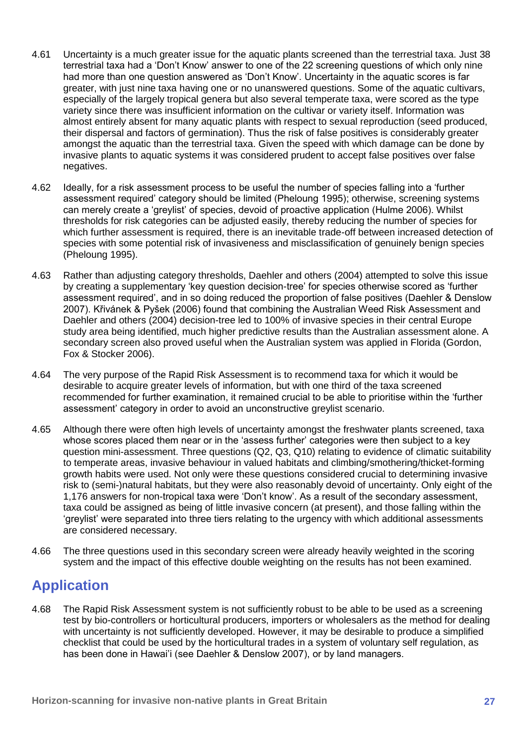4.61 Uncertainty is a much greater issue for the aquatic plants screened than the terrestrial taxa. Just 38 terrestrial taxa had a 'Don't Know' answer to one of the 22 screening questions of which only nine had more than one question answered as 'Don't Know'. Uncertainty in the aquatic scores is far greater, with just nine taxa having one or no unanswered questions. Some of the aquatic cultivars, especially of the largely tropical genera but also several temperate taxa, were scored as the type variety since there was insufficient information on the cultivar or variety itself. Information was almost entirely absent for many aquatic plants with respect to sexual reproduction (seed produced, their dispersal and factors of germination). Thus the risk of false positives is considerably greater amongst the aquatic than the terrestrial taxa. Given the speed with which damage can be done by invasive plants to aquatic systems it was considered prudent to accept false positives over false negatives.

4.62 Ideally, for a risk assessment process to be useful the number of species falling into a 'further assessment required' category should be limited (Pheloung 1995); otherwise, screening systems can merely create a 'greylist' of species, devoid of proactive application (Hulme 2006). Whilst thresholds for risk categories can be adjusted easily, thereby reducing the number of species for which further assessment is required, there is an inevitable trade-off between increased detection of species with some potential risk of invasiveness and misclassification of genuinely benign species (Pheloung 1995).

4.63 Rather than adjusting category thresholds, Daehler and others (2004) attempted to solve this issue by creating a supplementary 'key question decision-tree' for species otherwise scored as 'further assessment required', and in so doing reduced the proportion of false positives (Daehler & Denslow 2007). Křivánek & Pyšek (2006) found that combining the Australian Weed Risk Assessment and Daehler and others (2004) decision-tree led to 100% of invasive species in their central Europe study area being identified, much higher predictive results than the Australian assessment alone. A secondary screen also proved useful when the Australian system was applied in Florida (Gordon, Fox & Stocker 2006).

4.64 The very purpose of the Rapid Risk Assessment is to recommend taxa for which it would be desirable to acquire greater levels of information, but with one third of the taxa screened recommended for further examination, it remained crucial to be able to prioritise within the 'further assessment' category in order to avoid an unconstructive greylist scenario.

4.65 Although there were often high levels of uncertainty amongst the freshwater plants screened, taxa whose scores placed them near or in the 'assess further' categories were then subject to a key question mini-assessment. Three questions (Q2, Q3, Q10) relating to evidence of climatic suitability to temperate areas, invasive behaviour in valued habitats and climbing/smothering/thicket-forming growth habits were used. Not only were these questions considered crucial to determining invasive risk to (semi-)natural habitats, but they were also reasonably devoid of uncertainty. Only eight of the 1,176 answers for non-tropical taxa were 'Don't know'. As a result of the secondary assessment, taxa could be assigned as being of little invasive concern (at present), and those falling within the 'greylist' were separated into three tiers relating to the urgency with which additional assessments are considered necessary.

4.66 The three questions used in this secondary screen were already heavily weighted in the scoring system and the impact of this effective double weighting on the results has not been examined.

## Application

4.68 The Rapid Risk Assessment system is not sufficiently robust to be able to be used as a screening test by bio-controllers or horticultural producers, importers or wholesalers as the method for dealing with uncertainty is not sufficiently developed. However, it may be desirable to produce a simplified checklist that could be used by the horticultural trades in a system of voluntary self regulation, as has been done in Hawai'i (see Daehler & Denslow 2007), or by land managers.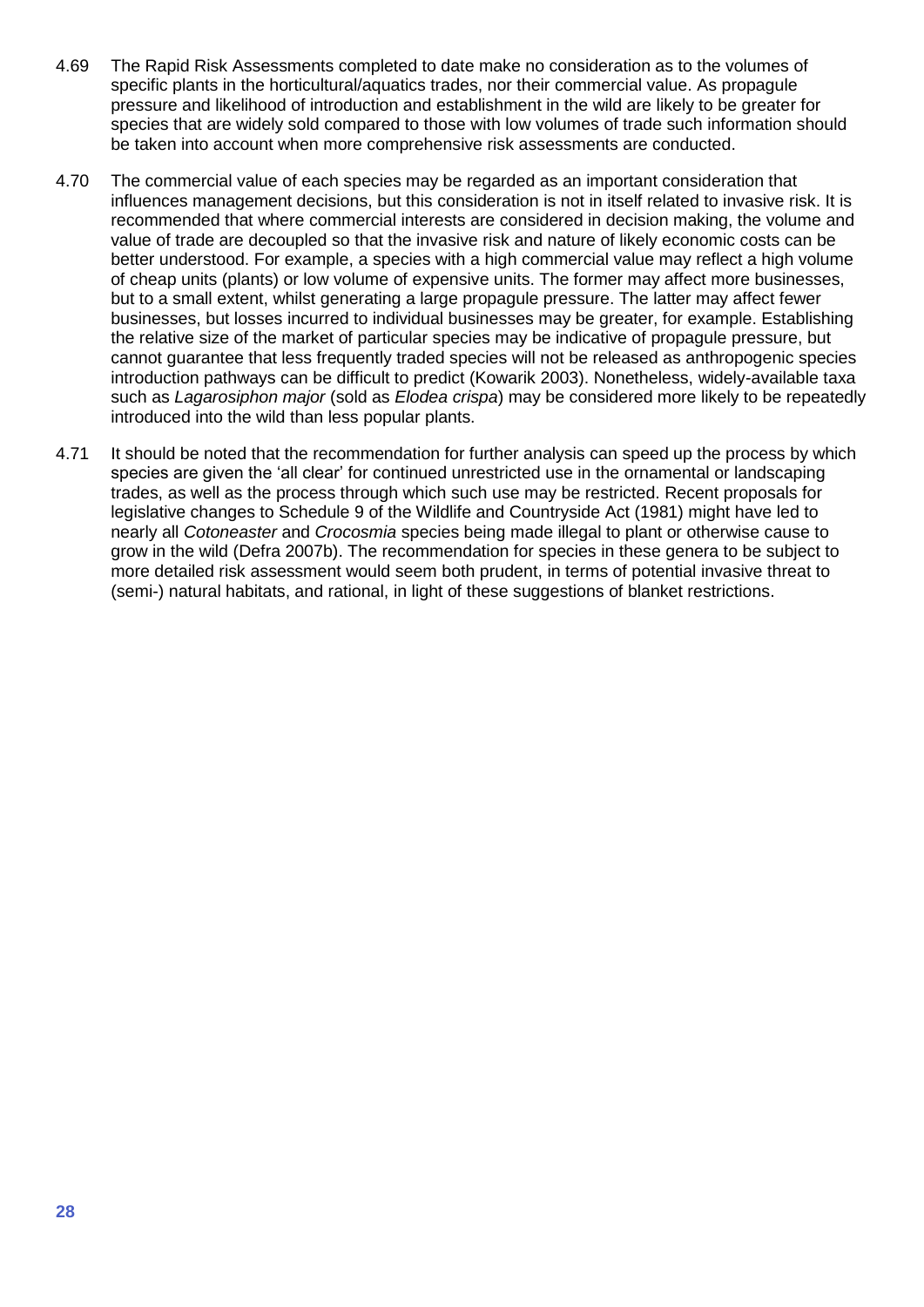4.69 The Rapid Risk Assessments completed to date make no consideration as to the volumes of specific plants in the horticultural/aquatics trades, nor their commercial value. As propagule pressure and likelihood of introduction and establishment in the wild are likely to be greater for species that are widely sold compared to those with low volumes of trade such information should be taken into account when more comprehensive risk assessments are conducted.

4.70 The commercial value of each species may be regarded as an important consideration that influences management decisions, but this consideration is not in itself related to invasive risk. It is recommended that where commercial interests are considered in decision making, the volume and value of trade are decoupled so that the invasive risk and nature of likely economic costs can be better understood. For example, a species with a high commercial value may reflect a high volume of cheap units (plants) or low volume of expensive units. The former may affect more businesses, but to a small extent, whilst generating a large propagule pressure. The latter may affect fewer businesses, but losses incurred to individual businesses may be greater, for example. Establishing the relative size of the market of particular species may be indicative of propagule pressure, but cannot guarantee that less frequently traded species will not be released as anthropogenic species introduction pathways can be difficult to predict (Kowarik 2003). Nonetheless, widely-available taxa such as *Lagarosiphon major* (sold as *Elodea crispa*) may be considered more likely to be repeatedly introduced into the wild than less popular plants.

4.71 It should be noted that the recommendation for further analysis can speed up the process by which species are given the 'all clear' for continued unrestricted use in the ornamental or landscaping trades, as well as the process through which such use may be restricted. Recent proposals for legislative changes to Schedule 9 of the Wildlife and Countryside Act (1981) might have led to nearly all *Cotoneaster* and *Crocosmia* species being made illegal to plant or otherwise cause to grow in the wild (Defra 2007b). The recommendation for species in these genera to be subject to more detailed risk assessment would seem both prudent, in terms of potential invasive threat to (semi-) natural habitats, and rational, in light of these suggestions of blanket restrictions.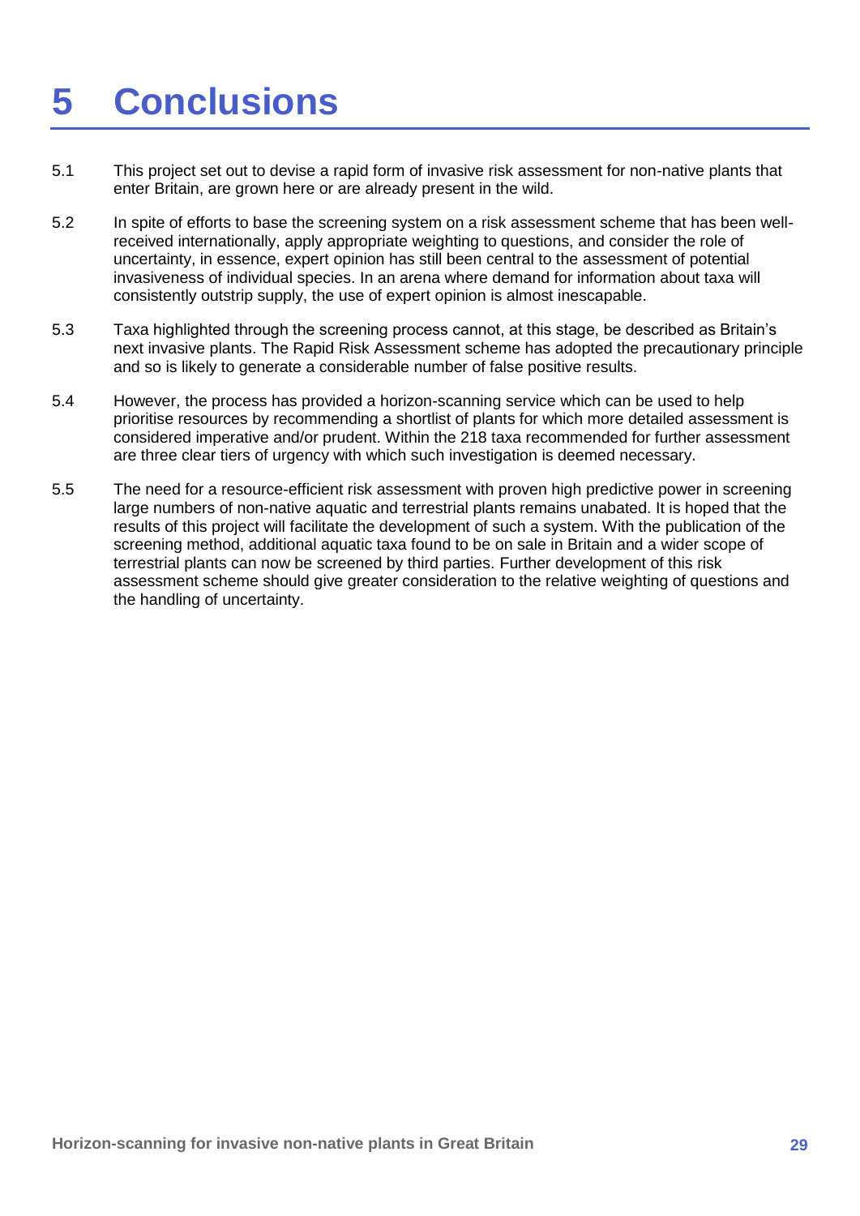# 5 Conclusions

5.1 This project set out to devise a rapid form of invasive risk assessment for non-native plants that enter Britain, are grown here or are already present in the wild.

5.2 In spite of efforts to base the screening system on a risk assessment scheme that has been well-received internationally, apply appropriate weighting to questions, and consider the role of uncertainty, in essence, expert opinion has still been central to the assessment of potential invasiveness of individual species. In an arena where demand for information about taxa will consistently outstrip supply, the use of expert opinion is almost inescapable.

5.3 Taxa highlighted through the screening process cannot, at this stage, be described as Britain's next invasive plants. The Rapid Risk Assessment scheme has adopted the precautionary principle and so is likely to generate a considerable number of false positive results.

5.4 However, the process has provided a horizon-scanning service which can be used to help prioritise resources by recommending a shortlist of plants for which more detailed assessment is considered imperative and/or prudent. Within the 218 taxa recommended for further assessment are three clear tiers of urgency with which such investigation is deemed necessary.

5.5 The need for a resource-efficient risk assessment with proven high predictive power in screening large numbers of non-native aquatic and terrestrial plants remains unabated. It is hoped that the results of this project will facilitate the development of such a system. With the publication of the screening method, additional aquatic taxa found to be on sale in Britain and a wider scope of terrestrial plants can now be screened by third parties. Further development of this risk assessment scheme should give greater consideration to the relative weighting of questions and the handling of uncertainty.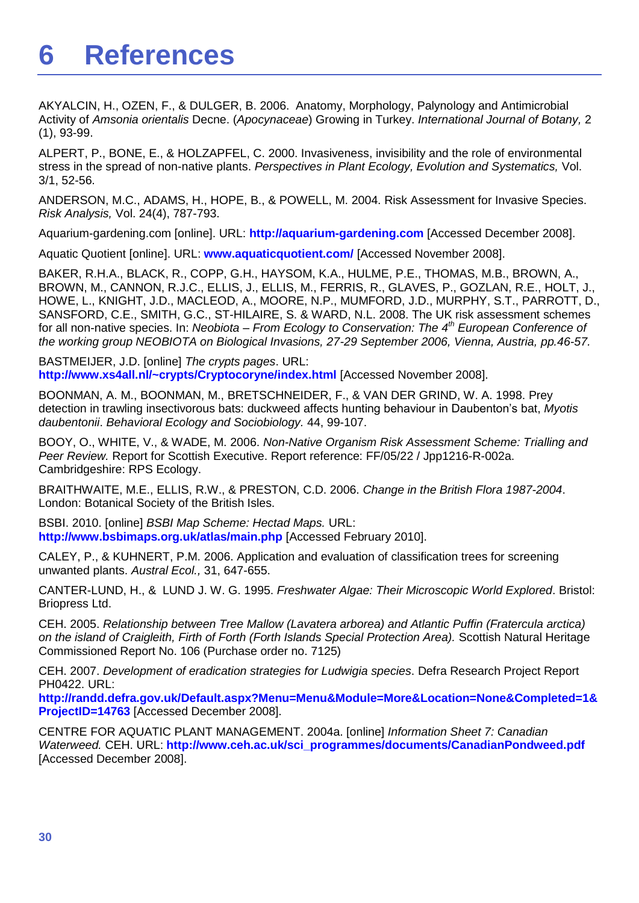# 6 References

AKYALCIN, H., OZEN, F., & DULGER, B. 2006. Anatomy, Morphology, Palynology and Antimicrobial Activity of *Amsonia orientalis* Decne. (*Apocynaceae*) Growing in Turkey. *International Journal of Botany,* 2 (1), 93-99.

ALPERT, P., BONE, E., & HOLZAPFEL, C. 2000. Invasiveness, invisibility and the role of environmental stress in the spread of non-native plants. *Perspectives in Plant Ecology, Evolution and Systematics,* Vol. 3/1, 52-56.

ANDERSON, M.C., ADAMS, H., HOPE, B., & POWELL, M. 2004. Risk Assessment for Invasive Species. *Risk Analysis,* Vol. 24(4), 787-793.

Aquarium-gardening.com [online]. URL: **http://aquarium-gardening.com** [Accessed December 2008].

Aquatic Quotient [online]. URL: **www.aquaticquotient.com/** [Accessed November 2008].

BAKER, R.H.A., BLACK, R., COPP, G.H., HAYSOM, K.A., HULME, P.E., THOMAS, M.B., BROWN, A., BROWN, M., CANNON, R.J.C., ELLIS, J., ELLIS, M., FERRIS, R., GLAVES, P., GOZLAN, R.E., HOLT, J., HOWE, L., KNIGHT, J.D., MACLEOD, A., MOORE, N.P., MUMFORD, J.D., MURPHY, S.T., PARROTT, D., SANSFORD, C.E., SMITH, G.C., ST-HILAIRE, S. & WARD, N.L. 2008. The UK risk assessment schemes for all non-native species. In: *Neobiota – From Ecology to Conservation: The 4th European Conference of the working group NEOBIOTA on Biological Invasions, 27-29 September 2006, Vienna, Austria, pp.46-57.*

BASTMEIJER, J.D. [online] *The crypts pages*. URL: **http://www.xs4all.nl/~crypts/Cryptocoryne/index.html** [Accessed November 2008].

BOONMAN, A. M., BOONMAN, M., BRETSCHNEIDER, F., & VAN DER GRIND, W. A. 1998. Prey detection in trawling insectivorous bats: duckweed affects hunting behaviour in Daubenton's bat, *Myotis daubentonii*. *Behavioral Ecology and Sociobiology.* 44, 99-107.

BOOY, O., WHITE, V., & WADE, M. 2006. *Non-Native Organism Risk Assessment Scheme: Trialling and Peer Review.* Report for Scottish Executive. Report reference: FF/05/22 / Jpp1216-R-002a. Cambridgeshire: RPS Ecology.

BRAITHWAITE, M.E., ELLIS, R.W., & PRESTON, C.D. 2006. *Change in the British Flora 1987-2004*. London: Botanical Society of the British Isles.

BSBI. 2010. [online] *BSBI Map Scheme: Hectad Maps.* URL: **http://www.bsbimaps.org.uk/atlas/main.php** [Accessed February 2010].

CALEY, P., & KUHNERT, P.M. 2006. Application and evaluation of classification trees for screening unwanted plants. *Austral Ecol.,* 31, 647-655.

CANTER-LUND, H., & LUND J. W. G. 1995. *Freshwater Algae: Their Microscopic World Explored*. Bristol: Briopress Ltd.

CEH. 2005. *Relationship between Tree Mallow (Lavatera arborea) and Atlantic Puffin (Fratercula arctica) on the island of Craigleith, Firth of Forth (Forth Islands Special Protection Area).* Scottish Natural Heritage Commissioned Report No. 106 (Purchase order no. 7125)

CEH. 2007. *Development of eradication strategies for Ludwigia species*. Defra Research Project Report PH0422. URL: **http://randd.defra.gov.uk/Default.aspx?Menu=Menu&Module=More&Location=None&Completed=1&ProjectID=14763** [Accessed December 2008].

CENTRE FOR AQUATIC PLANT MANAGEMENT. 2004a. [online] *Information Sheet 7: Canadian Waterweed.* CEH. URL: **http://www.ceh.ac.uk/sci_programmes/documents/CanadianPondweed.pdf** [Accessed December 2008].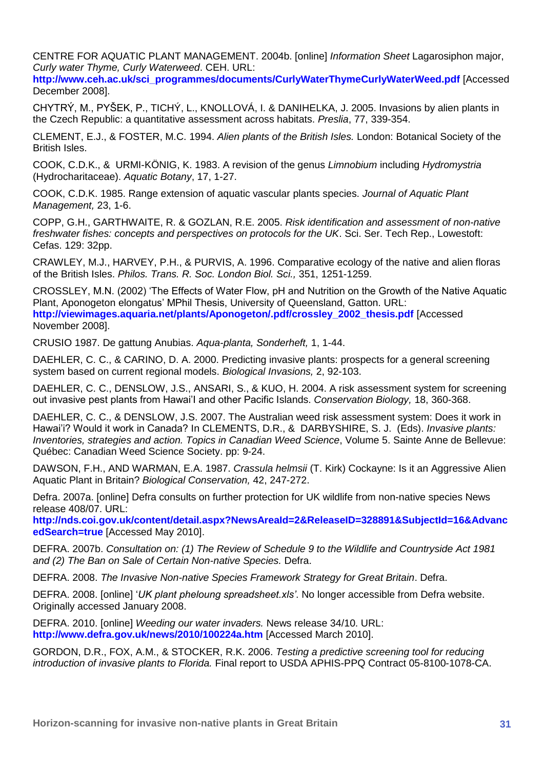CENTRE FOR AQUATIC PLANT MANAGEMENT. 2004b. [online] *Information Sheet* Lagarosiphon major, *Curly water Thyme, Curly Waterweed*. CEH. URL: **http://www.ceh.ac.uk/sci_programmes/documents/CurlyWaterThymeCurlyWaterWeed.pdf** [Accessed December 2008].

CHYTRÝ, M., PYŠEK, P., TICHÝ, L., KNOLLOVÁ, I. & DANIHELKA, J. 2005. Invasions by alien plants in the Czech Republic: a quantitative assessment across habitats. *Preslia*, 77, 339-354.

CLEMENT, E.J., & FOSTER, M.C. 1994. *Alien plants of the British Isles.* London: Botanical Society of the British Isles.

COOK, C.D.K., & URMI-KÖNIG, K. 1983. A revision of the genus *Limnobium* including *Hydromystria* (Hydrocharitaceae). *Aquatic Botany*, 17, 1-27.

COOK, C.D.K. 1985. Range extension of aquatic vascular plants species. *Journal of Aquatic Plant Management,* 23, 1-6.

COPP, G.H., GARTHWAITE, R. & GOZLAN, R.E. 2005. *Risk identification and assessment of non-native freshwater fishes: concepts and perspectives on protocols for the UK*. Sci. Ser. Tech Rep., Lowestoft: Cefas. 129: 32pp.

CRAWLEY, M.J., HARVEY, P.H., & PURVIS, A. 1996. Comparative ecology of the native and alien floras of the British Isles. *Philos. Trans. R. Soc. London Biol. Sci.,* 351, 1251-1259.

CROSSLEY, M.N. (2002) 'The Effects of Water Flow, pH and Nutrition on the Growth of the Native Aquatic Plant, Aponogeton elongatus' MPhil Thesis, University of Queensland, Gatton. URL: **http://viewimages.aquaria.net/plants/Aponogeton/.pdf/crossley_2002_thesis.pdf** [Accessed November 2008].

CRUSIO 1987. De gattung Anubias. *Aqua-planta, Sonderheft,* 1, 1-44.

DAEHLER, C. C., & CARINO, D. A. 2000. Predicting invasive plants: prospects for a general screening system based on current regional models. *Biological Invasions,* 2, 92-103.

DAEHLER, C. C., DENSLOW, J.S., ANSARI, S., & KUO, H. 2004. A risk assessment system for screening out invasive pest plants from Hawai'I and other Pacific Islands. *Conservation Biology,* 18, 360-368.

DAEHLER, C. C., & DENSLOW, J.S. 2007. The Australian weed risk assessment system: Does it work in Hawai'i? Would it work in Canada? In CLEMENTS, D.R., & DARBYSHIRE, S. J. (Eds). *Invasive plants: Inventories, strategies and action. Topics in Canadian Weed Science*, Volume 5. Sainte Anne de Bellevue: Québec: Canadian Weed Science Society. pp: 9-24.

DAWSON, F.H., AND WARMAN, E.A. 1987. *Crassula helmsii* (T. Kirk) Cockayne: Is it an Aggressive Alien Aquatic Plant in Britain? *Biological Conservation,* 42, 247-272.

Defra. 2007a. [online] Defra consults on further protection for UK wildlife from non-native species News release 408/07. URL: **http://nds.coi.gov.uk/content/detail.aspx?NewsAreaId=2&ReleaseID=328891&SubjectId=16&AdvancedSearch=true** [Accessed May 2010].

DEFRA. 2007b. *Consultation on: (1) The Review of Schedule 9 to the Wildlife and Countryside Act 1981 and (2) The Ban on Sale of Certain Non-native Species.* Defra.

DEFRA. 2008. *The Invasive Non-native Species Framework Strategy for Great Britain*. Defra.

DEFRA. 2008. [online] '*UK plant pheloung spreadsheet.xls'*. No longer accessible from Defra website. Originally accessed January 2008.

DEFRA. 2010. [online] *Weeding our water invaders.* News release 34/10. URL: **http://www.defra.gov.uk/news/2010/100224a.htm** [Accessed March 2010].

GORDON, D.R., FOX, A.M., & STOCKER, R.K. 2006. *Testing a predictive screening tool for reducing introduction of invasive plants to Florida.* Final report to USDA APHIS-PPQ Contract 05-8100-1078-CA.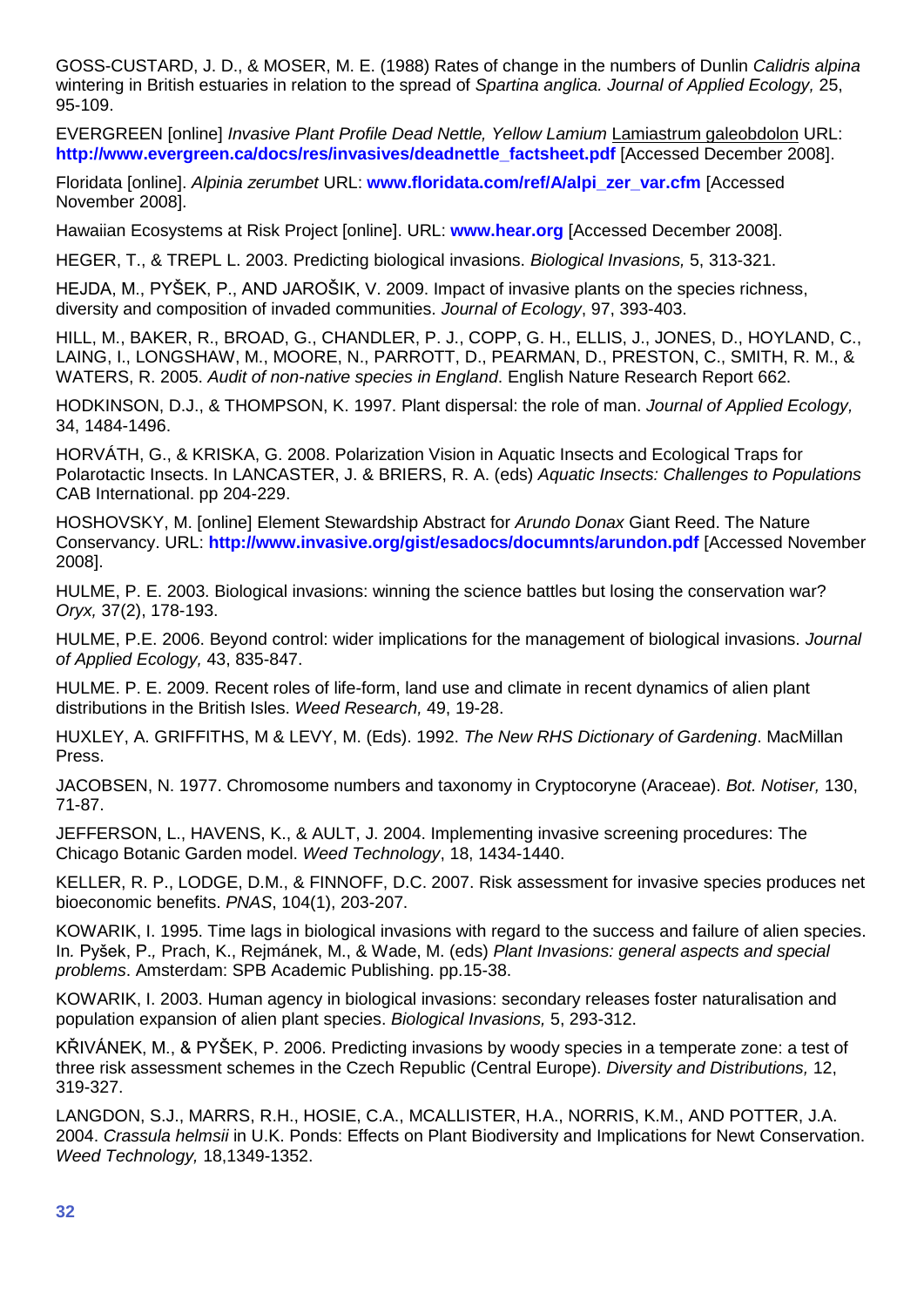GOSS-CUSTARD, J. D., & MOSER, M. E. (1988) Rates of change in the numbers of Dunlin *Calidris alpina* wintering in British estuaries in relation to the spread of *Spartina anglica. Journal of Applied Ecology,* 25, 95-109.

EVERGREEN [online] *Invasive Plant Profile Dead Nettle, Yellow Lamium* Lamiastrum galeobdolon URL: **http://www.evergreen.ca/docs/res/invasives/deadnettle_factsheet.pdf** [Accessed December 2008].

Floridata [online]. *Alpinia zerumbet* URL: **www.floridata.com/ref/A/alpi_zer_var.cfm** [Accessed November 2008].

Hawaiian Ecosystems at Risk Project [online]. URL: **www.hear.org** [Accessed December 2008].

HEGER, T., & TREPL L. 2003. Predicting biological invasions. *Biological Invasions,* 5, 313-321.

HEJDA, M., PYŠEK, P., AND JAROŠIK, V. 2009. Impact of invasive plants on the species richness, diversity and composition of invaded communities. *Journal of Ecology*, 97, 393-403.

HILL, M., BAKER, R., BROAD, G., CHANDLER, P. J., COPP, G. H., ELLIS, J., JONES, D., HOYLAND, C., LAING, I., LONGSHAW, M., MOORE, N., PARROTT, D., PEARMAN, D., PRESTON, C., SMITH, R. M., & WATERS, R. 2005. *Audit of non-native species in England*. English Nature Research Report 662.

HODKINSON, D.J., & THOMPSON, K. 1997. Plant dispersal: the role of man. *Journal of Applied Ecology,* 34, 1484-1496.

HORVÁTH, G., & KRISKA, G. 2008. Polarization Vision in Aquatic Insects and Ecological Traps for Polarotactic Insects. In LANCASTER, J. & BRIERS, R. A. (eds) *Aquatic Insects: Challenges to Populations* CAB International. pp 204-229.

HOSHOVSKY, M. [online] Element Stewardship Abstract for *Arundo Donax* Giant Reed. The Nature Conservancy. URL: **http://www.invasive.org/gist/esadocs/documnts/arundon.pdf** [Accessed November 2008].

HULME, P. E. 2003. Biological invasions: winning the science battles but losing the conservation war? *Oryx,* 37(2), 178-193.

HULME, P.E. 2006. Beyond control: wider implications for the management of biological invasions. *Journal of Applied Ecology,* 43, 835-847.

HULME. P. E. 2009. Recent roles of life-form, land use and climate in recent dynamics of alien plant distributions in the British Isles. *Weed Research,* 49, 19-28.

HUXLEY, A. GRIFFITHS, M & LEVY, M. (Eds). 1992. *The New RHS Dictionary of Gardening*. MacMillan Press.

JACOBSEN, N. 1977. Chromosome numbers and taxonomy in Cryptocoryne (Araceae). *Bot. Notiser,* 130, 71-87.

JEFFERSON, L., HAVENS, K., & AULT, J. 2004. Implementing invasive screening procedures: The Chicago Botanic Garden model. *Weed Technology*, 18, 1434-1440.

KELLER, R. P., LODGE, D.M., & FINNOFF, D.C. 2007. Risk assessment for invasive species produces net bioeconomic benefits. *PNAS*, 104(1), 203-207.

KOWARIK, I. 1995. Time lags in biological invasions with regard to the success and failure of alien species. In. Pyšek, P., Prach, K., Rejmánek, M., & Wade, M. (eds) *Plant Invasions: general aspects and special problems*. Amsterdam: SPB Academic Publishing. pp.15-38.

KOWARIK, I. 2003. Human agency in biological invasions: secondary releases foster naturalisation and population expansion of alien plant species. *Biological Invasions,* 5, 293-312.

KŘIVÁNEK, M., & PYŠEK, P. 2006. Predicting invasions by woody species in a temperate zone: a test of three risk assessment schemes in the Czech Republic (Central Europe). *Diversity and Distributions,* 12, 319-327.

LANGDON, S.J., MARRS, R.H., HOSIE, C.A., MCALLISTER, H.A., NORRIS, K.M., AND POTTER, J.A. 2004. *Crassula helmsii* in U.K. Ponds: Effects on Plant Biodiversity and Implications for Newt Conservation. *Weed Technology,* 18,1349-1352.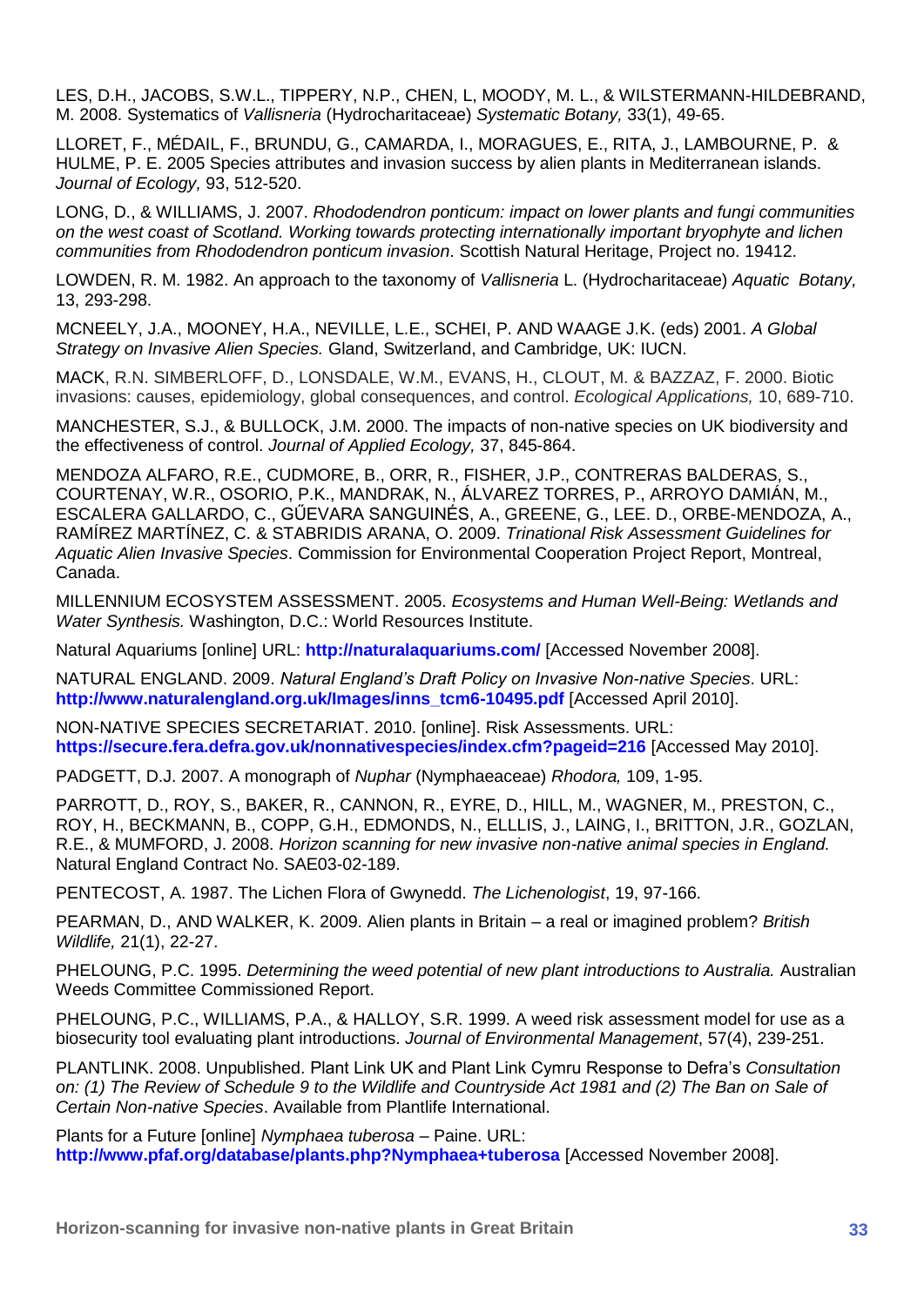LES, D.H., JACOBS, S.W.L., TIPPERY, N.P., CHEN, L, MOODY, M. L., & WILSTERMANN-HILDEBRAND, M. 2008. Systematics of *Vallisneria* (Hydrocharitaceae) *Systematic Botany,* 33(1), 49-65.

LLORET, F., MÉDAIL, F., BRUNDU, G., CAMARDA, I., MORAGUES, E., RITA, J., LAMBOURNE, P. & HULME, P. E. 2005 Species attributes and invasion success by alien plants in Mediterranean islands. *Journal of Ecology,* 93, 512-520.

LONG, D., & WILLIAMS, J. 2007. *Rhododendron ponticum: impact on lower plants and fungi communities on the west coast of Scotland. Working towards protecting internationally important bryophyte and lichen communities from Rhododendron ponticum invasion*. Scottish Natural Heritage, Project no. 19412.

LOWDEN, R. M. 1982. An approach to the taxonomy of *Vallisneria* L. (Hydrocharitaceae) *Aquatic Botany,* 13, 293-298.

MCNEELY, J.A., MOONEY, H.A., NEVILLE, L.E., SCHEI, P. AND WAAGE J.K. (eds) 2001. *A Global Strategy on Invasive Alien Species.* Gland, Switzerland, and Cambridge, UK: IUCN.

MACK, R.N. SIMBERLOFF, D., LONSDALE, W.M., EVANS, H., CLOUT, M. & BAZZAZ, F. 2000. Biotic invasions: causes, epidemiology, global consequences, and control. *Ecological Applications,* 10, 689-710.

MANCHESTER, S.J., & BULLOCK, J.M. 2000. The impacts of non-native species on UK biodiversity and the effectiveness of control. *Journal of Applied Ecology,* 37, 845-864.

MENDOZA ALFARO, R.E., CUDMORE, B., ORR, R., FISHER, J.P., CONTRERAS BALDERAS, S., COURTENAY, W.R., OSORIO, P.K., MANDRAK, N., ÁLVAREZ TORRES, P., ARROYO DAMIÁN, M., ESCALERA GALLARDO, C., GŰEVARA SANGUINÉS, A., GREENE, G., LEE. D., ORBE-MENDOZA, A., RAMÍREZ MARTÍNEZ, C. & STABRIDIS ARANA, O. 2009. *Trinational Risk Assessment Guidelines for Aquatic Alien Invasive Species*. Commission for Environmental Cooperation Project Report, Montreal, Canada.

MILLENNIUM ECOSYSTEM ASSESSMENT. 2005. *Ecosystems and Human Well-Being: Wetlands and Water Synthesis.* Washington, D.C.: World Resources Institute.

Natural Aquariums [online] URL: **http://naturalaquariums.com/** [Accessed November 2008].

NATURAL ENGLAND. 2009. *Natural England's Draft Policy on Invasive Non-native Species*. URL: **http://www.naturalengland.org.uk/Images/inns_tcm6-10495.pdf** [Accessed April 2010].

NON-NATIVE SPECIES SECRETARIAT. 2010. [online]. Risk Assessments. URL: **https://secure.fera.defra.gov.uk/nonnativespecies/index.cfm?pageid=216** [Accessed May 2010].

PADGETT, D.J. 2007. A monograph of *Nuphar* (Nymphaeaceae) *Rhodora,* 109, 1-95.

PARROTT, D., ROY, S., BAKER, R., CANNON, R., EYRE, D., HILL, M., WAGNER, M., PRESTON, C., ROY, H., BECKMANN, B., COPP, G.H., EDMONDS, N., ELLLIS, J., LAING, I., BRITTON, J.R., GOZLAN, R.E., & MUMFORD, J. 2008. *Horizon scanning for new invasive non-native animal species in England.* Natural England Contract No. SAE03-02-189.

PENTECOST, A. 1987. The Lichen Flora of Gwynedd. *The Lichenologist*, 19, 97-166.

PEARMAN, D., AND WALKER, K. 2009. Alien plants in Britain – a real or imagined problem? *British Wildlife,* 21(1), 22-27.

PHELOUNG, P.C. 1995. *Determining the weed potential of new plant introductions to Australia.* Australian Weeds Committee Commissioned Report.

PHELOUNG, P.C., WILLIAMS, P.A., & HALLOY, S.R. 1999. A weed risk assessment model for use as a biosecurity tool evaluating plant introductions. *Journal of Environmental Management*, 57(4), 239-251.

PLANTLINK. 2008. Unpublished. Plant Link UK and Plant Link Cymru Response to Defra's *Consultation on: (1) The Review of Schedule 9 to the Wildlife and Countryside Act 1981 and (2) The Ban on Sale of Certain Non-native Species*. Available from Plantlife International.

Plants for a Future [online] *Nymphaea tuberosa* – Paine. URL: **http://www.pfaf.org/database/plants.php?Nymphaea+tuberosa** [Accessed November 2008].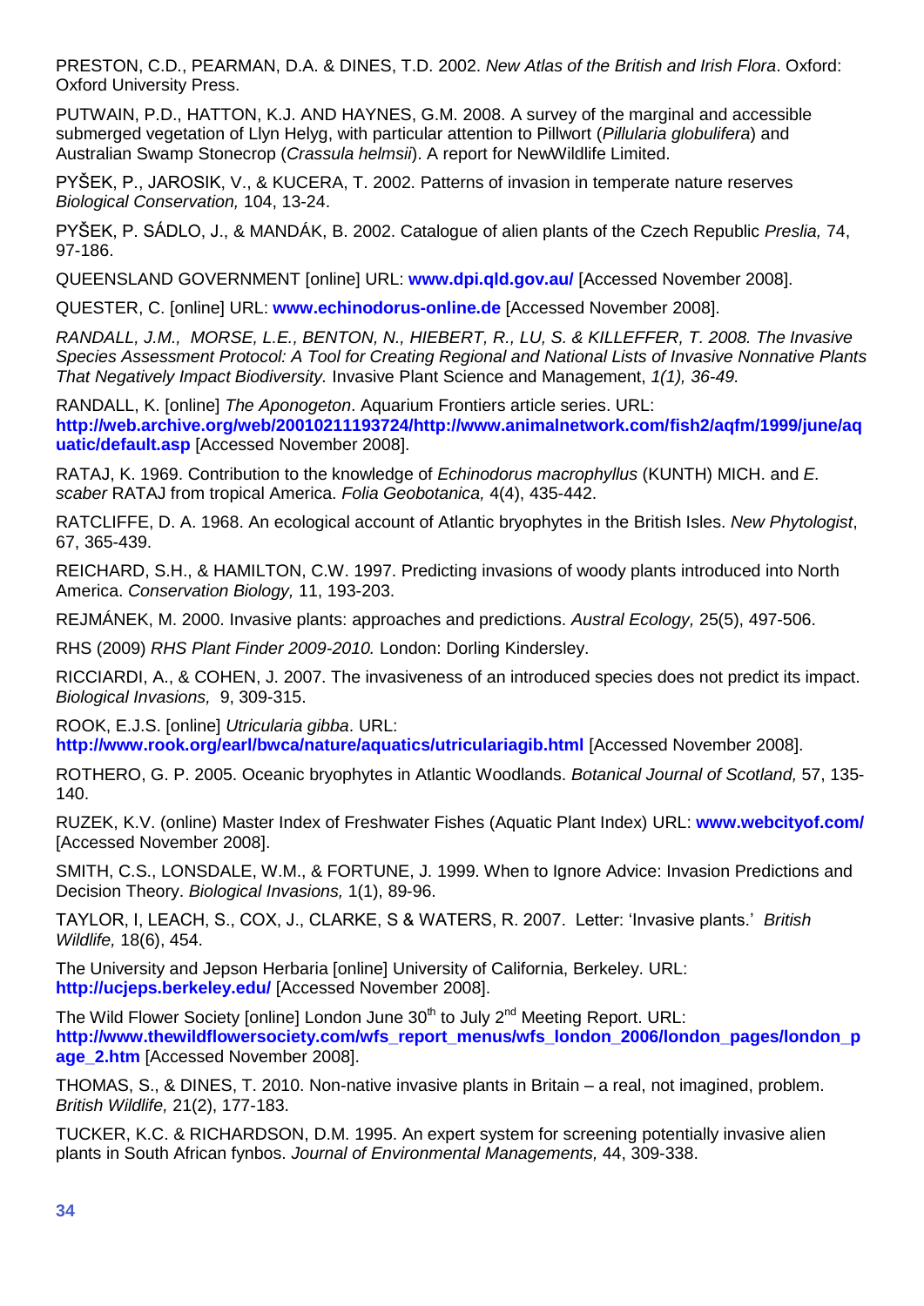PRESTON, C.D., PEARMAN, D.A. & DINES, T.D. 2002. *New Atlas of the British and Irish Flora*. Oxford: Oxford University Press.

PUTWAIN, P.D., HATTON, K.J. AND HAYNES, G.M. 2008. A survey of the marginal and accessible submerged vegetation of Llyn Helyg, with particular attention to Pillwort (*Pillularia globulifera*) and Australian Swamp Stonecrop (*Crassula helmsii*). A report for NewWildlife Limited.

PYŠEK, P., JAROSIK, V., & KUCERA, T. 2002. Patterns of invasion in temperate nature reserves *Biological Conservation,* 104, 13-24.

PYŠEK, P. SÁDLO, J., & MANDÁK, B. 2002. Catalogue of alien plants of the Czech Republic *Preslia,* 74, 97-186.

QUEENSLAND GOVERNMENT [online] URL: **www.dpi.qld.gov.au/** [Accessed November 2008].

QUESTER, C. [online] URL: **www.echinodorus-online.de** [Accessed November 2008].

*RANDALL, J.M., MORSE, L.E., BENTON, N., HIEBERT, R., LU, S. & KILLEFFER, T. 2008. The Invasive Species Assessment Protocol: A Tool for Creating Regional and National Lists of Invasive Nonnative Plants That Negatively Impact Biodiversity.* Invasive Plant Science and Management, *1(1), 36-49.*

RANDALL, K. [online] *The Aponogeton*. Aquarium Frontiers article series. URL: **http://web.archive.org/web/20010211193724/http://www.animalnetwork.com/fish2/aqfm/1999/june/aquatic/default.asp** [Accessed November 2008].

RATAJ, K. 1969. Contribution to the knowledge of *Echinodorus macrophyllus* (KUNTH) MICH. and *E. scaber* RATAJ from tropical America. *Folia Geobotanica,* 4(4), 435-442.

RATCLIFFE, D. A. 1968. An ecological account of Atlantic bryophytes in the British Isles. *New Phytologist*, 67, 365-439.

REICHARD, S.H., & HAMILTON, C.W. 1997. Predicting invasions of woody plants introduced into North America. *Conservation Biology,* 11, 193-203.

REJMÁNEK, M. 2000. Invasive plants: approaches and predictions. *Austral Ecology,* 25(5), 497-506.

RHS (2009) *RHS Plant Finder 2009-2010.* London: Dorling Kindersley.

RICCIARDI, A., & COHEN, J. 2007. The invasiveness of an introduced species does not predict its impact. *Biological Invasions,* 9, 309-315.

ROOK, E.J.S. [online] *Utricularia gibba*. URL: **http://www.rook.org/earl/bwca/nature/aquatics/utriculariagib.html** [Accessed November 2008].

ROTHERO, G. P. 2005. Oceanic bryophytes in Atlantic Woodlands. *Botanical Journal of Scotland,* 57, 135-140.

RUZEK, K.V. (online) Master Index of Freshwater Fishes (Aquatic Plant Index) URL: **www.webcityof.com/** [Accessed November 2008].

SMITH, C.S., LONSDALE, W.M., & FORTUNE, J. 1999. When to Ignore Advice: Invasion Predictions and Decision Theory. *Biological Invasions,* 1(1), 89-96.

TAYLOR, I, LEACH, S., COX, J., CLARKE, S & WATERS, R. 2007. Letter: 'Invasive plants.' *British Wildlife,* 18(6), 454.

The University and Jepson Herbaria [online] University of California, Berkeley. URL: **http://ucjeps.berkeley.edu/** [Accessed November 2008].

The Wild Flower Society [online] London June 30th to July 2nd Meeting Report. URL: **http://www.thewildflowersociety.com/wfs_report_menus/wfs_london_2006/london_pages/london_page_2.htm** [Accessed November 2008].

THOMAS, S., & DINES, T. 2010. Non-native invasive plants in Britain – a real, not imagined, problem. *British Wildlife,* 21(2), 177-183.

TUCKER, K.C. & RICHARDSON, D.M. 1995. An expert system for screening potentially invasive alien plants in South African fynbos. *Journal of Environmental Managements,* 44, 309-338.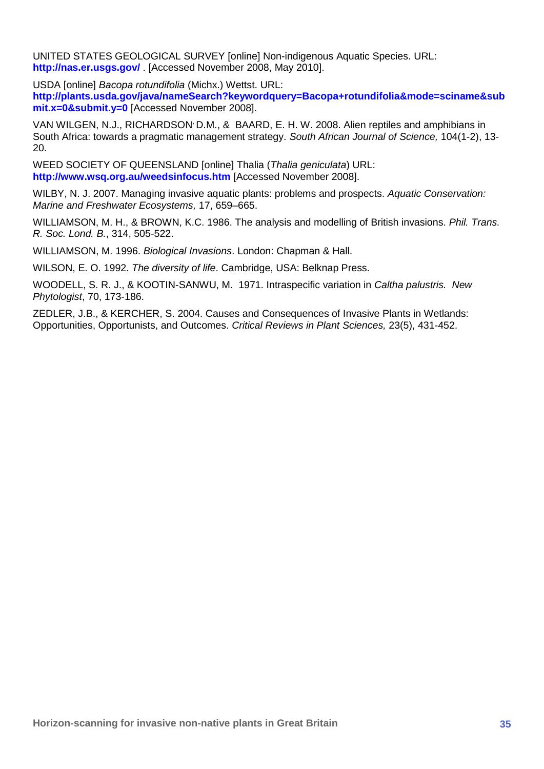UNITED STATES GEOLOGICAL SURVEY [online] Non-indigenous Aquatic Species. URL: **http://nas.er.usgs.gov/** . [Accessed November 2008, May 2010].

USDA [online] *Bacopa rotundifolia* (Michx.) Wettst. URL: **http://plants.usda.gov/java/nameSearch?keywordquery=Bacopa+rotundifolia&mode=sciname&submit.x=0&submit.y=0** [Accessed November 2008].

VAN WILGEN, N.J., RICHARDSON, D.M., & BAARD, E. H. W. 2008. Alien reptiles and amphibians in South Africa: towards a pragmatic management strategy. *South African Journal of Science,* 104(1-2), 13-20.

WEED SOCIETY OF QUEENSLAND [online] Thalia (*Thalia geniculata*) URL: **http://www.wsq.org.au/weedsinfocus.htm** [Accessed November 2008].

WILBY, N. J. 2007. Managing invasive aquatic plants: problems and prospects. *Aquatic Conservation: Marine and Freshwater Ecosystems,* 17, 659–665.

WILLIAMSON, M. H., & BROWN, K.C. 1986. The analysis and modelling of British invasions. *Phil. Trans. R. Soc. Lond. B.*, 314, 505-522.

WILLIAMSON, M. 1996. *Biological Invasions*. London: Chapman & Hall.

WILSON, E. O. 1992. *The diversity of life*. Cambridge, USA: Belknap Press.

WOODELL, S. R. J., & KOOTIN-SANWU, M. 1971. Intraspecific variation in *Caltha palustris. New Phytologist*, 70, 173-186.

ZEDLER, J.B., & KERCHER, S. 2004. Causes and Consequences of Invasive Plants in Wetlands: Opportunities, Opportunists, and Outcomes. *Critical Reviews in Plant Sciences,* 23(5), 431-452.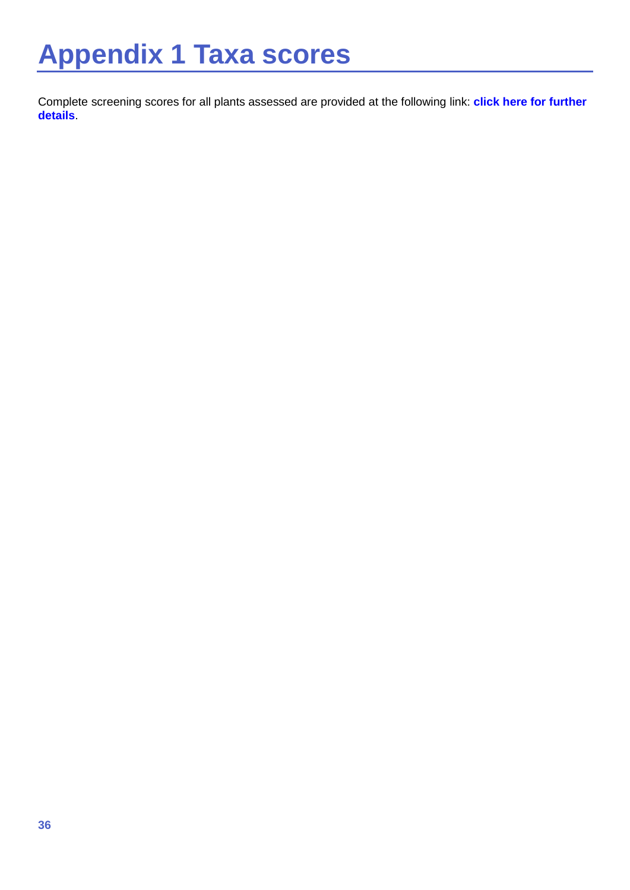# Appendix 1 Taxa scores

Complete screening scores for all plants assessed are provided at the following link: **click here for further details**.